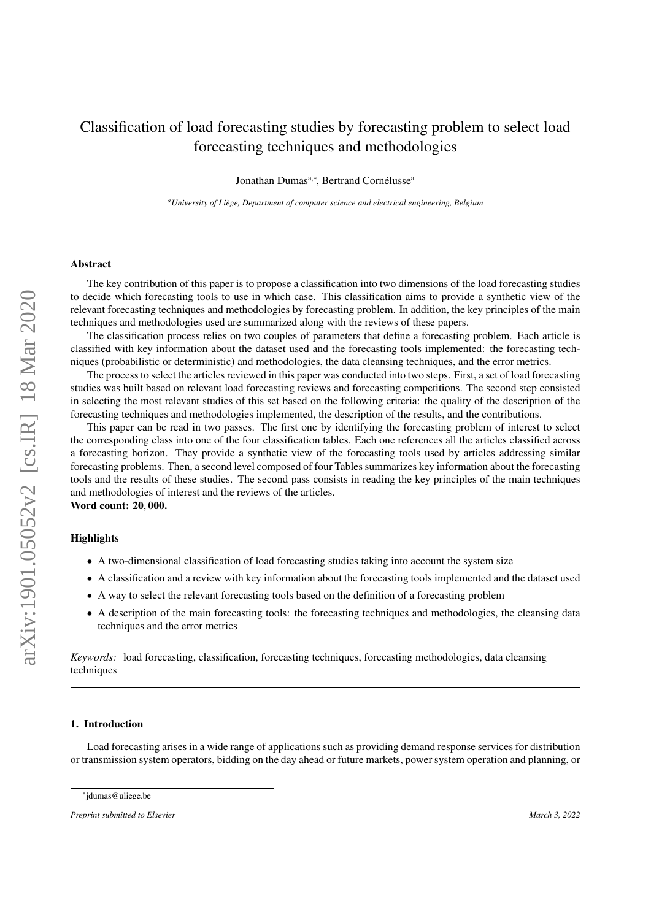# Classification of load forecasting studies by forecasting problem to select load forecasting techniques and methodologies

Jonathan Dumas[a,*], Bertrand Cornélusse[a]

[a]*University of Liège, Department of computer science and electrical engineering, Belgium*

---

## Abstract

The key contribution of this paper is to propose a classification into two dimensions of the load forecasting studies to decide which forecasting tools to use in which case. This classification aims to provide a synthetic view of the relevant forecasting techniques and methodologies by forecasting problem. In addition, the key principles of the main techniques and methodologies used are summarized along with the reviews of these papers.

The classification process relies on two couples of parameters that define a forecasting problem. Each article is classified with key information about the dataset used and the forecasting tools implemented: the forecasting techniques (probabilistic or deterministic) and methodologies, the data cleansing techniques, and the error metrics.

The process to select the articles reviewed in this paper was conducted into two steps. First, a set of load forecasting studies was built based on relevant load forecasting reviews and forecasting competitions. The second step consisted in selecting the most relevant studies of this set based on the following criteria: the quality of the description of the forecasting techniques and methodologies implemented, the description of the results, and the contributions.

This paper can be read in two passes. The first one by identifying the forecasting problem of interest to select the corresponding class into one of the four classification tables. Each one references all the articles classified across a forecasting horizon. They provide a synthetic view of the forecasting tools used by articles addressing similar forecasting problems. Then, a second level composed of four Tables summarizes key information about the forecasting tools and the results of these studies. The second pass consists in reading the key principles of the main techniques and methodologies of interest and the reviews of the articles.

**Word count: 20, 000.**

### Highlights

- A two-dimensional classification of load forecasting studies taking into account the system size
- A classification and a review with key information about the forecasting tools implemented and the dataset used
- A way to select the relevant forecasting tools based on the definition of a forecasting problem
- A description of the main forecasting tools: the forecasting techniques and methodologies, the cleansing data techniques and the error metrics

*Keywords:* load forecasting, classification, forecasting techniques, forecasting methodologies, data cleansing techniques

---

## 1. Introduction

Load forecasting arises in a wide range of applications such as providing demand response services for distribution or transmission system operators, bidding on the day ahead or future markets, power system operation and planning, or

[*]jdumas@uliege.be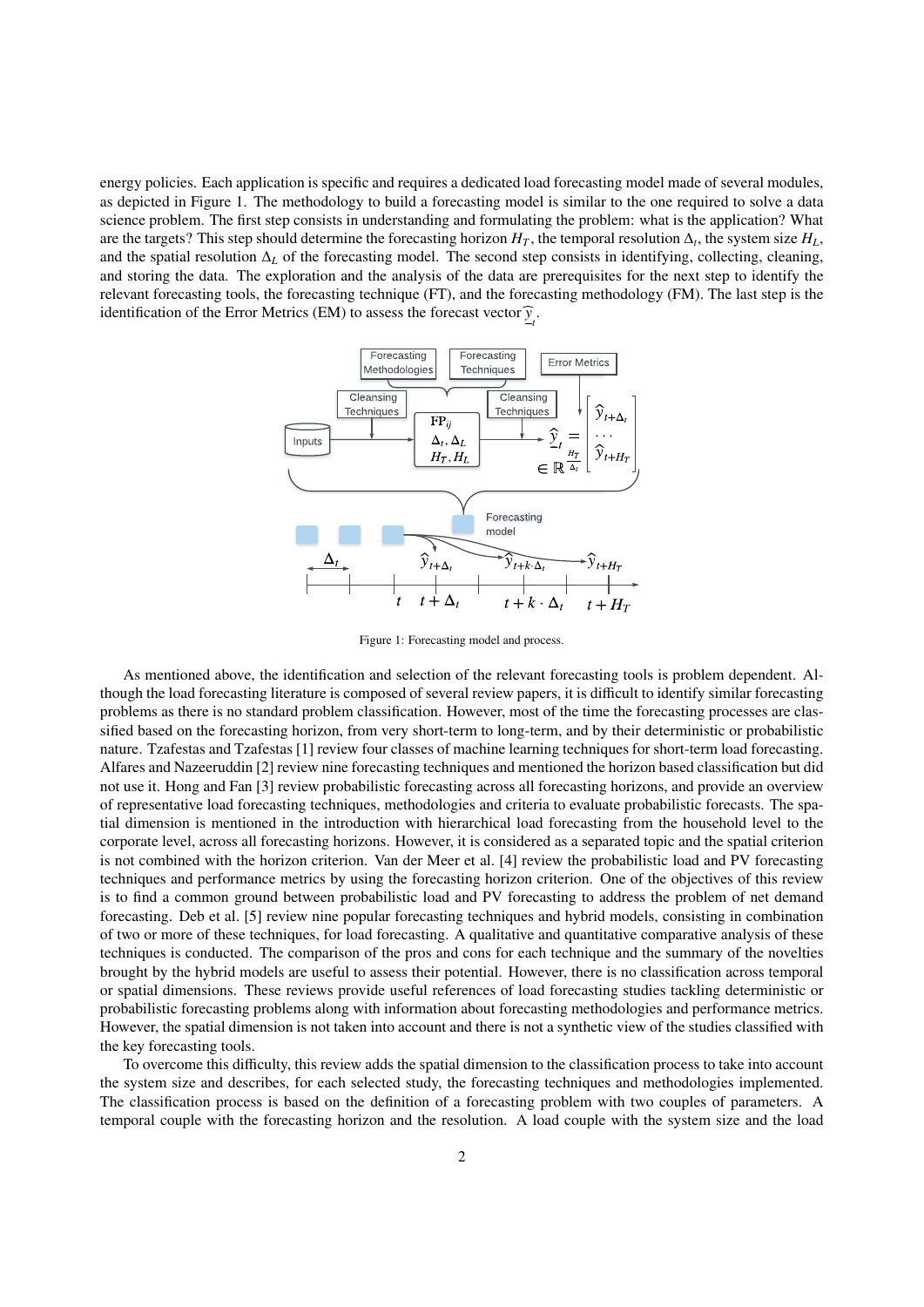energy policies. Each application is specific and requires a dedicated load forecasting model made of several modules, as depicted in Figure 1. The methodology to build a forecasting model is similar to the one required to solve a data science problem. The first step consists in understanding and formulating the problem: what is the application? What are the targets? This step should determine the forecasting horizon $H_T$, the temporal resolution $\Delta_t$, the system size $H_L$, and the spatial resolution $\Delta_L$ of the forecasting model. The second step consists in identifying, collecting, cleaning, and storing the data. The exploration and the analysis of the data are prerequisites for the next step to identify the relevant forecasting tools, the forecasting technique (FT), and the forecasting methodology (FM). The last step is the identification of the Error Metrics (EM) to assess the forecast vector $\underline{\widehat{y}}_t$.

Figure 1: Forecasting model and process.

As mentioned above, the identification and selection of the relevant forecasting tools is problem dependent. Although the load forecasting literature is composed of several review papers, it is difficult to identify similar forecasting problems as there is no standard problem classification. However, most of the time the forecasting processes are classified based on the forecasting horizon, from very short-term to long-term, and by their deterministic or probabilistic nature. Tzafestas and Tzafestas [1] review four classes of machine learning techniques for short-term load forecasting. Alfares and Nazeeruddin [2] review nine forecasting techniques and mentioned the horizon based classification but did not use it. Hong and Fan [3] review probabilistic forecasting across all forecasting horizons, and provide an overview of representative load forecasting techniques, methodologies and criteria to evaluate probabilistic forecasts. The spatial dimension is mentioned in the introduction with hierarchical load forecasting from the household level to the corporate level, across all forecasting horizons. However, it is considered as a separated topic and the spatial criterion is not combined with the horizon criterion. Van der Meer et al. [4] review the probabilistic load and PV forecasting techniques and performance metrics by using the forecasting horizon criterion. One of the objectives of this review is to find a common ground between probabilistic load and PV forecasting to address the problem of net demand forecasting. Deb et al. [5] review nine popular forecasting techniques and hybrid models, consisting in combination of two or more of these techniques, for load forecasting. A qualitative and quantitative comparative analysis of these techniques is conducted. The comparison of the pros and cons for each technique and the summary of the novelties brought by the hybrid models are useful to assess their potential. However, there is no classification across temporal or spatial dimensions. These reviews provide useful references of load forecasting studies tackling deterministic or probabilistic forecasting problems along with information about forecasting methodologies and performance metrics. However, the spatial dimension is not taken into account and there is not a synthetic view of the studies classified with the key forecasting tools.

To overcome this difficulty, this review adds the spatial dimension to the classification process to take into account the system size and describes, for each selected study, the forecasting techniques and methodologies implemented. The classification process is based on the definition of a forecasting problem with two couples of parameters. A temporal couple with the forecasting horizon and the resolution. A load couple with the system size and the load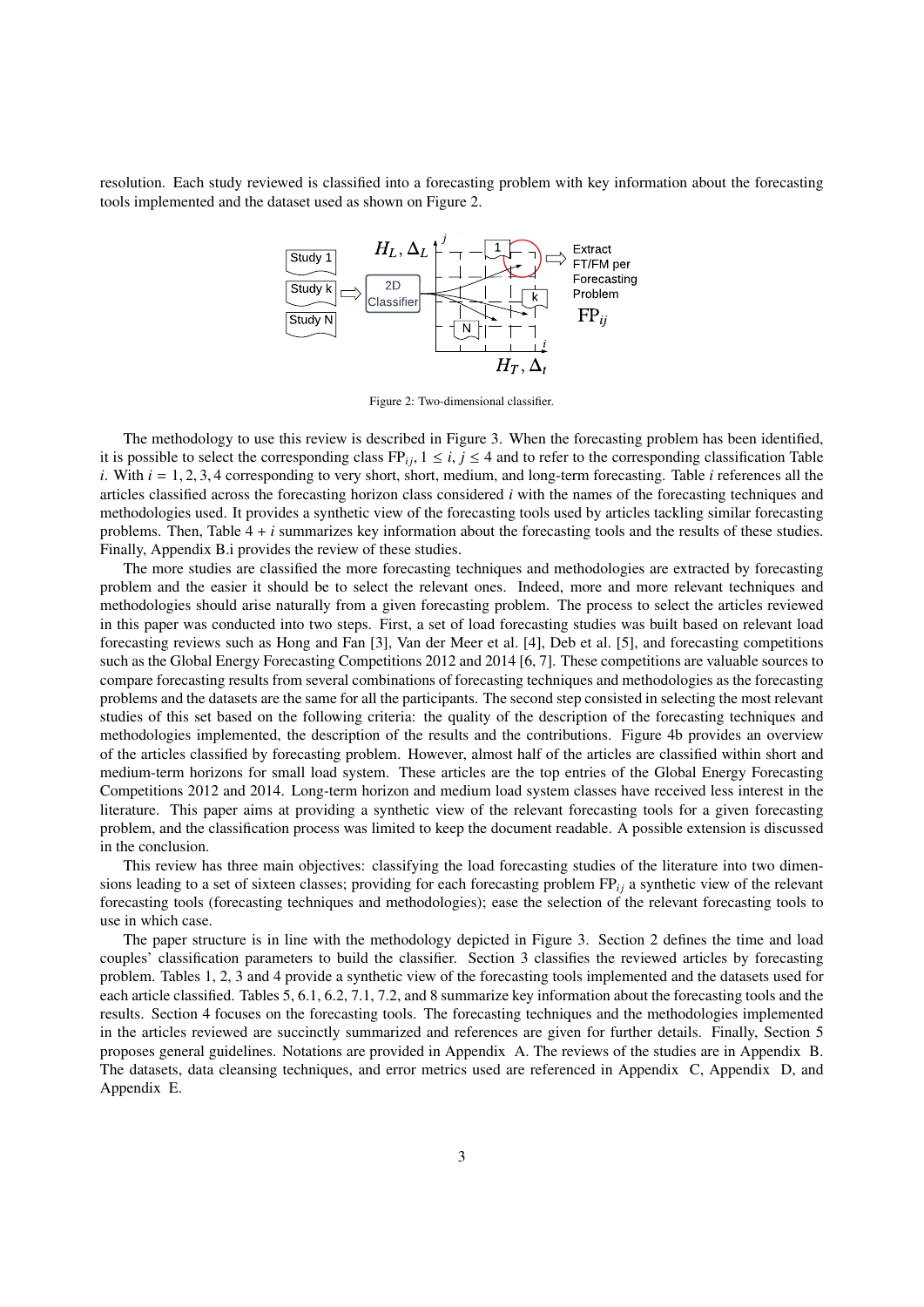resolution. Each study reviewed is classified into a forecasting problem with key information about the forecasting tools implemented and the dataset used as shown on Figure 2.

Figure 2: Two-dimensional classifier.

The methodology to use this review is described in Figure 3. When the forecasting problem has been identified, it is possible to select the corresponding class $\text{FP}_{ij}, 1 \leq i, j \leq 4$ and to refer to the corresponding classification Table $i$. With $i = 1, 2, 3, 4$ corresponding to very short, short, medium, and long-term forecasting. Table $i$ references all the articles classified across the forecasting horizon class considered $i$ with the names of the forecasting techniques and methodologies used. It provides a synthetic view of the forecasting tools used by articles tackling similar forecasting problems. Then, Table $4 + i$ summarizes key information about the forecasting tools and the results of these studies. Finally, Appendix B.i provides the review of these studies.

The more studies are classified the more forecasting techniques and methodologies are extracted by forecasting problem and the easier it should be to select the relevant ones. Indeed, more and more relevant techniques and methodologies should arise naturally from a given forecasting problem. The process to select the articles reviewed in this paper was conducted into two steps. First, a set of load forecasting studies was built based on relevant load forecasting reviews such as Hong and Fan [3], Van der Meer et al. [4], Deb et al. [5], and forecasting competitions such as the Global Energy Forecasting Competitions 2012 and 2014 [6, 7]. These competitions are valuable sources to compare forecasting results from several combinations of forecasting techniques and methodologies as the forecasting problems and the datasets are the same for all the participants. The second step consisted in selecting the most relevant studies of this set based on the following criteria: the quality of the description of the forecasting techniques and methodologies implemented, the description of the results and the contributions. Figure 4b provides an overview of the articles classified by forecasting problem. However, almost half of the articles are classified within short and medium-term horizons for small load system. These articles are the top entries of the Global Energy Forecasting Competitions 2012 and 2014. Long-term horizon and medium load system classes have received less interest in the literature. This paper aims at providing a synthetic view of the relevant forecasting tools for a given forecasting problem, and the classification process was limited to keep the document readable. A possible extension is discussed in the conclusion.

This review has three main objectives: classifying the load forecasting studies of the literature into two dimensions leading to a set of sixteen classes; providing for each forecasting problem $\text{FP}_{ij}$ a synthetic view of the relevant forecasting tools (forecasting techniques and methodologies); ease the selection of the relevant forecasting tools to use in which case.

The paper structure is in line with the methodology depicted in Figure 3. Section 2 defines the time and load couples' classification parameters to build the classifier. Section 3 classifies the reviewed articles by forecasting problem. Tables 1, 2, 3 and 4 provide a synthetic view of the forecasting tools implemented and the datasets used for each article classified. Tables 5, 6.1, 6.2, 7.1, 7.2, and 8 summarize key information about the forecasting tools and the results. Section 4 focuses on the forecasting tools. The forecasting techniques and the methodologies implemented in the articles reviewed are succinctly summarized and references are given for further details. Finally, Section 5 proposes general guidelines. Notations are provided in Appendix A. The reviews of the studies are in Appendix B. The datasets, data cleansing techniques, and error metrics used are referenced in Appendix C, Appendix D, and Appendix E.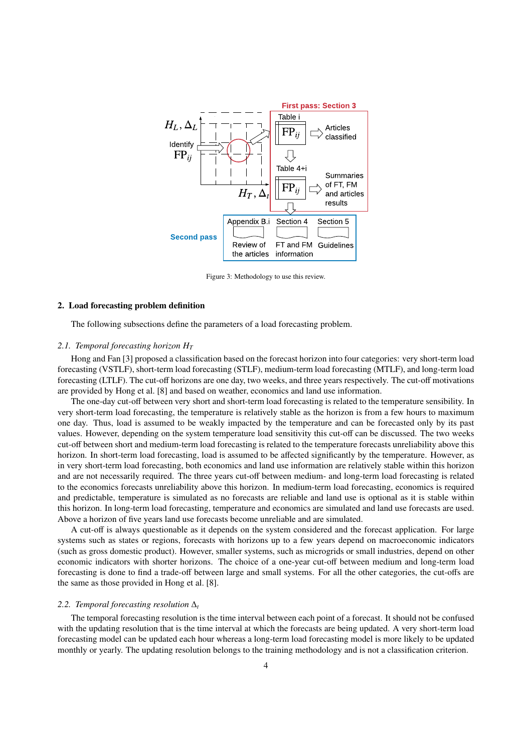Figure 3: Methodology to use this review.

## 2. Load forecasting problem definition

The following subsections define the parameters of a load forecasting problem.

### 2.1. Temporal forecasting horizon $H_T$

Hong and Fan [3] proposed a classification based on the forecast horizon into four categories: very short-term load forecasting (VSTLF), short-term load forecasting (STLF), medium-term load forecasting (MTLF), and long-term load forecasting (LTLF). The cut-off horizons are one day, two weeks, and three years respectively. The cut-off motivations are provided by Hong et al. [8] and based on weather, economics and land use information.

The one-day cut-off between very short and short-term load forecasting is related to the temperature sensibility. In very short-term load forecasting, the temperature is relatively stable as the horizon is from a few hours to maximum one day. Thus, load is assumed to be weakly impacted by the temperature and can be forecasted only by its past values. However, depending on the system temperature load sensitivity this cut-off can be discussed. The two weeks cut-off between short and medium-term load forecasting is related to the temperature forecasts unreliability above this horizon. In short-term load forecasting, load is assumed to be affected significantly by the temperature. However, as in very short-term load forecasting, both economics and land use information are relatively stable within this horizon and are not necessarily required. The three years cut-off between medium- and long-term load forecasting is related to the economics forecasts unreliability above this horizon. In medium-term load forecasting, economics is required and predictable, temperature is simulated as no forecasts are reliable and land use is optional as it is stable within this horizon. In long-term load forecasting, temperature and economics are simulated and land use forecasts are used. Above a horizon of five years land use forecasts become unreliable and are simulated.

A cut-off is always questionable as it depends on the system considered and the forecast application. For large systems such as states or regions, forecasts with horizons up to a few years depend on macroeconomic indicators (such as gross domestic product). However, smaller systems, such as microgrids or small industries, depend on other economic indicators with shorter horizons. The choice of a one-year cut-off between medium and long-term load forecasting is done to find a trade-off between large and small systems. For all the other categories, the cut-offs are the same as those provided in Hong et al. [8].

### 2.2. Temporal forecasting resolution $\Delta_t$

The temporal forecasting resolution is the time interval between each point of a forecast. It should not be confused with the updating resolution that is the time interval at which the forecasts are being updated. A very short-term load forecasting model can be updated each hour whereas a long-term load forecasting model is more likely to be updated monthly or yearly. The updating resolution belongs to the training methodology and is not a classification criterion.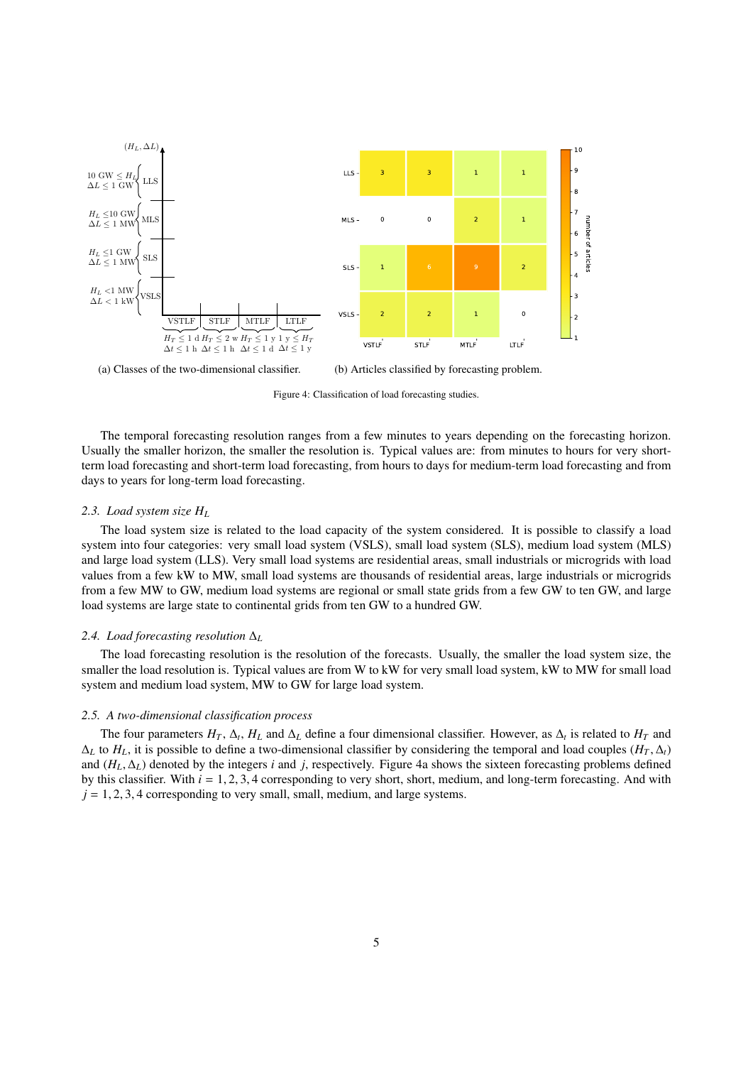(a) Classes of the two-dimensional classifier.

(b) Articles classified by forecasting problem.

Figure 4: Classification of load forecasting studies.

The temporal forecasting resolution ranges from a few minutes to years depending on the forecasting horizon. Usually the smaller horizon, the smaller the resolution is. Typical values are: from minutes to hours for very short-term load forecasting and short-term load forecasting, from hours to days for medium-term load forecasting and from days to years for long-term load forecasting.

### 2.3. Load system size $H_L$

The load system size is related to the load capacity of the system considered. It is possible to classify a load system into four categories: very small load system (VSLS), small load system (SLS), medium load system (MLS) and large load system (LLS). Very small load systems are residential areas, small industrials or microgrids with load values from a few kW to MW, small load systems are thousands of residential areas, large industrials or microgrids from a few MW to GW, medium load systems are regional or small state grids from a few GW to ten GW, and large load systems are large state to continental grids from ten GW to a hundred GW.

### 2.4. Load forecasting resolution $\Delta_L$

The load forecasting resolution is the resolution of the forecasts. Usually, the smaller the load system size, the smaller the load resolution is. Typical values are from W to kW for very small load system, kW to MW for small load system and medium load system, MW to GW for large load system.

### 2.5. A two-dimensional classification process

The four parameters $H_T$, $\Delta_t$, $H_L$ and $\Delta_L$ define a four dimensional classifier. However, as $\Delta_t$ is related to $H_T$ and $\Delta_L$ to $H_L$, it is possible to define a two-dimensional classifier by considering the temporal and load couples $(H_T, \Delta_t)$ and $(H_L, \Delta_L)$ denoted by the integers $i$ and $j$, respectively. Figure 4a shows the sixteen forecasting problems defined by this classifier. With $i = 1, 2, 3, 4$ corresponding to very short, short, medium, and long-term forecasting. And with $j = 1, 2, 3, 4$ corresponding to very small, small, medium, and large systems.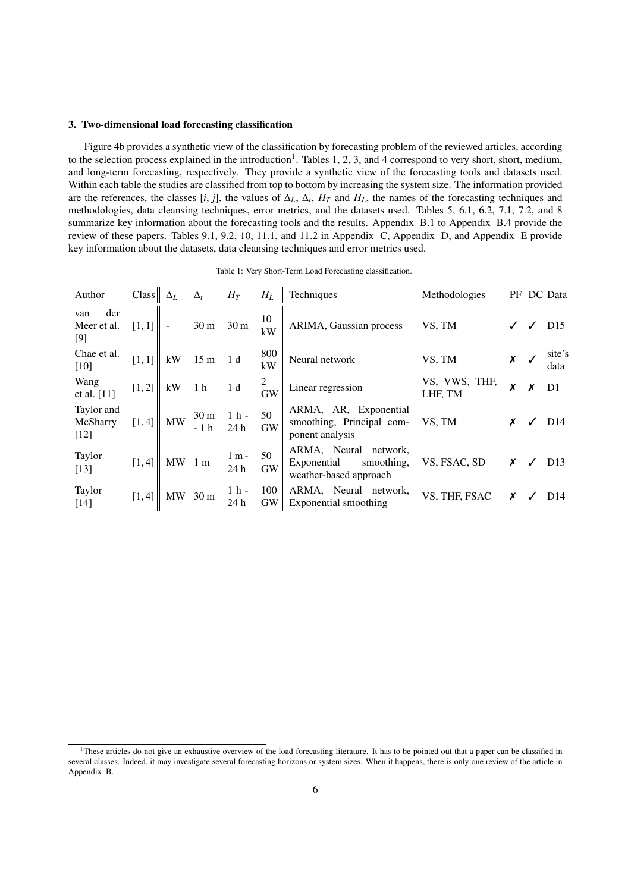### 3. Two-dimensional load forecasting classification

Figure 4b provides a synthetic view of the classification by forecasting problem of the reviewed articles, according to the selection process explained in the introduction[1]. Tables 1, 2, 3, and 4 correspond to very short, short, medium, and long-term forecasting, respectively. They provide a synthetic view of the forecasting tools and datasets used. Within each table the studies are classified from top to bottom by increasing the system size. The information provided are the references, the classes [$i$, $j$], the values of $\Delta_L$, $\Delta_t$, $H_T$ and $H_L$, the names of the forecasting techniques and methodologies, data cleansing techniques, error metrics, and the datasets used. Tables 5, 6.1, 6.2, 7.1, 7.2, and 8 summarize key information about the forecasting tools and the results. Appendix B.1 to Appendix B.4 provide the review of these papers. Tables 9.1, 9.2, 10, 11.1, and 11.2 in Appendix C, Appendix D, and Appendix E provide key information about the datasets, data cleansing techniques and error metrics used.

Table 1: Very Short-Term Load Forecasting classification.

| Author | Class | $\Delta_L$ | $\Delta_t$ | $H_T$ | $H_L$ | Techniques | Methodologies | PF | DC | Data |
|---|---|---|---|---|---|---|---|---|---|---|
| van der Meer et al. [9] | [1, 1] | - | 30 m | 30 m | 10 kW | ARIMA, Gaussian process | VS, TM | ✓ | ✓ | D15 |
| Chae et al. [10] | [1, 1] | kW | 15 m | 1 d | 800 kW | Neural network | VS, TM | ✗ | ✓ | site's data |
| Wang et al. [11] | [1, 2] | kW | 1 h | 1 d | 2 GW | Linear regression | VS, VWS, THF, LHF, TM | ✗ | ✗ | D1 |
| Taylor and McSharry [12] | [1, 4] | MW | 30 m - 1 h | 1 h - 24 h | 50 GW | ARMA, AR, Exponential smoothing, Principal component analysis | VS, TM | ✗ | ✓ | D14 |
| Taylor [13] | [1, 4] | MW | 1 m | 1 m - 24 h | 50 GW | ARMA, Neural network, Exponential smoothing, weather-based approach | VS, FSAC, SD | ✗ | ✓ | D13 |
| Taylor [14] | [1, 4] | MW | 30 m | 1 h - 24 h | 100 GW | ARMA, Neural network, Exponential smoothing | VS, THF, FSAC | ✗ | ✓ | D14 |

[1] These articles do not give an exhaustive overview of the load forecasting literature. It has to be pointed out that a paper can be classified in several classes. Indeed, it may investigate several forecasting horizons or system sizes. When it happens, there is only one review of the article in Appendix B.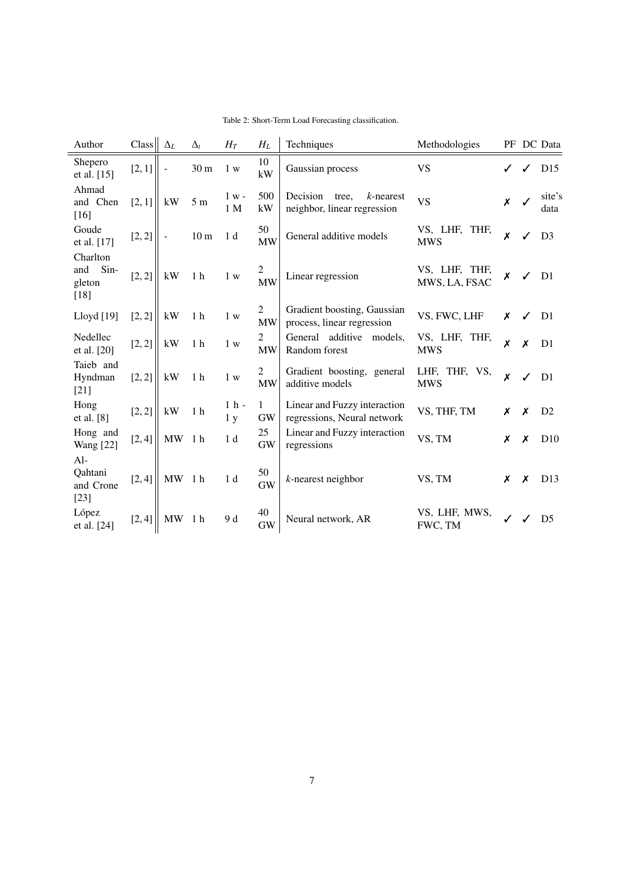Table 2: Short-Term Load Forecasting classification.

| Author | Class | $\Delta_L$ | $\Delta_t$ | $H_T$ | $H_L$ | Techniques | Methodologies | PF | DC | Data |
|---|---|---|---|---|---|---|---|---|---|---|
| Shepero et al. [15] | [2, 1] | - | 30 m | 1 w | 10 kW | Gaussian process | VS | ✓ | ✓ | D15 |
| Ahmad and Chen [16] | [2, 1] | kW | 5 m | 1 w - 1 M | 500 kW | Decision tree, $k$-nearest neighbor, linear regression | VS | ✗ | ✓ | site's data |
| Goude et al. [17] | [2, 2] | - | 10 m | 1 d | 50 MW | General additive models | VS, LHF, THF, MWS | ✗ | ✓ | D3 |
| Charlton and Singleton [18] | [2, 2] | kW | 1 h | 1 w | 2 MW | Linear regression | VS, LHF, THF, MWS, LA, FSAC | ✗ | ✓ | D1 |
| Lloyd [19] | [2, 2] | kW | 1 h | 1 w | 2 MW | Gradient boosting, Gaussian process, linear regression | VS, FWC, LHF | ✗ | ✓ | D1 |
| Nedellec et al. [20] | [2, 2] | kW | 1 h | 1 w | 2 MW | General additive models, Random forest | VS, LHF, THF, MWS | ✗ | ✗ | D1 |
| Taieb and Hyndman [21] | [2, 2] | kW | 1 h | 1 w | 2 MW | Gradient boosting, general additive models | LHF, THF, VS, MWS | ✗ | ✓ | D1 |
| Hong et al. [8] | [2, 2] | kW | 1 h | 1 h - 1 y | 1 GW | Linear and Fuzzy interaction regressions, Neural network | VS, THF, TM | ✗ | ✗ | D2 |
| Hong and Wang [22] | [2, 4] | MW | 1 h | 1 d | 25 GW | Linear and Fuzzy interaction regressions | VS, TM | ✗ | ✗ | D10 |
| Al-Qahtani and Crone [23] | [2, 4] | MW | 1 h | 1 d | 50 GW | $k$-nearest neighbor | VS, TM | ✗ | ✗ | D13 |
| López et al. [24] | [2, 4] | MW | 1 h | 9 d | 40 GW | Neural network, AR | VS, LHF, MWS, FWC, TM | ✓ | ✓ | D5 |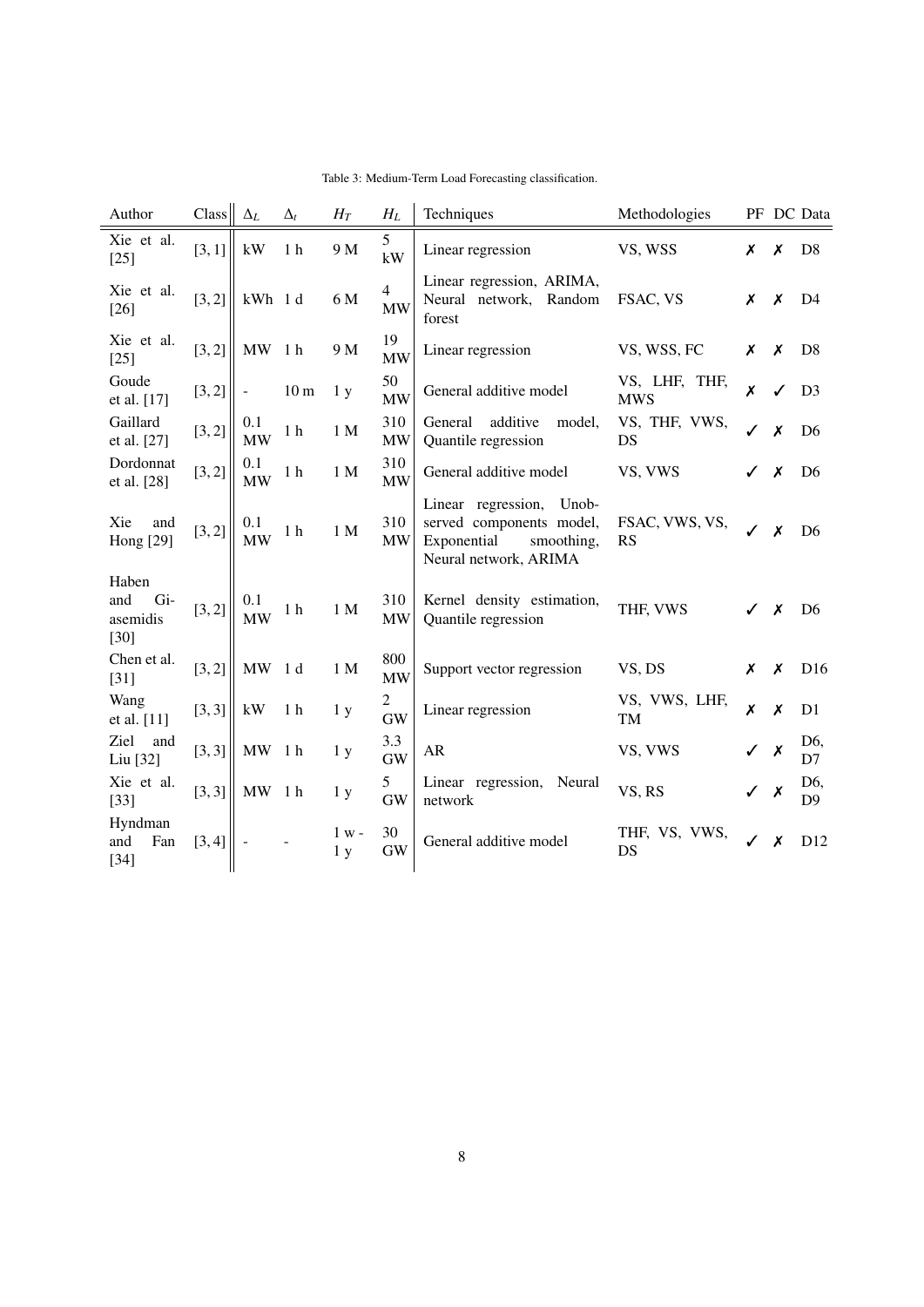Table 3: Medium-Term Load Forecasting classification.

| Author | Class | $\Delta_L$ | $\Delta_t$ | $H_T$ | $H_L$ | Techniques | Methodologies | PF | DC | Data |
|---|---|---|---|---|---|---|---|---|---|---|
| Xie et al. [25] | [3, 1] | kW | 1 h | 9 M | 5 kW | Linear regression | VS, WSS | ✗ | ✗ | D8 |
| Xie et al. [26] | [3, 2] | kWh | 1 d | 6 M | 4 MW | Linear regression, ARIMA, Neural network, Random forest | FSAC, VS | ✗ | ✗ | D4 |
| Xie et al. [25] | [3, 2] | MW | 1 h | 9 M | 19 MW | Linear regression | VS, WSS, FC | ✗ | ✗ | D8 |
| Goude et al. [17] | [3, 2] | - | 10 m | 1 y | 50 MW | General additive model | VS, LHF, THF, MWS | ✗ | ✓ | D3 |
| Gaillard et al. [27] | [3, 2] | 0.1 MW | 1 h | 1 M | 310 MW | General additive model, Quantile regression | VS, THF, VWS, DS | ✓ | ✗ | D6 |
| Dordonnat et al. [28] | [3, 2] | 0.1 MW | 1 h | 1 M | 310 MW | General additive model | VS, VWS | ✓ | ✗ | D6 |
| Xie and Hong [29] | [3, 2] | 0.1 MW | 1 h | 1 M | 310 MW | Linear regression, Unobserved components model, Exponential smoothing, Neural network, ARIMA | FSAC, VWS, VS, RS | ✓ | ✗ | D6 |
| Haben and Giasemidis [30] | [3, 2] | 0.1 MW | 1 h | 1 M | 310 MW | Kernel density estimation, Quantile regression | THF, VWS | ✓ | ✗ | D6 |
| Chen et al. [31] | [3, 2] | MW | 1 d | 1 M | 800 MW | Support vector regression | VS, DS | ✗ | ✗ | D16 |
| Wang et al. [11] | [3, 3] | kW | 1 h | 1 y | 2 GW | Linear regression | VS, VWS, LHF, TM | ✗ | ✗ | D1 |
| Ziel and Liu [32] | [3, 3] | MW | 1 h | 1 y | 3.3 GW | AR | VS, VWS | ✓ | ✗ | D6, D7 |
| Xie et al. [33] | [3, 3] | MW | 1 h | 1 y | 5 GW | Linear regression, Neural network | VS, RS | ✓ | ✗ | D6, D9 |
| Hyndman and Fan [34] | [3, 4] | - | - | 1 w - 1 y | 30 GW | General additive model | THF, VS, VWS, DS | ✓ | ✗ | D12 |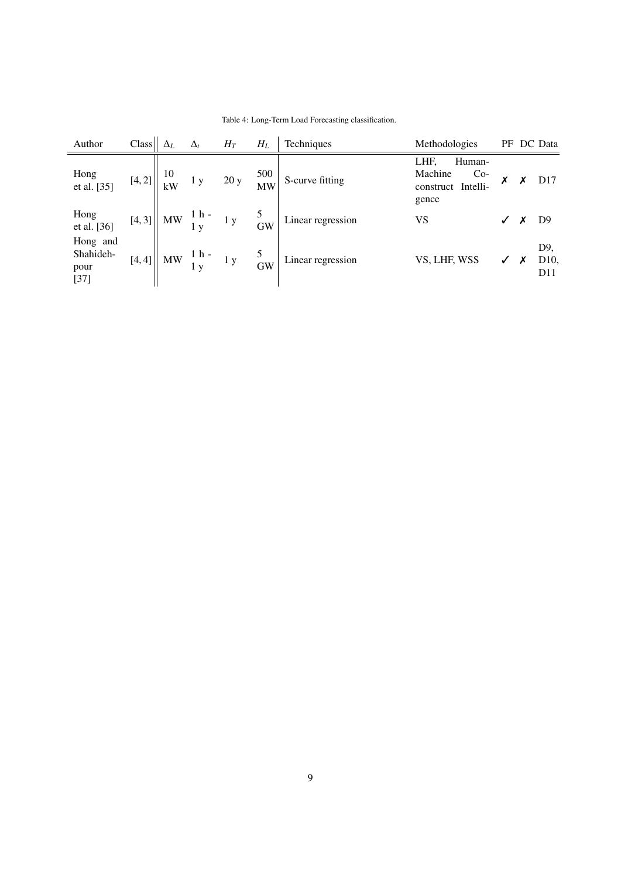Table 4: Long-Term Load Forecasting classification.

| Author | Class | $\Delta_L$ | $\Delta_t$ | $H_T$ | $H_L$ | Techniques | Methodologies | PF | DC | Data |
|---|---|---|---|---|---|---|---|---|---|---|
| Hong et al. [35] | [4, 2] | 10 kW | 1 y | 20 y | 500 MW | S-curve fitting | LHF, Human-Machine Co-construct Intelligence | ✗ | ✗ | D17 |
| Hong et al. [36] | [4, 3] | MW | 1 h - 1 y | 1 y | 5 GW | Linear regression | VS | ✓ | ✗ | D9 |
| Hong and Shahidehpour [37] | [4, 4] | MW | 1 h - 1 y | 1 y | 5 GW | Linear regression | VS, LHF, WSS | ✓ | ✗ | D9, D10, D11 |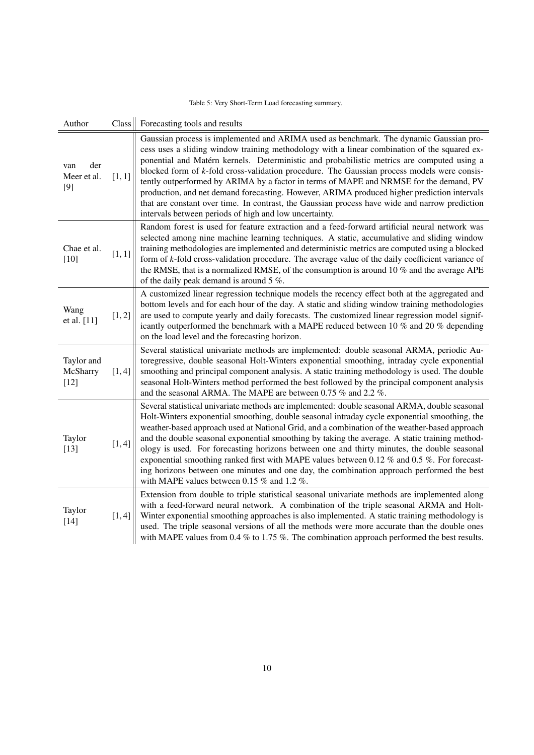Table 5: Very Short-Term Load forecasting summary.

| Author | Class | Forecasting tools and results |
|---|---|---|
| van der Meer et al. [9] | [1, 1] | Gaussian process is implemented and ARIMA used as benchmark. The dynamic Gaussian process uses a sliding window training methodology with a linear combination of the squared exponential and Matérn kernels. Deterministic and probabilistic metrics are computed using a blocked form of $k$-fold cross-validation procedure. The Gaussian process models were consistently outperformed by ARIMA by a factor in terms of MAPE and NRMSE for the demand, PV production, and net demand forecasting. However, ARIMA produced higher prediction intervals that are constant over time. In contrast, the Gaussian process have wide and narrow prediction intervals between periods of high and low uncertainty. |
| Chae et al. [10] | [1, 1] | Random forest is used for feature extraction and a feed-forward artificial neural network was selected among nine machine learning techniques. A static, accumulative and sliding window training methodologies are implemented and deterministic metrics are computed using a blocked form of $k$-fold cross-validation procedure. The average value of the daily coefficient variance of the RMSE, that is a normalized RMSE, of the consumption is around 10 % and the average APE of the daily peak demand is around 5 %. |
| Wang et al. [11] | [1, 2] | A customized linear regression technique models the recency effect both at the aggregated and bottom levels and for each hour of the day. A static and sliding window training methodologies are used to compute yearly and daily forecasts. The customized linear regression model significantly outperformed the benchmark with a MAPE reduced between 10 % and 20 % depending on the load level and the forecasting horizon. |
| Taylor and McSharry [12] | [1, 4] | Several statistical univariate methods are implemented: double seasonal ARMA, periodic Autoregressive, double seasonal Holt-Winters exponential smoothing, intraday cycle exponential smoothing and principal component analysis. A static training methodology is used. The double seasonal Holt-Winters method performed the best followed by the principal component analysis and the seasonal ARMA. The MAPE are between 0.75 % and 2.2 %. |
| Taylor [13] | [1, 4] | Several statistical univariate methods are implemented: double seasonal ARMA, double seasonal Holt-Winters exponential smoothing, double seasonal intraday cycle exponential smoothing, the weather-based approach used at National Grid, and a combination of the weather-based approach and the double seasonal exponential smoothing by taking the average. A static training methodology is used. For forecasting horizons between one and thirty minutes, the double seasonal exponential smoothing ranked first with MAPE values between 0.12 % and 0.5 %. For forecasting horizons between one minutes and one day, the combination approach performed the best with MAPE values between 0.15 % and 1.2 %. |
| Taylor [14] | [1, 4] | Extension from double to triple statistical seasonal univariate methods are implemented along with a feed-forward neural network. A combination of the triple seasonal ARMA and Holt-Winter exponential smoothing approaches is also implemented. A static training methodology is used. The triple seasonal versions of all the methods were more accurate than the double ones with MAPE values from 0.4 % to 1.75 %. The combination approach performed the best results. |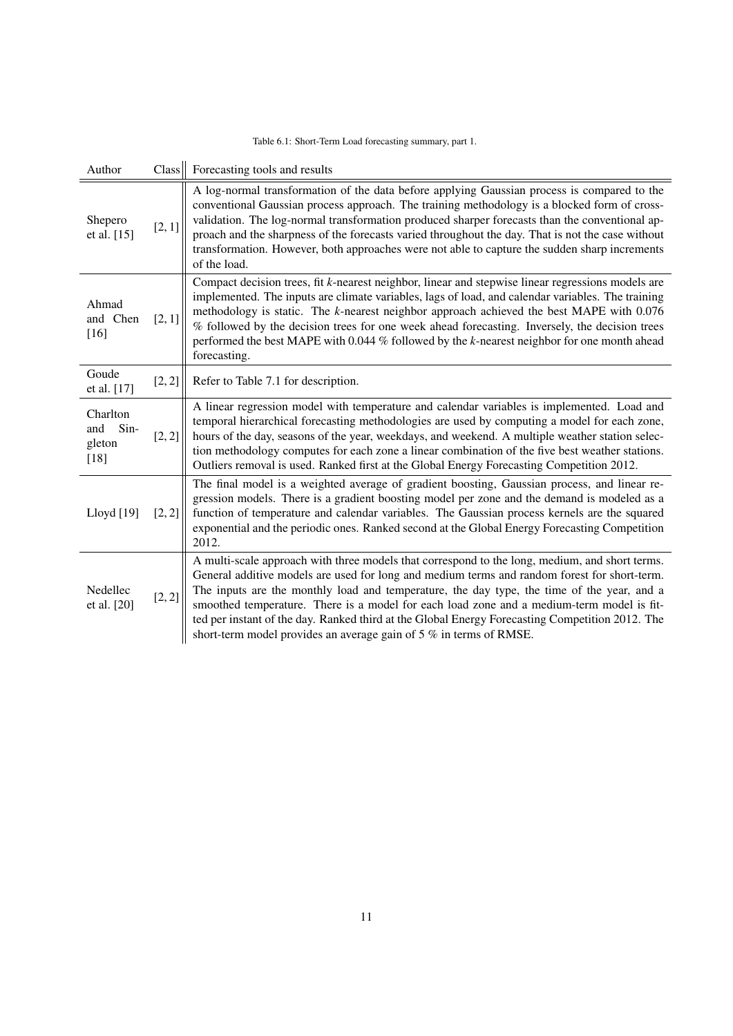Table 6.1: Short-Term Load forecasting summary, part 1.

| Author | Class | Forecasting tools and results |
|---|---|---|
| Shepero et al. [15] | [2, 1] | A log-normal transformation of the data before applying Gaussian process is compared to the conventional Gaussian process approach. The training methodology is a blocked form of cross-validation. The log-normal transformation produced sharper forecasts than the conventional approach and the sharpness of the forecasts varied throughout the day. That is not the case without transformation. However, both approaches were not able to capture the sudden sharp increments of the load. |
| Ahmad and Chen [16] | [2, 1] | Compact decision trees, fit *k*-nearest neighbor, linear and stepwise linear regressions models are implemented. The inputs are climate variables, lags of load, and calendar variables. The training methodology is static. The *k*-nearest neighbor approach achieved the best MAPE with 0.076 % followed by the decision trees for one week ahead forecasting. Inversely, the decision trees performed the best MAPE with 0.044 % followed by the *k*-nearest neighbor for one month ahead forecasting. |
| Goude et al. [17] | [2, 2] | Refer to Table 7.1 for description. |
| Charlton and Singleton [18] | [2, 2] | A linear regression model with temperature and calendar variables is implemented. Load and temporal hierarchical forecasting methodologies are used by computing a model for each zone, hours of the day, seasons of the year, weekdays, and weekend. A multiple weather station selection methodology computes for each zone a linear combination of the five best weather stations. Outliers removal is used. Ranked first at the Global Energy Forecasting Competition 2012. |
| Lloyd [19] | [2, 2] | The final model is a weighted average of gradient boosting, Gaussian process, and linear regression models. There is a gradient boosting model per zone and the demand is modeled as a function of temperature and calendar variables. The Gaussian process kernels are the squared exponential and the periodic ones. Ranked second at the Global Energy Forecasting Competition 2012. |
| Nedellec et al. [20] | [2, 2] | A multi-scale approach with three models that correspond to the long, medium, and short terms. General additive models are used for long and medium terms and random forest for short-term. The inputs are the monthly load and temperature, the day type, the time of the year, and a smoothed temperature. There is a model for each load zone and a medium-term model is fitted per instant of the day. Ranked third at the Global Energy Forecasting Competition 2012. The short-term model provides an average gain of 5 % in terms of RMSE. |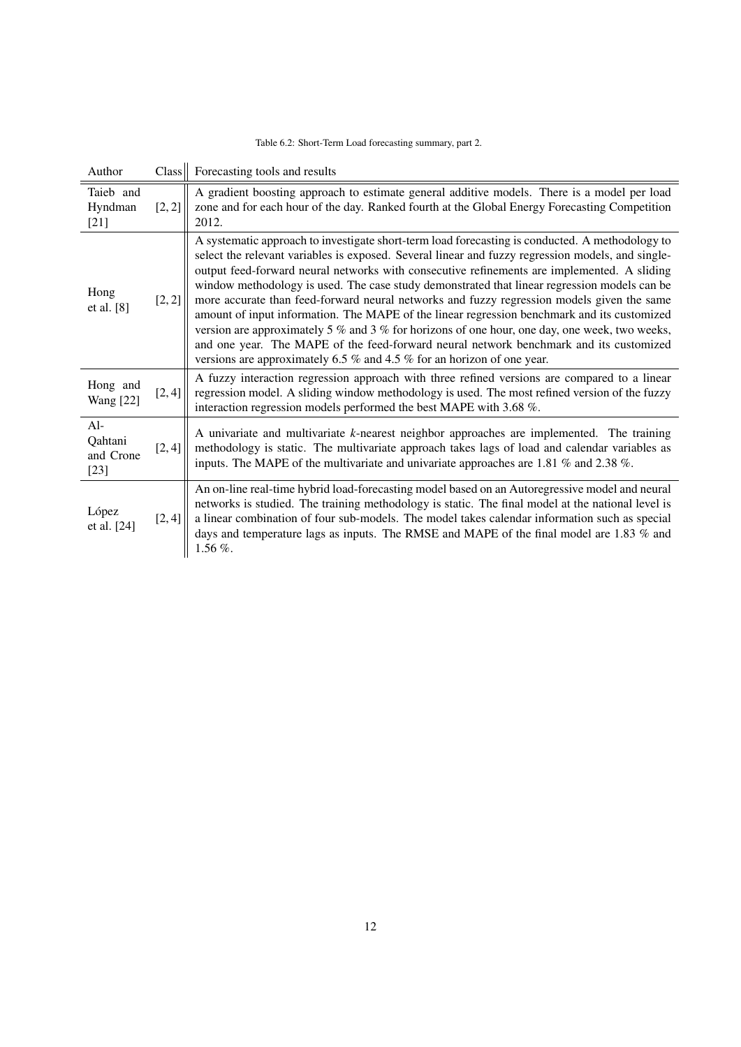Table 6.2: Short-Term Load forecasting summary, part 2.

| Author | Class | Forecasting tools and results |
|---|---|---|
| Taieb and Hyndman [21] | [2, 2] | A gradient boosting approach to estimate general additive models. There is a model per load zone and for each hour of the day. Ranked fourth at the Global Energy Forecasting Competition 2012. |
| Hong et al. [8] | [2, 2] | A systematic approach to investigate short-term load forecasting is conducted. A methodology to select the relevant variables is exposed. Several linear and fuzzy regression models, and single-output feed-forward neural networks with consecutive refinements are implemented. A sliding window methodology is used. The case study demonstrated that linear regression models can be more accurate than feed-forward neural networks and fuzzy regression models given the same amount of input information. The MAPE of the linear regression benchmark and its customized version are approximately 5 % and 3 % for horizons of one hour, one day, one week, two weeks, and one year. The MAPE of the feed-forward neural network benchmark and its customized versions are approximately 6.5 % and 4.5 % for an horizon of one year. |
| Hong and Wang [22] | [2, 4] | A fuzzy interaction regression approach with three refined versions are compared to a linear regression model. A sliding window methodology is used. The most refined version of the fuzzy interaction regression models performed the best MAPE with 3.68 %. |
| Al-Qahtani and Crone [23] | [2, 4] | A univariate and multivariate *k*-nearest neighbor approaches are implemented. The training methodology is static. The multivariate approach takes lags of load and calendar variables as inputs. The MAPE of the multivariate and univariate approaches are 1.81 % and 2.38 %. |
| López et al. [24] | [2, 4] | An on-line real-time hybrid load-forecasting model based on an Autoregressive model and neural networks is studied. The training methodology is static. The final model at the national level is a linear combination of four sub-models. The model takes calendar information such as special days and temperature lags as inputs. The RMSE and MAPE of the final model are 1.83 % and 1.56 %. |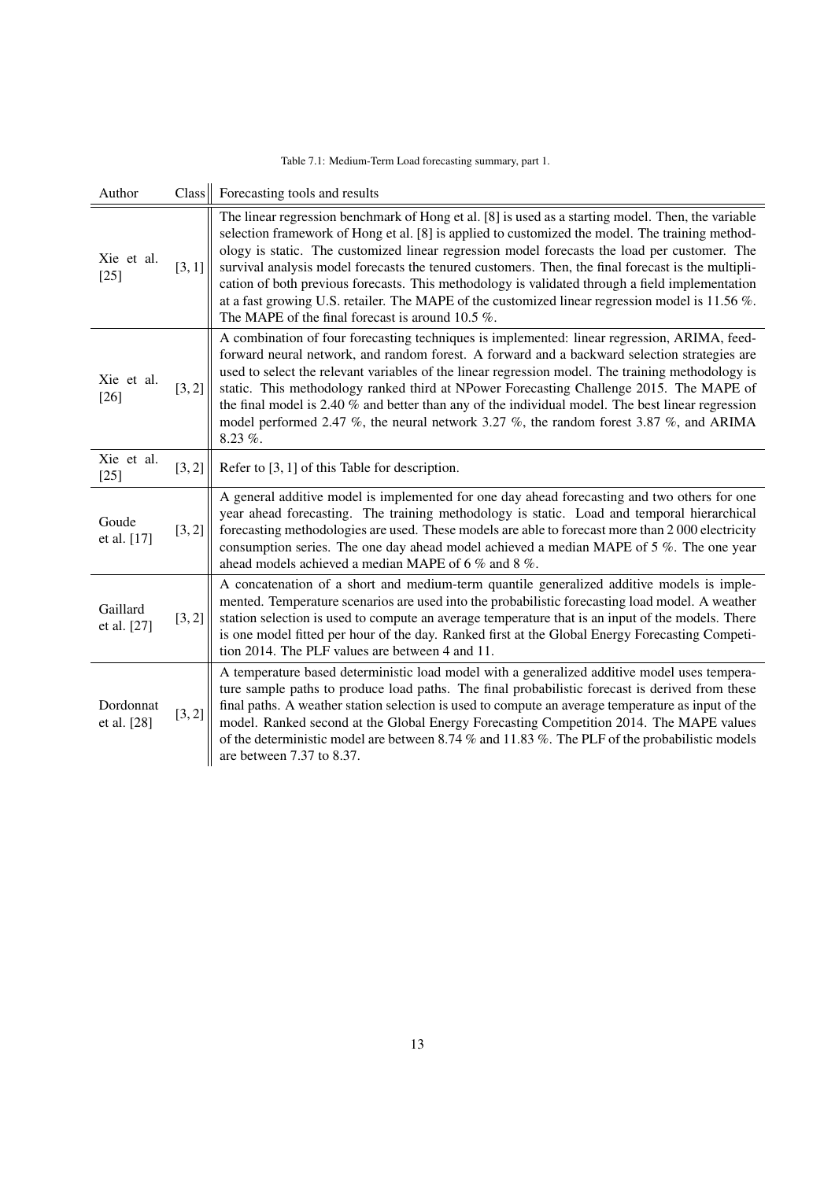Table 7.1: Medium-Term Load forecasting summary, part 1.

| Author | Class | Forecasting tools and results |
|---|---|---|
| Xie et al. [25] | [3, 1] | The linear regression benchmark of Hong et al. [8] is used as a starting model. Then, the variable selection framework of Hong et al. [8] is applied to customized the model. The training methodology is static. The customized linear regression model forecasts the load per customer. The survival analysis model forecasts the tenured customers. Then, the final forecast is the multiplication of both previous forecasts. This methodology is validated through a field implementation at a fast growing U.S. retailer. The MAPE of the customized linear regression model is 11.56 %. The MAPE of the final forecast is around 10.5 %. |
| Xie et al. [26] | [3, 2] | A combination of four forecasting techniques is implemented: linear regression, ARIMA, feed-forward neural network, and random forest. A forward and a backward selection strategies are used to select the relevant variables of the linear regression model. The training methodology is static. This methodology ranked third at NPower Forecasting Challenge 2015. The MAPE of the final model is 2.40 % and better than any of the individual model. The best linear regression model performed 2.47 %, the neural network 3.27 %, the random forest 3.87 %, and ARIMA 8.23 %. |
| Xie et al. [25] | [3, 2] | Refer to [3, 1] of this Table for description. |
| Goude et al. [17] | [3, 2] | A general additive model is implemented for one day ahead forecasting and two others for one year ahead forecasting. The training methodology is static. Load and temporal hierarchical forecasting methodologies are used. These models are able to forecast more than 2 000 electricity consumption series. The one day ahead model achieved a median MAPE of 5 %. The one year ahead models achieved a median MAPE of 6 % and 8 %. |
| Gaillard et al. [27] | [3, 2] | A concatenation of a short and medium-term quantile generalized additive models is implemented. Temperature scenarios are used into the probabilistic forecasting load model. A weather station selection is used to compute an average temperature that is an input of the models. There is one model fitted per hour of the day. Ranked first at the Global Energy Forecasting Competition 2014. The PLF values are between 4 and 11. |
| Dordonnat et al. [28] | [3, 2] | A temperature based deterministic load model with a generalized additive model uses temperature sample paths to produce load paths. The final probabilistic forecast is derived from these final paths. A weather station selection is used to compute an average temperature as input of the model. Ranked second at the Global Energy Forecasting Competition 2014. The MAPE values of the deterministic model are between 8.74 % and 11.83 %. The PLF of the probabilistic models are between 7.37 to 8.37. |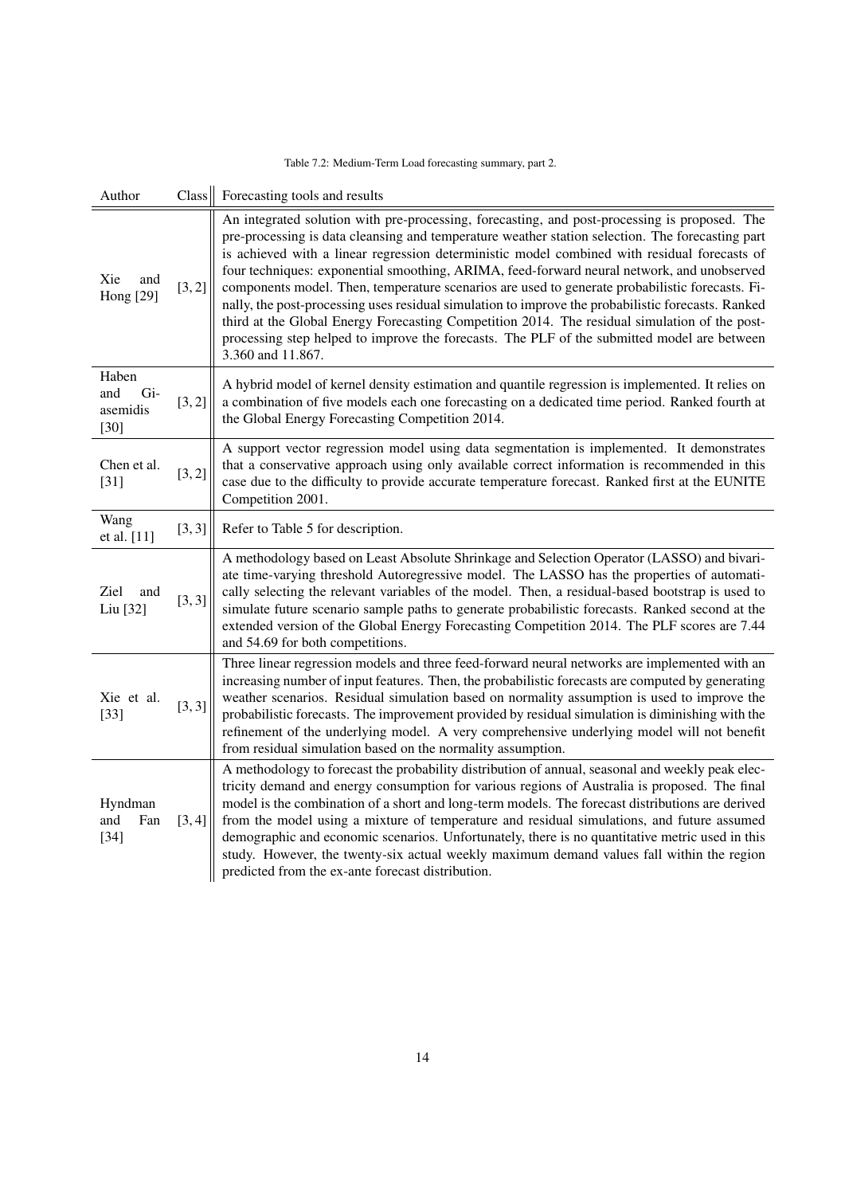Table 7.2: Medium-Term Load forecasting summary, part 2.

| Author | Class | Forecasting tools and results |
|---|---|---|
| Xie and Hong [29] | [3, 2] | An integrated solution with pre-processing, forecasting, and post-processing is proposed. The pre-processing is data cleansing and temperature weather station selection. The forecasting part is achieved with a linear regression deterministic model combined with residual forecasts of four techniques: exponential smoothing, ARIMA, feed-forward neural network, and unobserved components model. Then, temperature scenarios are used to generate probabilistic forecasts. Finally, the post-processing uses residual simulation to improve the probabilistic forecasts. Ranked third at the Global Energy Forecasting Competition 2014. The residual simulation of the post-processing step helped to improve the forecasts. The PLF of the submitted model are between 3.360 and 11.867. |
| Haben and Giasemidis [30] | [3, 2] | A hybrid model of kernel density estimation and quantile regression is implemented. It relies on a combination of five models each one forecasting on a dedicated time period. Ranked fourth at the Global Energy Forecasting Competition 2014. |
| Chen et al. [31] | [3, 2] | A support vector regression model using data segmentation is implemented. It demonstrates that a conservative approach using only available correct information is recommended in this case due to the difficulty to provide accurate temperature forecast. Ranked first at the EUNITE Competition 2001. |
| Wang et al. [11] | [3, 3] | Refer to Table 5 for description. |
| Ziel and Liu [32] | [3, 3] | A methodology based on Least Absolute Shrinkage and Selection Operator (LASSO) and bivariate time-varying threshold Autoregressive model. The LASSO has the properties of automatically selecting the relevant variables of the model. Then, a residual-based bootstrap is used to simulate future scenario sample paths to generate probabilistic forecasts. Ranked second at the extended version of the Global Energy Forecasting Competition 2014. The PLF scores are 7.44 and 54.69 for both competitions. |
| Xie et al. [33] | [3, 3] | Three linear regression models and three feed-forward neural networks are implemented with an increasing number of input features. Then, the probabilistic forecasts are computed by generating weather scenarios. Residual simulation based on normality assumption is used to improve the probabilistic forecasts. The improvement provided by residual simulation is diminishing with the refinement of the underlying model. A very comprehensive underlying model will not benefit from residual simulation based on the normality assumption. |
| Hyndman and Fan [34] | [3, 4] | A methodology to forecast the probability distribution of annual, seasonal and weekly peak electricity demand and energy consumption for various regions of Australia is proposed. The final model is the combination of a short and long-term models. The forecast distributions are derived from the model using a mixture of temperature and residual simulations, and future assumed demographic and economic scenarios. Unfortunately, there is no quantitative metric used in this study. However, the twenty-six actual weekly maximum demand values fall within the region predicted from the ex-ante forecast distribution. |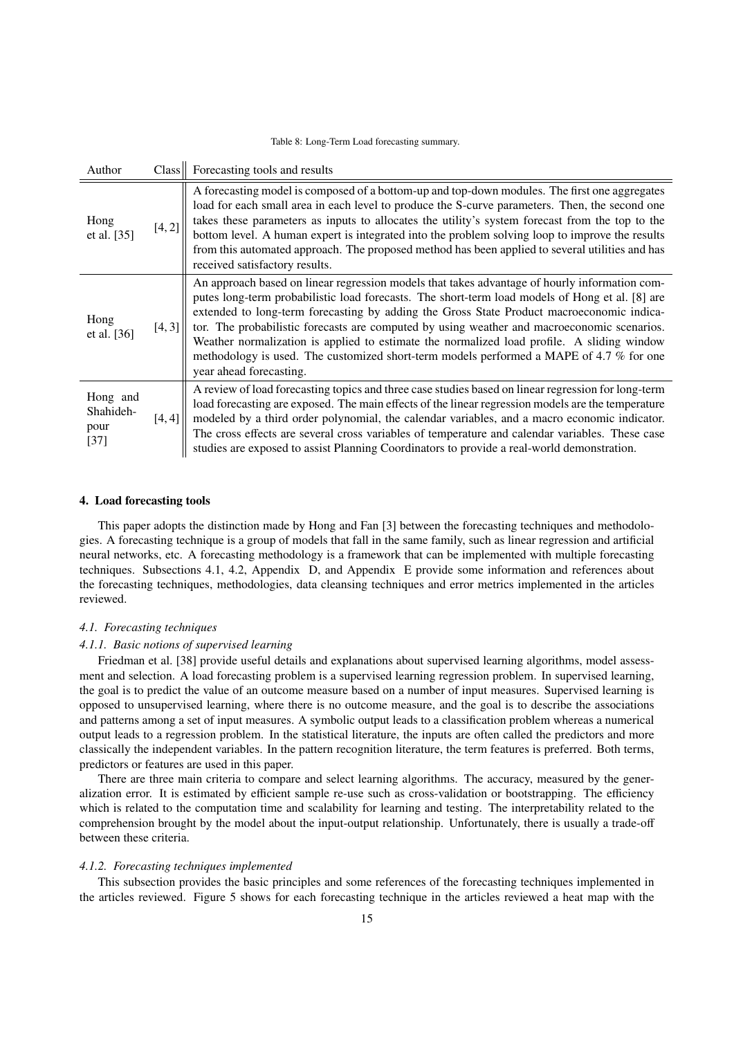Table 8: Long-Term Load forecasting summary.

| Author | Class | Forecasting tools and results |
|---|---|---|
| Hong et al. [35] | [4, 2] | A forecasting model is composed of a bottom-up and top-down modules. The first one aggregates load for each small area in each level to produce the S-curve parameters. Then, the second one takes these parameters as inputs to allocates the utility's system forecast from the top to the bottom level. A human expert is integrated into the problem solving loop to improve the results from this automated approach. The proposed method has been applied to several utilities and has received satisfactory results. |
| Hong et al. [36] | [4, 3] | An approach based on linear regression models that takes advantage of hourly information computes long-term probabilistic load forecasts. The short-term load models of Hong et al. [8] are extended to long-term forecasting by adding the Gross State Product macroeconomic indicator. The probabilistic forecasts are computed by using weather and macroeconomic scenarios. Weather normalization is applied to estimate the normalized load profile. A sliding window methodology is used. The customized short-term models performed a MAPE of 4.7 % for one year ahead forecasting. |
| Hong and Shahidehpour [37] | [4, 4] | A review of load forecasting topics and three case studies based on linear regression for long-term load forecasting are exposed. The main effects of the linear regression models are the temperature modeled by a third order polynomial, the calendar variables, and a macro economic indicator. The cross effects are several cross variables of temperature and calendar variables. These case studies are exposed to assist Planning Coordinators to provide a real-world demonstration. |

## 4. Load forecasting tools

This paper adopts the distinction made by Hong and Fan [3] between the forecasting techniques and methodologies. A forecasting technique is a group of models that fall in the same family, such as linear regression and artificial neural networks, etc. A forecasting methodology is a framework that can be implemented with multiple forecasting techniques. Subsections 4.1, 4.2, Appendix D, and Appendix E provide some information and references about the forecasting techniques, methodologies, data cleansing techniques and error metrics implemented in the articles reviewed.

### *4.1. Forecasting techniques*

#### *4.1.1. Basic notions of supervised learning*

Friedman et al. [38] provide useful details and explanations about supervised learning algorithms, model assessment and selection. A load forecasting problem is a supervised learning regression problem. In supervised learning, the goal is to predict the value of an outcome measure based on a number of input measures. Supervised learning is opposed to unsupervised learning, where there is no outcome measure, and the goal is to describe the associations and patterns among a set of input measures. A symbolic output leads to a classification problem whereas a numerical output leads to a regression problem. In the statistical literature, the inputs are often called the predictors and more classically the independent variables. In the pattern recognition literature, the term features is preferred. Both terms, predictors or features are used in this paper.

There are three main criteria to compare and select learning algorithms. The accuracy, measured by the generalization error. It is estimated by efficient sample re-use such as cross-validation or bootstrapping. The efficiency which is related to the computation time and scalability for learning and testing. The interpretability related to the comprehension brought by the model about the input-output relationship. Unfortunately, there is usually a trade-off between these criteria.

#### *4.1.2. Forecasting techniques implemented*

This subsection provides the basic principles and some references of the forecasting techniques implemented in the articles reviewed. Figure 5 shows for each forecasting technique in the articles reviewed a heat map with the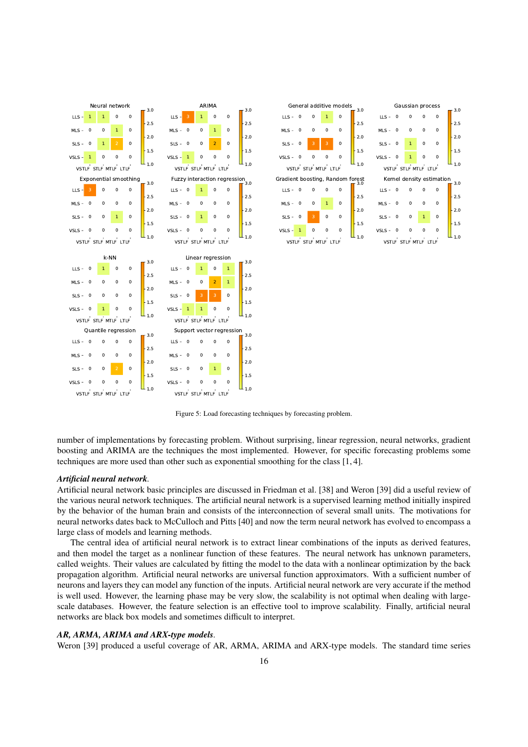Figure 5: Load forecasting techniques by forecasting problem.

number of implementations by forecasting problem. Without surprising, linear regression, neural networks, gradient boosting and ARIMA are the techniques the most implemented. However, for specific forecasting problems some techniques are more used than other such as exponential smoothing for the class [1, 4].

***Artificial neural network***.
Artificial neural network basic principles are discussed in Friedman et al. [38] and Weron [39] did a useful review of the various neural network techniques. The artificial neural network is a supervised learning method initially inspired by the behavior of the human brain and consists of the interconnection of several small units. The motivations for neural networks dates back to McCulloch and Pitts [40] and now the term neural network has evolved to encompass a large class of models and learning methods.

The central idea of artificial neural network is to extract linear combinations of the inputs as derived features, and then model the target as a nonlinear function of these features. The neural network has unknown parameters, called weights. Their values are calculated by fitting the model to the data with a nonlinear optimization by the back propagation algorithm. Artificial neural networks are universal function approximators. With a sufficient number of neurons and layers they can model any function of the inputs. Artificial neural network are very accurate if the method is well used. However, the learning phase may be very slow, the scalability is not optimal when dealing with large-scale databases. However, the feature selection is an effective tool to improve scalability. Finally, artificial neural networks are black box models and sometimes difficult to interpret.

***AR, ARMA, ARIMA and ARX-type models***.
Weron [39] produced a useful coverage of AR, ARMA, ARIMA and ARX-type models. The standard time series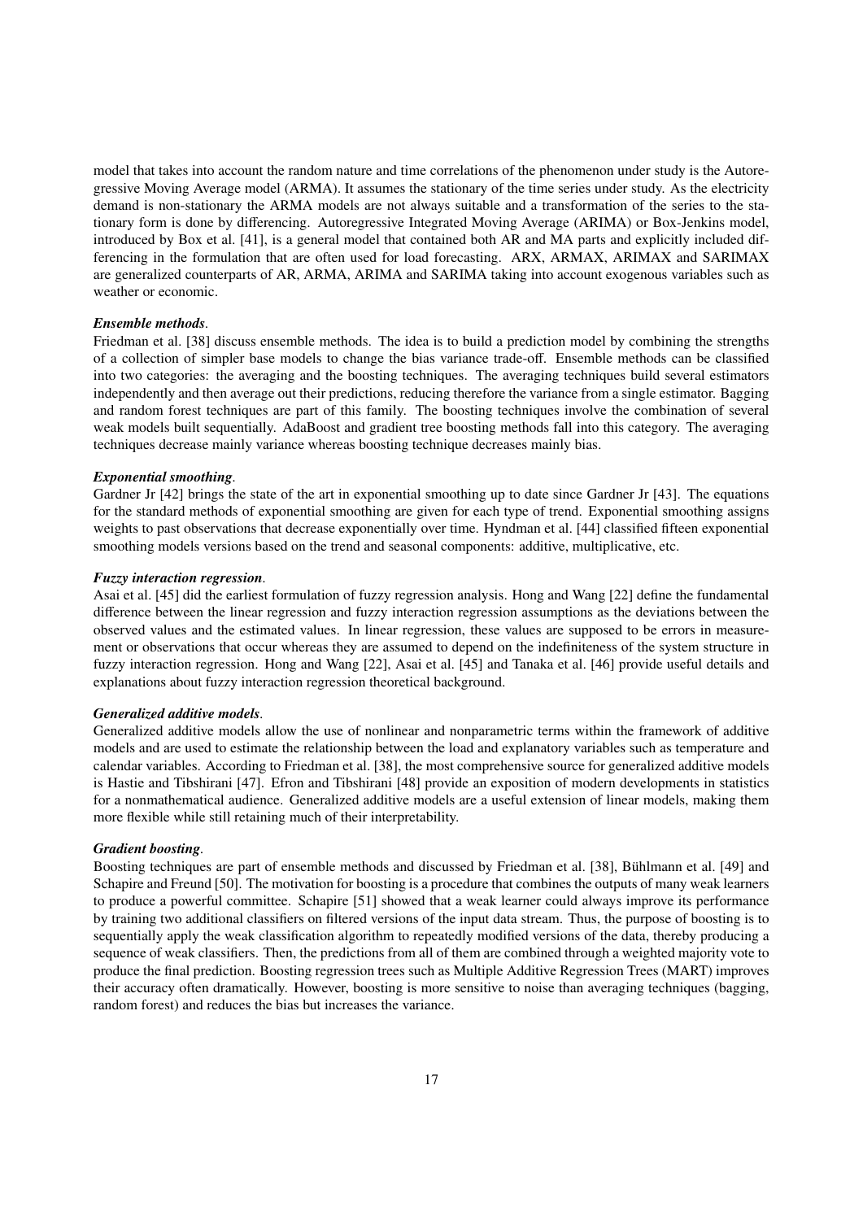model that takes into account the random nature and time correlations of the phenomenon under study is the Autoregressive Moving Average model (ARMA). It assumes the stationary of the time series under study. As the electricity demand is non-stationary the ARMA models are not always suitable and a transformation of the series to the stationary form is done by differencing. Autoregressive Integrated Moving Average (ARIMA) or Box-Jenkins model, introduced by Box et al. [41], is a general model that contained both AR and MA parts and explicitly included differencing in the formulation that are often used for load forecasting. ARX, ARMAX, ARIMAX and SARIMAX are generalized counterparts of AR, ARMA, ARIMA and SARIMA taking into account exogenous variables such as weather or economic.

***Ensemble methods***.
Friedman et al. [38] discuss ensemble methods. The idea is to build a prediction model by combining the strengths of a collection of simpler base models to change the bias variance trade-off. Ensemble methods can be classified into two categories: the averaging and the boosting techniques. The averaging techniques build several estimators independently and then average out their predictions, reducing therefore the variance from a single estimator. Bagging and random forest techniques are part of this family. The boosting techniques involve the combination of several weak models built sequentially. AdaBoost and gradient tree boosting methods fall into this category. The averaging techniques decrease mainly variance whereas boosting technique decreases mainly bias.

***Exponential smoothing***.
Gardner Jr [42] brings the state of the art in exponential smoothing up to date since Gardner Jr [43]. The equations for the standard methods of exponential smoothing are given for each type of trend. Exponential smoothing assigns weights to past observations that decrease exponentially over time. Hyndman et al. [44] classified fifteen exponential smoothing models versions based on the trend and seasonal components: additive, multiplicative, etc.

***Fuzzy interaction regression***.
Asai et al. [45] did the earliest formulation of fuzzy regression analysis. Hong and Wang [22] define the fundamental difference between the linear regression and fuzzy interaction regression assumptions as the deviations between the observed values and the estimated values. In linear regression, these values are supposed to be errors in measurement or observations that occur whereas they are assumed to depend on the indefiniteness of the system structure in fuzzy interaction regression. Hong and Wang [22], Asai et al. [45] and Tanaka et al. [46] provide useful details and explanations about fuzzy interaction regression theoretical background.

***Generalized additive models***.
Generalized additive models allow the use of nonlinear and nonparametric terms within the framework of additive models and are used to estimate the relationship between the load and explanatory variables such as temperature and calendar variables. According to Friedman et al. [38], the most comprehensive source for generalized additive models is Hastie and Tibshirani [47]. Efron and Tibshirani [48] provide an exposition of modern developments in statistics for a nonmathematical audience. Generalized additive models are a useful extension of linear models, making them more flexible while still retaining much of their interpretability.

***Gradient boosting***.
Boosting techniques are part of ensemble methods and discussed by Friedman et al. [38], Bühlmann et al. [49] and Schapire and Freund [50]. The motivation for boosting is a procedure that combines the outputs of many weak learners to produce a powerful committee. Schapire [51] showed that a weak learner could always improve its performance by training two additional classifiers on filtered versions of the input data stream. Thus, the purpose of boosting is to sequentially apply the weak classification algorithm to repeatedly modified versions of the data, thereby producing a sequence of weak classifiers. Then, the predictions from all of them are combined through a weighted majority vote to produce the final prediction. Boosting regression trees such as Multiple Additive Regression Trees (MART) improves their accuracy often dramatically. However, boosting is more sensitive to noise than averaging techniques (bagging, random forest) and reduces the bias but increases the variance.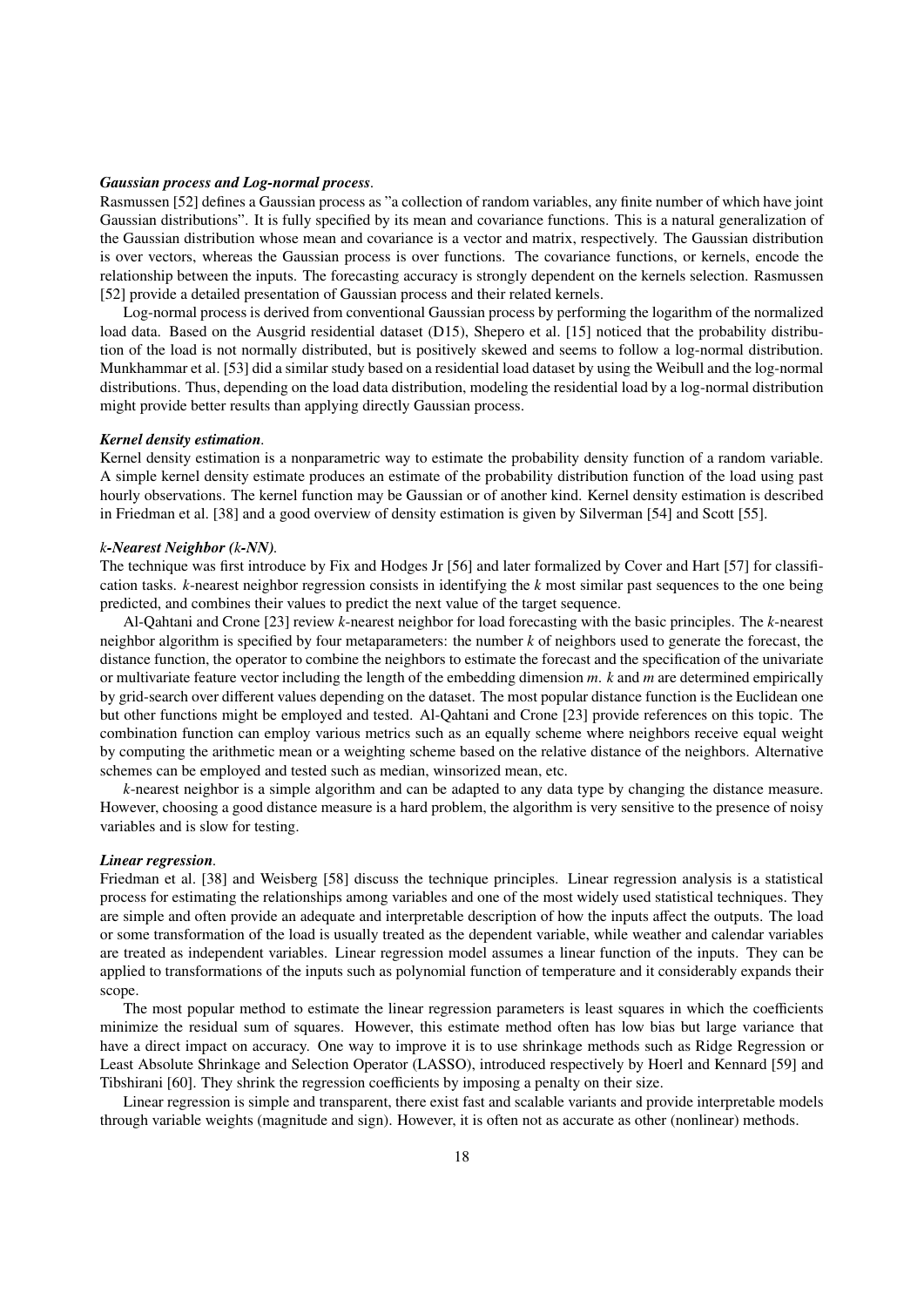***Gaussian process and Log-normal process*.**

Rasmussen [52] defines a Gaussian process as "a collection of random variables, any finite number of which have joint Gaussian distributions". It is fully specified by its mean and covariance functions. This is a natural generalization of the Gaussian distribution whose mean and covariance is a vector and matrix, respectively. The Gaussian distribution is over vectors, whereas the Gaussian process is over functions. The covariance functions, or kernels, encode the relationship between the inputs. The forecasting accuracy is strongly dependent on the kernels selection. Rasmussen [52] provide a detailed presentation of Gaussian process and their related kernels.

Log-normal process is derived from conventional Gaussian process by performing the logarithm of the normalized load data. Based on the Ausgrid residential dataset (D15), Shepero et al. [15] noticed that the probability distribution of the load is not normally distributed, but is positively skewed and seems to follow a log-normal distribution. Munkhammar et al. [53] did a similar study based on a residential load dataset by using the Weibull and the log-normal distributions. Thus, depending on the load data distribution, modeling the residential load by a log-normal distribution might provide better results than applying directly Gaussian process.

***Kernel density estimation*.**

Kernel density estimation is a nonparametric way to estimate the probability density function of a random variable. A simple kernel density estimate produces an estimate of the probability distribution function of the load using past hourly observations. The kernel function may be Gaussian or of another kind. Kernel density estimation is described in Friedman et al. [38] and a good overview of density estimation is given by Silverman [54] and Scott [55].

***k-Nearest Neighbor (k-NN)*.**

The technique was first introduce by Fix and Hodges Jr [56] and later formalized by Cover and Hart [57] for classification tasks. $k$-nearest neighbor regression consists in identifying the $k$ most similar past sequences to the one being predicted, and combines their values to predict the next value of the target sequence.

Al-Qahtani and Crone [23] review $k$-nearest neighbor for load forecasting with the basic principles. The $k$-nearest neighbor algorithm is specified by four metaparameters: the number $k$ of neighbors used to generate the forecast, the distance function, the operator to combine the neighbors to estimate the forecast and the specification of the univariate or multivariate feature vector including the length of the embedding dimension $m$. $k$ and $m$ are determined empirically by grid-search over different values depending on the dataset. The most popular distance function is the Euclidean one but other functions might be employed and tested. Al-Qahtani and Crone [23] provide references on this topic. The combination function can employ various metrics such as an equally scheme where neighbors receive equal weight by computing the arithmetic mean or a weighting scheme based on the relative distance of the neighbors. Alternative schemes can be employed and tested such as median, winsorized mean, etc.

$k$-nearest neighbor is a simple algorithm and can be adapted to any data type by changing the distance measure. However, choosing a good distance measure is a hard problem, the algorithm is very sensitive to the presence of noisy variables and is slow for testing.

***Linear regression*.**

Friedman et al. [38] and Weisberg [58] discuss the technique principles. Linear regression analysis is a statistical process for estimating the relationships among variables and one of the most widely used statistical techniques. They are simple and often provide an adequate and interpretable description of how the inputs affect the outputs. The load or some transformation of the load is usually treated as the dependent variable, while weather and calendar variables are treated as independent variables. Linear regression model assumes a linear function of the inputs. They can be applied to transformations of the inputs such as polynomial function of temperature and it considerably expands their scope.

The most popular method to estimate the linear regression parameters is least squares in which the coefficients minimize the residual sum of squares. However, this estimate method often has low bias but large variance that have a direct impact on accuracy. One way to improve it is to use shrinkage methods such as Ridge Regression or Least Absolute Shrinkage and Selection Operator (LASSO), introduced respectively by Hoerl and Kennard [59] and Tibshirani [60]. They shrink the regression coefficients by imposing a penalty on their size.

Linear regression is simple and transparent, there exist fast and scalable variants and provide interpretable models through variable weights (magnitude and sign). However, it is often not as accurate as other (nonlinear) methods.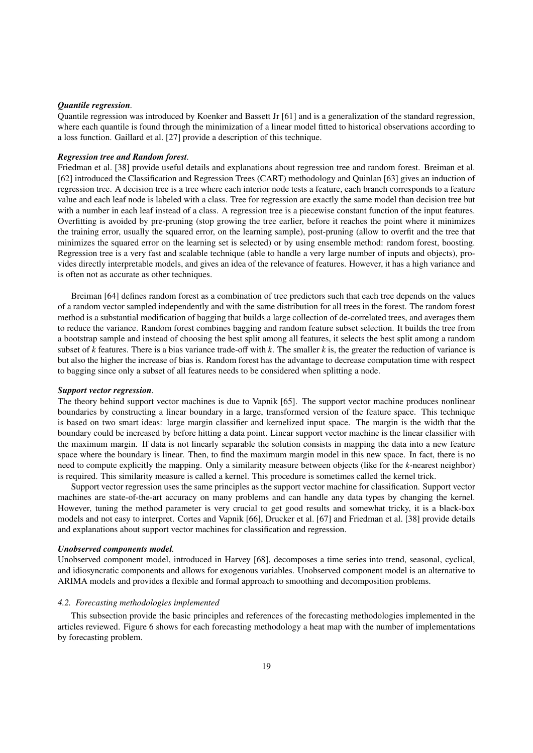***Quantile regression**.*
Quantile regression was introduced by Koenker and Bassett Jr [61] and is a generalization of the standard regression, where each quantile is found through the minimization of a linear model fitted to historical observations according to a loss function. Gaillard et al. [27] provide a description of this technique.

***Regression tree and Random forest**.*
Friedman et al. [38] provide useful details and explanations about regression tree and random forest. Breiman et al. [62] introduced the Classification and Regression Trees (CART) methodology and Quinlan [63] gives an induction of regression tree. A decision tree is a tree where each interior node tests a feature, each branch corresponds to a feature value and each leaf node is labeled with a class. Tree for regression are exactly the same model than decision tree but with a number in each leaf instead of a class. A regression tree is a piecewise constant function of the input features. Overfitting is avoided by pre-pruning (stop growing the tree earlier, before it reaches the point where it minimizes the training error, usually the squared error, on the learning sample), post-pruning (allow to overfit and the tree that minimizes the squared error on the learning set is selected) or by using ensemble method: random forest, boosting. Regression tree is a very fast and scalable technique (able to handle a very large number of inputs and objects), provides directly interpretable models, and gives an idea of the relevance of features. However, it has a high variance and is often not as accurate as other techniques.

Breiman [64] defines random forest as a combination of tree predictors such that each tree depends on the values of a random vector sampled independently and with the same distribution for all trees in the forest. The random forest method is a substantial modification of bagging that builds a large collection of de-correlated trees, and averages them to reduce the variance. Random forest combines bagging and random feature subset selection. It builds the tree from a bootstrap sample and instead of choosing the best split among all features, it selects the best split among a random subset of $k$ features. There is a bias variance trade-off with $k$. The smaller $k$ is, the greater the reduction of variance is but also the higher the increase of bias is. Random forest has the advantage to decrease computation time with respect to bagging since only a subset of all features needs to be considered when splitting a node.

***Support vector regression**.*
The theory behind support vector machines is due to Vapnik [65]. The support vector machine produces nonlinear boundaries by constructing a linear boundary in a large, transformed version of the feature space. This technique is based on two smart ideas: large margin classifier and kernelized input space. The margin is the width that the boundary could be increased by before hitting a data point. Linear support vector machine is the linear classifier with the maximum margin. If data is not linearly separable the solution consists in mapping the data into a new feature space where the boundary is linear. Then, to find the maximum margin model in this new space. In fact, there is no need to compute explicitly the mapping. Only a similarity measure between objects (like for the $k$-nearest neighbor) is required. This similarity measure is called a kernel. This procedure is sometimes called the kernel trick.

Support vector regression uses the same principles as the support vector machine for classification. Support vector machines are state-of-the-art accuracy on many problems and can handle any data types by changing the kernel. However, tuning the method parameter is very crucial to get good results and somewhat tricky, it is a black-box models and not easy to interpret. Cortes and Vapnik [66], Drucker et al. [67] and Friedman et al. [38] provide details and explanations about support vector machines for classification and regression.

***Unobserved components model**.*
Unobserved component model, introduced in Harvey [68], decomposes a time series into trend, seasonal, cyclical, and idiosyncratic components and allows for exogenous variables. Unobserved component model is an alternative to ARIMA models and provides a flexible and formal approach to smoothing and decomposition problems.

### *4.2. Forecasting methodologies implemented*

This subsection provide the basic principles and references of the forecasting methodologies implemented in the articles reviewed. Figure 6 shows for each forecasting methodology a heat map with the number of implementations by forecasting problem.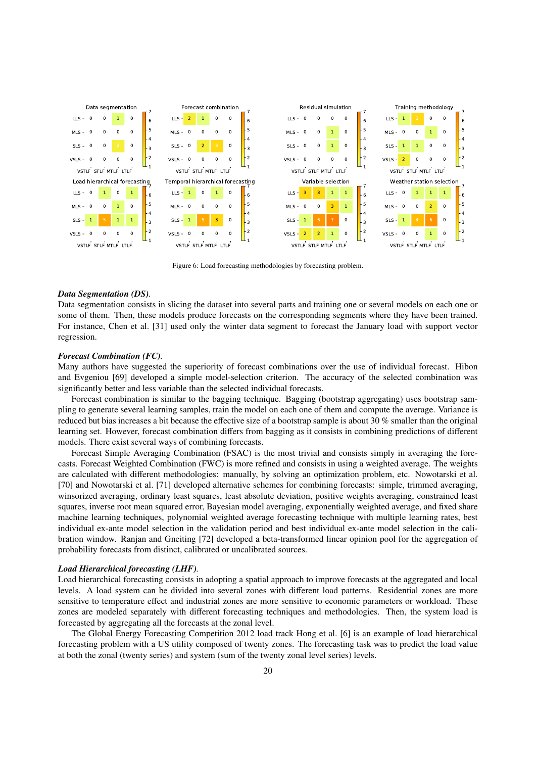Figure 6: Load forecasting methodologies by forecasting problem.

***Data Segmentation (DS).***

Data segmentation consists in slicing the dataset into several parts and training one or several models on each one or some of them. Then, these models produce forecasts on the corresponding segments where they have been trained. For instance, Chen et al. [31] used only the winter data segment to forecast the January load with support vector regression.

***Forecast Combination (FC).***

Many authors have suggested the superiority of forecast combinations over the use of individual forecast. Hibon and Evgeniou [69] developed a simple model-selection criterion. The accuracy of the selected combination was significantly better and less variable than the selected individual forecasts.

Forecast combination is similar to the bagging technique. Bagging (bootstrap aggregating) uses bootstrap sampling to generate several learning samples, train the model on each one of them and compute the average. Variance is reduced but bias increases a bit because the effective size of a bootstrap sample is about 30 % smaller than the original learning set. However, forecast combination differs from bagging as it consists in combining predictions of different models. There exist several ways of combining forecasts.

Forecast Simple Averaging Combination (FSAC) is the most trivial and consists simply in averaging the forecasts. Forecast Weighted Combination (FWC) is more refined and consists in using a weighted average. The weights are calculated with different methodologies: manually, by solving an optimization problem, etc. Nowotarski et al. [70] and Nowotarski et al. [71] developed alternative schemes for combining forecasts: simple, trimmed averaging, winsorized averaging, ordinary least squares, least absolute deviation, positive weights averaging, constrained least squares, inverse root mean squared error, Bayesian model averaging, exponentially weighted average, and fixed share machine learning techniques, polynomial weighted average forecasting technique with multiple learning rates, best individual ex-ante model selection in the validation period and best individual ex-ante model selection in the calibration window. Ranjan and Gneiting [72] developed a beta-transformed linear opinion pool for the aggregation of probability forecasts from distinct, calibrated or uncalibrated sources.

***Load Hierarchical forecasting (LHF).***

Load hierarchical forecasting consists in adopting a spatial approach to improve forecasts at the aggregated and local levels. A load system can be divided into several zones with different load patterns. Residential zones are more sensitive to temperature effect and industrial zones are more sensitive to economic parameters or workload. These zones are modeled separately with different forecasting techniques and methodologies. Then, the system load is forecasted by aggregating all the forecasts at the zonal level.

The Global Energy Forecasting Competition 2012 load track Hong et al. [6] is an example of load hierarchical forecasting problem with a US utility composed of twenty zones. The forecasting task was to predict the load value at both the zonal (twenty series) and system (sum of the twenty zonal level series) levels.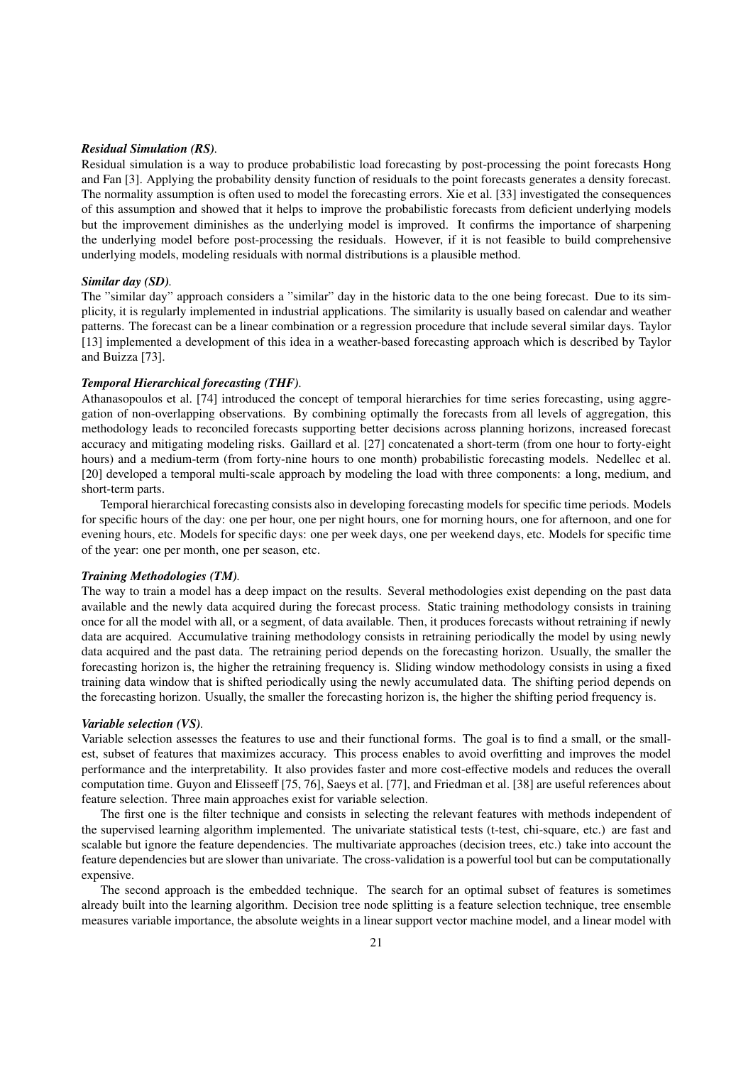***Residual Simulation (RS).***
Residual simulation is a way to produce probabilistic load forecasting by post-processing the point forecasts Hong and Fan [3]. Applying the probability density function of residuals to the point forecasts generates a density forecast. The normality assumption is often used to model the forecasting errors. Xie et al. [33] investigated the consequences of this assumption and showed that it helps to improve the probabilistic forecasts from deficient underlying models but the improvement diminishes as the underlying model is improved. It confirms the importance of sharpening the underlying model before post-processing the residuals. However, if it is not feasible to build comprehensive underlying models, modeling residuals with normal distributions is a plausible method.

***Similar day (SD).***
The "similar day" approach considers a "similar" day in the historic data to the one being forecast. Due to its simplicity, it is regularly implemented in industrial applications. The similarity is usually based on calendar and weather patterns. The forecast can be a linear combination or a regression procedure that include several similar days. Taylor [13] implemented a development of this idea in a weather-based forecasting approach which is described by Taylor and Buizza [73].

***Temporal Hierarchical forecasting (THF).***
Athanasopoulos et al. [74] introduced the concept of temporal hierarchies for time series forecasting, using aggregation of non-overlapping observations. By combining optimally the forecasts from all levels of aggregation, this methodology leads to reconciled forecasts supporting better decisions across planning horizons, increased forecast accuracy and mitigating modeling risks. Gaillard et al. [27] concatenated a short-term (from one hour to forty-eight hours) and a medium-term (from forty-nine hours to one month) probabilistic forecasting models. Nedellec et al. [20] developed a temporal multi-scale approach by modeling the load with three components: a long, medium, and short-term parts.

Temporal hierarchical forecasting consists also in developing forecasting models for specific time periods. Models for specific hours of the day: one per hour, one per night hours, one for morning hours, one for afternoon, and one for evening hours, etc. Models for specific days: one per week days, one per weekend days, etc. Models for specific time of the year: one per month, one per season, etc.

***Training Methodologies (TM).***
The way to train a model has a deep impact on the results. Several methodologies exist depending on the past data available and the newly data acquired during the forecast process. Static training methodology consists in training once for all the model with all, or a segment, of data available. Then, it produces forecasts without retraining if newly data are acquired. Accumulative training methodology consists in retraining periodically the model by using newly data acquired and the past data. The retraining period depends on the forecasting horizon. Usually, the smaller the forecasting horizon is, the higher the retraining frequency is. Sliding window methodology consists in using a fixed training data window that is shifted periodically using the newly accumulated data. The shifting period depends on the forecasting horizon. Usually, the smaller the forecasting horizon is, the higher the shifting period frequency is.

***Variable selection (VS).***
Variable selection assesses the features to use and their functional forms. The goal is to find a small, or the smallest, subset of features that maximizes accuracy. This process enables to avoid overfitting and improves the model performance and the interpretability. It also provides faster and more cost-effective models and reduces the overall computation time. Guyon and Elisseeff [75, 76], Saeys et al. [77], and Friedman et al. [38] are useful references about feature selection. Three main approaches exist for variable selection.

The first one is the filter technique and consists in selecting the relevant features with methods independent of the supervised learning algorithm implemented. The univariate statistical tests (t-test, chi-square, etc.) are fast and scalable but ignore the feature dependencies. The multivariate approaches (decision trees, etc.) take into account the feature dependencies but are slower than univariate. The cross-validation is a powerful tool but can be computationally expensive.

The second approach is the embedded technique. The search for an optimal subset of features is sometimes already built into the learning algorithm. Decision tree node splitting is a feature selection technique, tree ensemble measures variable importance, the absolute weights in a linear support vector machine model, and a linear model with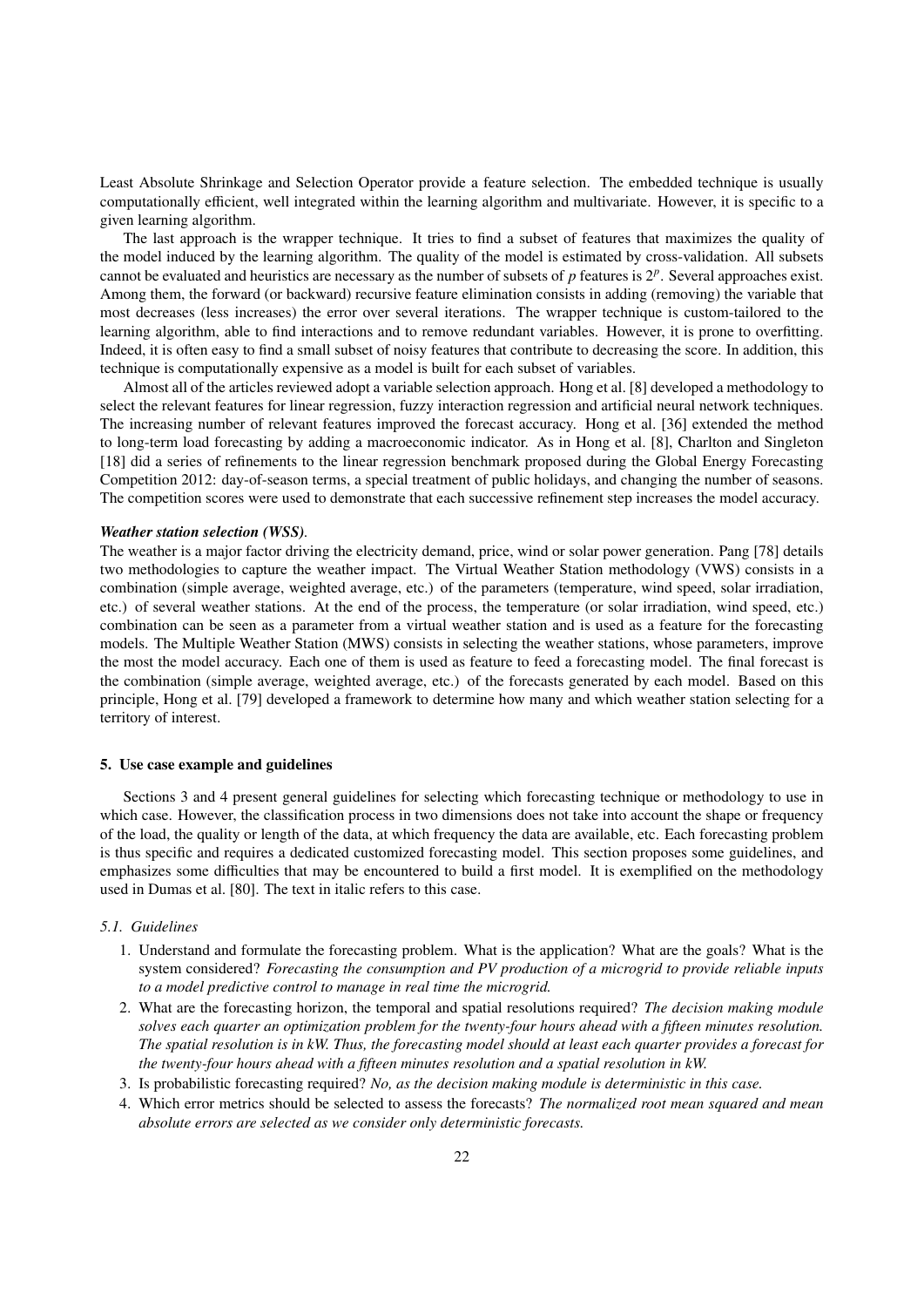Least Absolute Shrinkage and Selection Operator provide a feature selection. The embedded technique is usually computationally efficient, well integrated within the learning algorithm and multivariate. However, it is specific to a given learning algorithm.

The last approach is the wrapper technique. It tries to find a subset of features that maximizes the quality of the model induced by the learning algorithm. The quality of the model is estimated by cross-validation. All subsets cannot be evaluated and heuristics are necessary as the number of subsets of $p$ features is $2^p$. Several approaches exist. Among them, the forward (or backward) recursive feature elimination consists in adding (removing) the variable that most decreases (less increases) the error over several iterations. The wrapper technique is custom-tailored to the learning algorithm, able to find interactions and to remove redundant variables. However, it is prone to overfitting. Indeed, it is often easy to find a small subset of noisy features that contribute to decreasing the score. In addition, this technique is computationally expensive as a model is built for each subset of variables.

Almost all of the articles reviewed adopt a variable selection approach. Hong et al. [8] developed a methodology to select the relevant features for linear regression, fuzzy interaction regression and artificial neural network techniques. The increasing number of relevant features improved the forecast accuracy. Hong et al. [36] extended the method to long-term load forecasting by adding a macroeconomic indicator. As in Hong et al. [8], Charlton and Singleton [18] did a series of refinements to the linear regression benchmark proposed during the Global Energy Forecasting Competition 2012: day-of-season terms, a special treatment of public holidays, and changing the number of seasons. The competition scores were used to demonstrate that each successive refinement step increases the model accuracy.

***Weather station selection (WSS).***
The weather is a major factor driving the electricity demand, price, wind or solar power generation. Pang [78] details two methodologies to capture the weather impact. The Virtual Weather Station methodology (VWS) consists in a combination (simple average, weighted average, etc.) of the parameters (temperature, wind speed, solar irradiation, etc.) of several weather stations. At the end of the process, the temperature (or solar irradiation, wind speed, etc.) combination can be seen as a parameter from a virtual weather station and is used as a feature for the forecasting models. The Multiple Weather Station (MWS) consists in selecting the weather stations, whose parameters, improve the most the model accuracy. Each one of them is used as feature to feed a forecasting model. The final forecast is the combination (simple average, weighted average, etc.) of the forecasts generated by each model. Based on this principle, Hong et al. [79] developed a framework to determine how many and which weather station selecting for a territory of interest.

## 5. Use case example and guidelines

Sections 3 and 4 present general guidelines for selecting which forecasting technique or methodology to use in which case. However, the classification process in two dimensions does not take into account the shape or frequency of the load, the quality or length of the data, at which frequency the data are available, etc. Each forecasting problem is thus specific and requires a dedicated customized forecasting model. This section proposes some guidelines, and emphasizes some difficulties that may be encountered to build a first model. It is exemplified on the methodology used in Dumas et al. [80]. The text in italic refers to this case.

### 5.1. Guidelines

1. Understand and formulate the forecasting problem. What is the application? What are the goals? What is the system considered? *Forecasting the consumption and PV production of a microgrid to provide reliable inputs to a model predictive control to manage in real time the microgrid.*
2. What are the forecasting horizon, the temporal and spatial resolutions required? *The decision making module solves each quarter an optimization problem for the twenty-four hours ahead with a fifteen minutes resolution. The spatial resolution is in kW. Thus, the forecasting model should at least each quarter provides a forecast for the twenty-four hours ahead with a fifteen minutes resolution and a spatial resolution in kW.*
3. Is probabilistic forecasting required? *No, as the decision making module is deterministic in this case.*
4. Which error metrics should be selected to assess the forecasts? *The normalized root mean squared and mean absolute errors are selected as we consider only deterministic forecasts.*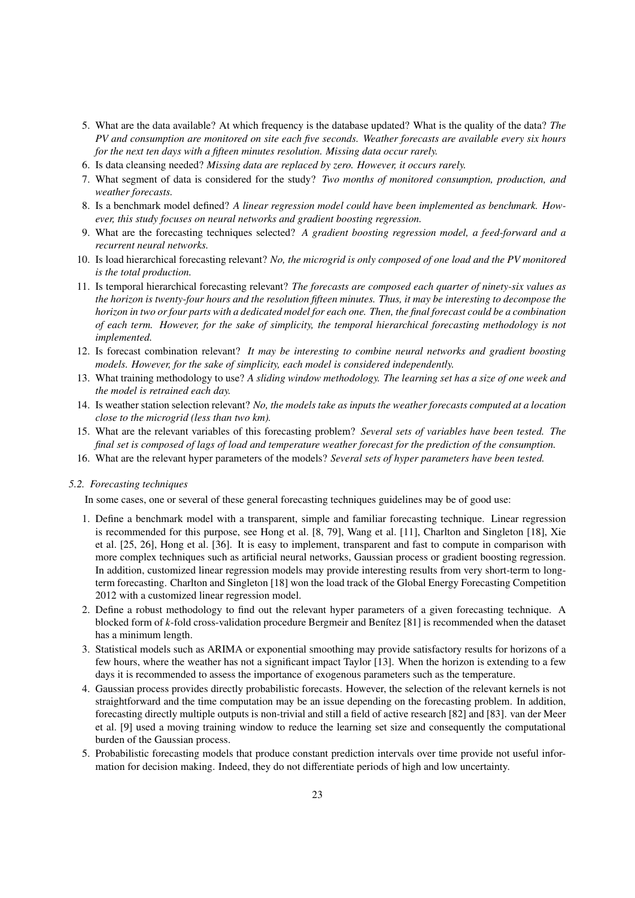5. What are the data available? At which frequency is the database updated? What is the quality of the data? *The PV and consumption are monitored on site each five seconds. Weather forecasts are available every six hours for the next ten days with a fifteen minutes resolution. Missing data occur rarely.*
6. Is data cleansing needed? *Missing data are replaced by zero. However, it occurs rarely.*
7. What segment of data is considered for the study? *Two months of monitored consumption, production, and weather forecasts.*
8. Is a benchmark model defined? *A linear regression model could have been implemented as benchmark. However, this study focuses on neural networks and gradient boosting regression.*
9. What are the forecasting techniques selected? *A gradient boosting regression model, a feed-forward and a recurrent neural networks.*
10. Is load hierarchical forecasting relevant? *No, the microgrid is only composed of one load and the PV monitored is the total production.*
11. Is temporal hierarchical forecasting relevant? *The forecasts are composed each quarter of ninety-six values as the horizon is twenty-four hours and the resolution fifteen minutes. Thus, it may be interesting to decompose the horizon in two or four parts with a dedicated model for each one. Then, the final forecast could be a combination of each term. However, for the sake of simplicity, the temporal hierarchical forecasting methodology is not implemented.*
12. Is forecast combination relevant? *It may be interesting to combine neural networks and gradient boosting models. However, for the sake of simplicity, each model is considered independently.*
13. What training methodology to use? *A sliding window methodology. The learning set has a size of one week and the model is retrained each day.*
14. Is weather station selection relevant? *No, the models take as inputs the weather forecasts computed at a location close to the microgrid (less than two km).*
15. What are the relevant variables of this forecasting problem? *Several sets of variables have been tested. The final set is composed of lags of load and temperature weather forecast for the prediction of the consumption.*
16. What are the relevant hyper parameters of the models? *Several sets of hyper parameters have been tested.*

### *5.2. Forecasting techniques*

In some cases, one or several of these general forecasting techniques guidelines may be of good use:

1. Define a benchmark model with a transparent, simple and familiar forecasting technique. Linear regression is recommended for this purpose, see Hong et al. [8, 79], Wang et al. [11], Charlton and Singleton [18], Xie et al. [25, 26], Hong et al. [36]. It is easy to implement, transparent and fast to compute in comparison with more complex techniques such as artificial neural networks, Gaussian process or gradient boosting regression. In addition, customized linear regression models may provide interesting results from very short-term to long-term forecasting. Charlton and Singleton [18] won the load track of the Global Energy Forecasting Competition 2012 with a customized linear regression model.
2. Define a robust methodology to find out the relevant hyper parameters of a given forecasting technique. A blocked form of $k$-fold cross-validation procedure Bergmeir and Benítez [81] is recommended when the dataset has a minimum length.
3. Statistical models such as ARIMA or exponential smoothing may provide satisfactory results for horizons of a few hours, where the weather has not a significant impact Taylor [13]. When the horizon is extending to a few days it is recommended to assess the importance of exogenous parameters such as the temperature.
4. Gaussian process provides directly probabilistic forecasts. However, the selection of the relevant kernels is not straightforward and the time computation may be an issue depending on the forecasting problem. In addition, forecasting directly multiple outputs is non-trivial and still a field of active research [82] and [83]. van der Meer et al. [9] used a moving training window to reduce the learning set size and consequently the computational burden of the Gaussian process.
5. Probabilistic forecasting models that produce constant prediction intervals over time provide not useful information for decision making. Indeed, they do not differentiate periods of high and low uncertainty.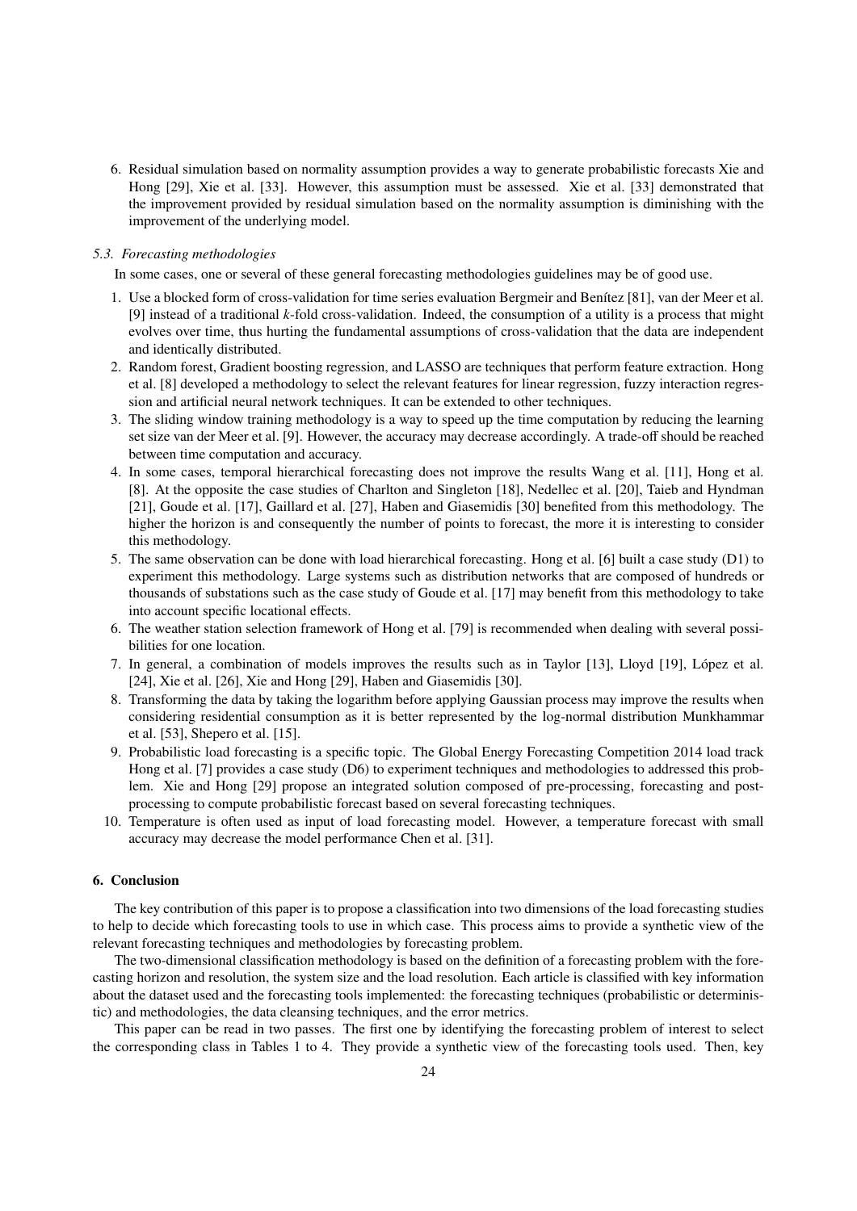6. Residual simulation based on normality assumption provides a way to generate probabilistic forecasts Xie and Hong [29], Xie et al. [33]. However, this assumption must be assessed. Xie et al. [33] demonstrated that the improvement provided by residual simulation based on the normality assumption is diminishing with the improvement of the underlying model.

### *5.3. Forecasting methodologies*

In some cases, one or several of these general forecasting methodologies guidelines may be of good use.

1. Use a blocked form of cross-validation for time series evaluation Bergmeir and Benítez [81], van der Meer et al. [9] instead of a traditional *k*-fold cross-validation. Indeed, the consumption of a utility is a process that might evolves over time, thus hurting the fundamental assumptions of cross-validation that the data are independent and identically distributed.
2. Random forest, Gradient boosting regression, and LASSO are techniques that perform feature extraction. Hong et al. [8] developed a methodology to select the relevant features for linear regression, fuzzy interaction regression and artificial neural network techniques. It can be extended to other techniques.
3. The sliding window training methodology is a way to speed up the time computation by reducing the learning set size van der Meer et al. [9]. However, the accuracy may decrease accordingly. A trade-off should be reached between time computation and accuracy.
4. In some cases, temporal hierarchical forecasting does not improve the results Wang et al. [11], Hong et al. [8]. At the opposite the case studies of Charlton and Singleton [18], Nedellec et al. [20], Taieb and Hyndman [21], Goude et al. [17], Gaillard et al. [27], Haben and Giasemidis [30] benefited from this methodology. The higher the horizon is and consequently the number of points to forecast, the more it is interesting to consider this methodology.
5. The same observation can be done with load hierarchical forecasting. Hong et al. [6] built a case study (D1) to experiment this methodology. Large systems such as distribution networks that are composed of hundreds or thousands of substations such as the case study of Goude et al. [17] may benefit from this methodology to take into account specific locational effects.
6. The weather station selection framework of Hong et al. [79] is recommended when dealing with several possibilities for one location.
7. In general, a combination of models improves the results such as in Taylor [13], Lloyd [19], López et al. [24], Xie et al. [26], Xie and Hong [29], Haben and Giasemidis [30].
8. Transforming the data by taking the logarithm before applying Gaussian process may improve the results when considering residential consumption as it is better represented by the log-normal distribution Munkhammar et al. [53], Shepero et al. [15].
9. Probabilistic load forecasting is a specific topic. The Global Energy Forecasting Competition 2014 load track Hong et al. [7] provides a case study (D6) to experiment techniques and methodologies to addressed this problem. Xie and Hong [29] propose an integrated solution composed of pre-processing, forecasting and post-processing to compute probabilistic forecast based on several forecasting techniques.
10. Temperature is often used as input of load forecasting model. However, a temperature forecast with small accuracy may decrease the model performance Chen et al. [31].

## 6. Conclusion

The key contribution of this paper is to propose a classification into two dimensions of the load forecasting studies to help to decide which forecasting tools to use in which case. This process aims to provide a synthetic view of the relevant forecasting techniques and methodologies by forecasting problem.

The two-dimensional classification methodology is based on the definition of a forecasting problem with the forecasting horizon and resolution, the system size and the load resolution. Each article is classified with key information about the dataset used and the forecasting tools implemented: the forecasting techniques (probabilistic or deterministic) and methodologies, the data cleansing techniques, and the error metrics.

This paper can be read in two passes. The first one by identifying the forecasting problem of interest to select the corresponding class in Tables 1 to 4. They provide a synthetic view of the forecasting tools used. Then, key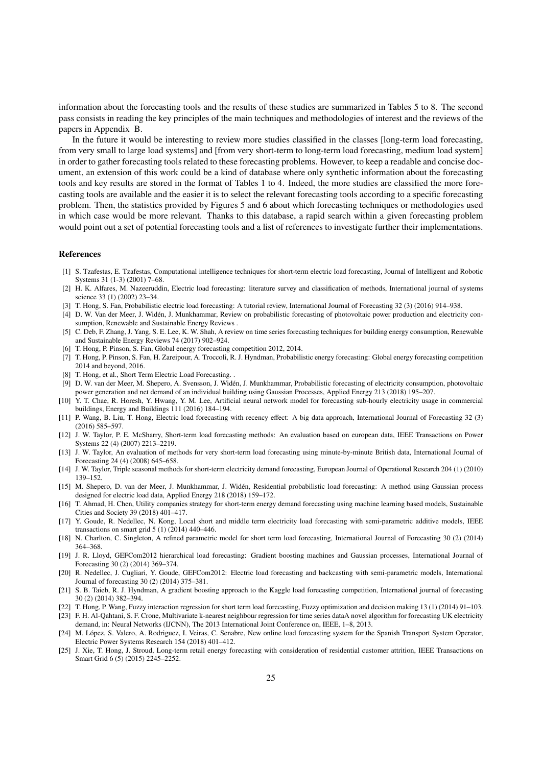information about the forecasting tools and the results of these studies are summarized in Tables 5 to 8. The second pass consists in reading the key principles of the main techniques and methodologies of interest and the reviews of the papers in Appendix B.

In the future it would be interesting to review more studies classified in the classes [long-term load forecasting, from very small to large load systems] and [from very short-term to long-term load forecasting, medium load system] in order to gather forecasting tools related to these forecasting problems. However, to keep a readable and concise document, an extension of this work could be a kind of database where only synthetic information about the forecasting tools and key results are stored in the format of Tables 1 to 4. Indeed, the more studies are classified the more forecasting tools are available and the easier it is to select the relevant forecasting tools according to a specific forecasting problem. Then, the statistics provided by Figures 5 and 6 about which forecasting techniques or methodologies used in which case would be more relevant. Thanks to this database, a rapid search within a given forecasting problem would point out a set of potential forecasting tools and a list of references to investigate further their implementations.

## References

[1] S. Tzafestas, E. Tzafestas, Computational intelligence techniques for short-term electric load forecasting, Journal of Intelligent and Robotic Systems 31 (1-3) (2001) 7–68.

[2] H. K. Alfares, M. Nazeeruddin, Electric load forecasting: literature survey and classification of methods, International journal of systems science 33 (1) (2002) 23–34.

[3] T. Hong, S. Fan, Probabilistic electric load forecasting: A tutorial review, International Journal of Forecasting 32 (3) (2016) 914–938.

[4] D. W. Van der Meer, J. Widén, J. Munkhammar, Review on probabilistic forecasting of photovoltaic power production and electricity consumption, Renewable and Sustainable Energy Reviews .

[5] C. Deb, F. Zhang, J. Yang, S. E. Lee, K. W. Shah, A review on time series forecasting techniques for building energy consumption, Renewable and Sustainable Energy Reviews 74 (2017) 902–924.

[6] T. Hong, P. Pinson, S. Fan, Global energy forecasting competition 2012, 2014.

[7] T. Hong, P. Pinson, S. Fan, H. Zareipour, A. Troccoli, R. J. Hyndman, Probabilistic energy forecasting: Global energy forecasting competition 2014 and beyond, 2016.

[8] T. Hong, et al., Short Term Electric Load Forecasting. .

[9] D. W. van der Meer, M. Shepero, A. Svensson, J. Widén, J. Munkhammar, Probabilistic forecasting of electricity consumption, photovoltaic power generation and net demand of an individual building using Gaussian Processes, Applied Energy 213 (2018) 195–207.

[10] Y. T. Chae, R. Horesh, Y. Hwang, Y. M. Lee, Artificial neural network model for forecasting sub-hourly electricity usage in commercial buildings, Energy and Buildings 111 (2016) 184–194.

[11] P. Wang, B. Liu, T. Hong, Electric load forecasting with recency effect: A big data approach, International Journal of Forecasting 32 (3) (2016) 585–597.

[12] J. W. Taylor, P. E. McSharry, Short-term load forecasting methods: An evaluation based on european data, IEEE Transactions on Power Systems 22 (4) (2007) 2213–2219.

[13] J. W. Taylor, An evaluation of methods for very short-term load forecasting using minute-by-minute British data, International Journal of Forecasting 24 (4) (2008) 645–658.

[14] J. W. Taylor, Triple seasonal methods for short-term electricity demand forecasting, European Journal of Operational Research 204 (1) (2010) 139–152.

[15] M. Shepero, D. van der Meer, J. Munkhammar, J. Widén, Residential probabilistic load forecasting: A method using Gaussian process designed for electric load data, Applied Energy 218 (2018) 159–172.

[16] T. Ahmad, H. Chen, Utility companies strategy for short-term energy demand forecasting using machine learning based models, Sustainable Cities and Society 39 (2018) 401–417.

[17] Y. Goude, R. Nedellec, N. Kong, Local short and middle term electricity load forecasting with semi-parametric additive models, IEEE transactions on smart grid 5 (1) (2014) 440–446.

[18] N. Charlton, C. Singleton, A refined parametric model for short term load forecasting, International Journal of Forecasting 30 (2) (2014) 364–368.

[19] J. R. Lloyd, GEFCom2012 hierarchical load forecasting: Gradient boosting machines and Gaussian processes, International Journal of Forecasting 30 (2) (2014) 369–374.

[20] R. Nedellec, J. Cugliari, Y. Goude, GEFCom2012: Electric load forecasting and backcasting with semi-parametric models, International Journal of forecasting 30 (2) (2014) 375–381.

[21] S. B. Taieb, R. J. Hyndman, A gradient boosting approach to the Kaggle load forecasting competition, International journal of forecasting 30 (2) (2014) 382–394.

[22] T. Hong, P. Wang, Fuzzy interaction regression for short term load forecasting, Fuzzy optimization and decision making 13 (1) (2014) 91–103.

[23] F. H. Al-Qahtani, S. F. Crone, Multivariate k-nearest neighbour regression for time series dataA novel algorithm for forecasting UK electricity demand, in: Neural Networks (IJCNN), The 2013 International Joint Conference on, IEEE, 1–8, 2013.

[24] M. López, S. Valero, A. Rodriguez, I. Veiras, C. Senabre, New online load forecasting system for the Spanish Transport System Operator, Electric Power Systems Research 154 (2018) 401–412.

[25] J. Xie, T. Hong, J. Stroud, Long-term retail energy forecasting with consideration of residential customer attrition, IEEE Transactions on Smart Grid 6 (5) (2015) 2245–2252.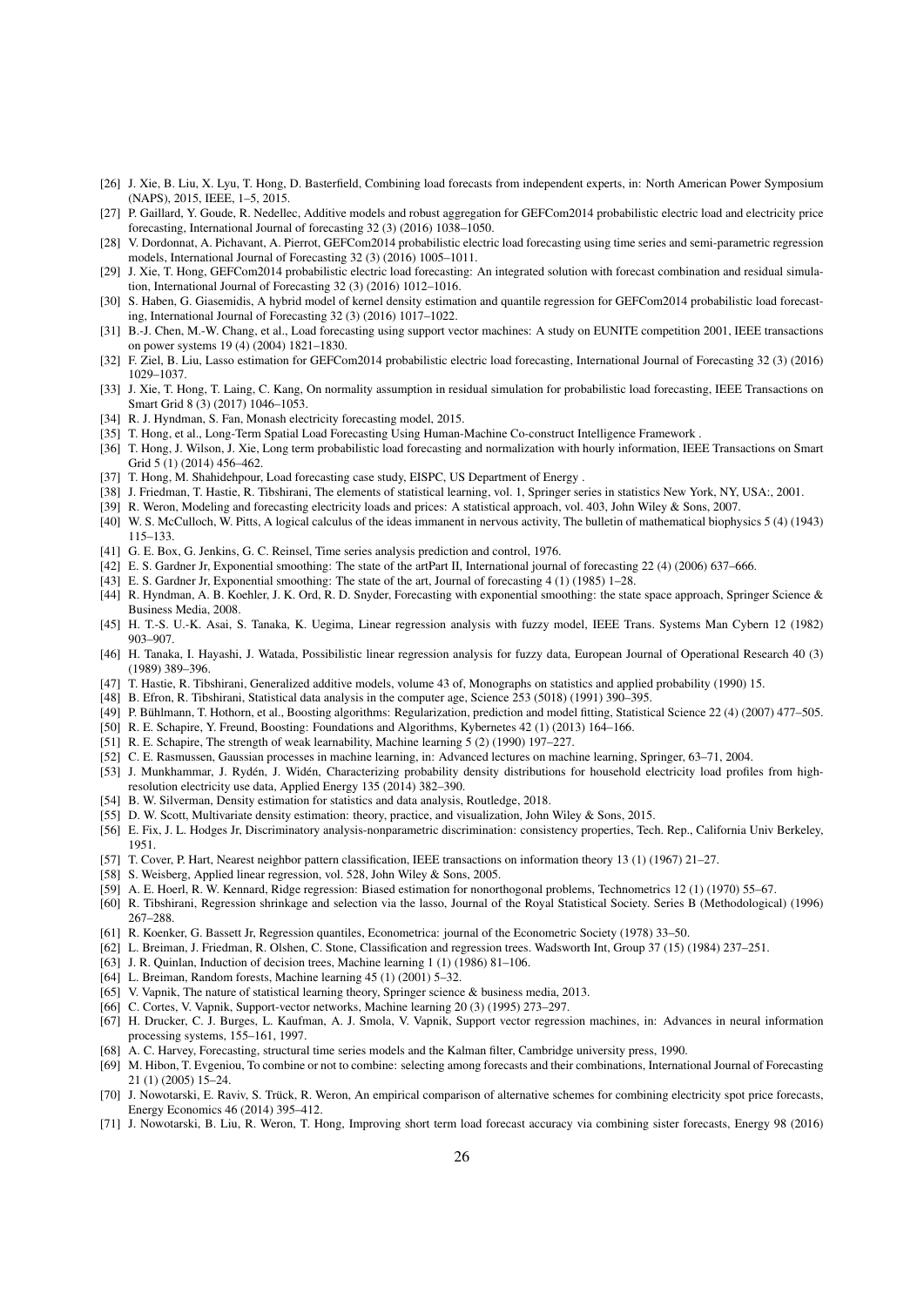[26] J. Xie, B. Liu, X. Lyu, T. Hong, D. Basterfield, Combining load forecasts from independent experts, in: North American Power Symposium (NAPS), 2015, IEEE, 1–5, 2015.

[27] P. Gaillard, Y. Goude, R. Nedellec, Additive models and robust aggregation for GEFCom2014 probabilistic electric load and electricity price forecasting, International Journal of forecasting 32 (3) (2016) 1038–1050.

[28] V. Dordonnat, A. Pichavant, A. Pierrot, GEFCom2014 probabilistic electric load forecasting using time series and semi-parametric regression models, International Journal of Forecasting 32 (3) (2016) 1005–1011.

[29] J. Xie, T. Hong, GEFCom2014 probabilistic electric load forecasting: An integrated solution with forecast combination and residual simulation, International Journal of Forecasting 32 (3) (2016) 1012–1016.

[30] S. Haben, G. Giasemidis, A hybrid model of kernel density estimation and quantile regression for GEFCom2014 probabilistic load forecasting, International Journal of Forecasting 32 (3) (2016) 1017–1022.

[31] B.-J. Chen, M.-W. Chang, et al., Load forecasting using support vector machines: A study on EUNITE competition 2001, IEEE transactions on power systems 19 (4) (2004) 1821–1830.

[32] F. Ziel, B. Liu, Lasso estimation for GEFCom2014 probabilistic electric load forecasting, International Journal of Forecasting 32 (3) (2016) 1029–1037.

[33] J. Xie, T. Hong, T. Laing, C. Kang, On normality assumption in residual simulation for probabilistic load forecasting, IEEE Transactions on Smart Grid 8 (3) (2017) 1046–1053.

[34] R. J. Hyndman, S. Fan, Monash electricity forecasting model, 2015.

[35] T. Hong, et al., Long-Term Spatial Load Forecasting Using Human-Machine Co-construct Intelligence Framework .

[36] T. Hong, J. Wilson, J. Xie, Long term probabilistic load forecasting and normalization with hourly information, IEEE Transactions on Smart Grid 5 (1) (2014) 456–462.

[37] T. Hong, M. Shahidehpour, Load forecasting case study, EISPC, US Department of Energy .

[38] J. Friedman, T. Hastie, R. Tibshirani, The elements of statistical learning, vol. 1, Springer series in statistics New York, NY, USA:, 2001.

[39] R. Weron, Modeling and forecasting electricity loads and prices: A statistical approach, vol. 403, John Wiley & Sons, 2007.

[40] W. S. McCulloch, W. Pitts, A logical calculus of the ideas immanent in nervous activity, The bulletin of mathematical biophysics 5 (4) (1943) 115–133.

[41] G. E. Box, G. Jenkins, G. C. Reinsel, Time series analysis prediction and control, 1976.

[42] E. S. Gardner Jr, Exponential smoothing: The state of the artPart II, International journal of forecasting 22 (4) (2006) 637–666.

[43] E. S. Gardner Jr, Exponential smoothing: The state of the art, Journal of forecasting 4 (1) (1985) 1–28.

[44] R. Hyndman, A. B. Koehler, J. K. Ord, R. D. Snyder, Forecasting with exponential smoothing: the state space approach, Springer Science & Business Media, 2008.

[45] H. T.-S. U.-K. Asai, S. Tanaka, K. Uegima, Linear regression analysis with fuzzy model, IEEE Trans. Systems Man Cybern 12 (1982) 903–907.

[46] H. Tanaka, I. Hayashi, J. Watada, Possibilistic linear regression analysis for fuzzy data, European Journal of Operational Research 40 (3) (1989) 389–396.

[47] T. Hastie, R. Tibshirani, Generalized additive models, volume 43 of, Monographs on statistics and applied probability (1990) 15.

[48] B. Efron, R. Tibshirani, Statistical data analysis in the computer age, Science 253 (5018) (1991) 390–395.

[49] P. Bühlmann, T. Hothorn, et al., Boosting algorithms: Regularization, prediction and model fitting, Statistical Science 22 (4) (2007) 477–505.

[50] R. E. Schapire, Y. Freund, Boosting: Foundations and Algorithms, Kybernetes 42 (1) (2013) 164–166.

[51] R. E. Schapire, The strength of weak learnability, Machine learning 5 (2) (1990) 197–227.

[52] C. E. Rasmussen, Gaussian processes in machine learning, in: Advanced lectures on machine learning, Springer, 63–71, 2004.

[53] J. Munkhammar, J. Rydén, J. Widén, Characterizing probability density distributions for household electricity load profiles from high-resolution electricity use data, Applied Energy 135 (2014) 382–390.

[54] B. W. Silverman, Density estimation for statistics and data analysis, Routledge, 2018.

[55] D. W. Scott, Multivariate density estimation: theory, practice, and visualization, John Wiley & Sons, 2015.

[56] E. Fix, J. L. Hodges Jr, Discriminatory analysis-nonparametric discrimination: consistency properties, Tech. Rep., California Univ Berkeley, 1951.

[57] T. Cover, P. Hart, Nearest neighbor pattern classification, IEEE transactions on information theory 13 (1) (1967) 21–27.

[58] S. Weisberg, Applied linear regression, vol. 528, John Wiley & Sons, 2005.

[59] A. E. Hoerl, R. W. Kennard, Ridge regression: Biased estimation for nonorthogonal problems, Technometrics 12 (1) (1970) 55–67.

[60] R. Tibshirani, Regression shrinkage and selection via the lasso, Journal of the Royal Statistical Society. Series B (Methodological) (1996) 267–288.

[61] R. Koenker, G. Bassett Jr, Regression quantiles, Econometrica: journal of the Econometric Society (1978) 33–50.

[62] L. Breiman, J. Friedman, R. Olshen, C. Stone, Classification and regression trees. Wadsworth Int, Group 37 (15) (1984) 237–251.

[63] J. R. Quinlan, Induction of decision trees, Machine learning 1 (1) (1986) 81–106.

[64] L. Breiman, Random forests, Machine learning 45 (1) (2001) 5–32.

[65] V. Vapnik, The nature of statistical learning theory, Springer science & business media, 2013.

[66] C. Cortes, V. Vapnik, Support-vector networks, Machine learning 20 (3) (1995) 273–297.

[67] H. Drucker, C. J. Burges, L. Kaufman, A. J. Smola, V. Vapnik, Support vector regression machines, in: Advances in neural information processing systems, 155–161, 1997.

[68] A. C. Harvey, Forecasting, structural time series models and the Kalman filter, Cambridge university press, 1990.

[69] M. Hibon, T. Evgeniou, To combine or not to combine: selecting among forecasts and their combinations, International Journal of Forecasting 21 (1) (2005) 15–24.

[70] J. Nowotarski, E. Raviv, S. Trück, R. Weron, An empirical comparison of alternative schemes for combining electricity spot price forecasts, Energy Economics 46 (2014) 395–412.

[71] J. Nowotarski, B. Liu, R. Weron, T. Hong, Improving short term load forecast accuracy via combining sister forecasts, Energy 98 (2016)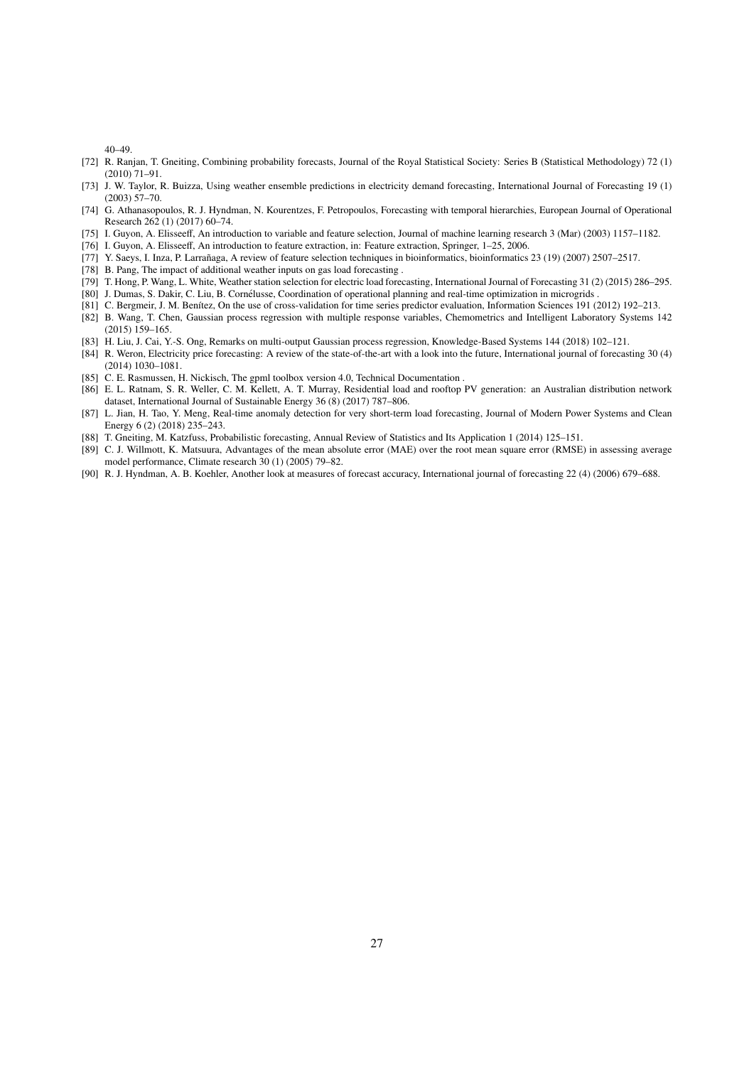40–49.

[72] R. Ranjan, T. Gneiting, Combining probability forecasts, Journal of the Royal Statistical Society: Series B (Statistical Methodology) 72 (1) (2010) 71–91.

[73] J. W. Taylor, R. Buizza, Using weather ensemble predictions in electricity demand forecasting, International Journal of Forecasting 19 (1) (2003) 57–70.

[74] G. Athanasopoulos, R. J. Hyndman, N. Kourentzes, F. Petropoulos, Forecasting with temporal hierarchies, European Journal of Operational Research 262 (1) (2017) 60–74.

[75] I. Guyon, A. Elisseeff, An introduction to variable and feature selection, Journal of machine learning research 3 (Mar) (2003) 1157–1182.

[76] I. Guyon, A. Elisseeff, An introduction to feature extraction, in: Feature extraction, Springer, 1–25, 2006.

[77] Y. Saeys, I. Inza, P. Larrañaga, A review of feature selection techniques in bioinformatics, bioinformatics 23 (19) (2007) 2507–2517.

[78] B. Pang, The impact of additional weather inputs on gas load forecasting .

[79] T. Hong, P. Wang, L. White, Weather station selection for electric load forecasting, International Journal of Forecasting 31 (2) (2015) 286–295.

[80] J. Dumas, S. Dakir, C. Liu, B. Cornélusse, Coordination of operational planning and real-time optimization in microgrids .

[81] C. Bergmeir, J. M. Benítez, On the use of cross-validation for time series predictor evaluation, Information Sciences 191 (2012) 192–213.

[82] B. Wang, T. Chen, Gaussian process regression with multiple response variables, Chemometrics and Intelligent Laboratory Systems 142 (2015) 159–165.

[83] H. Liu, J. Cai, Y.-S. Ong, Remarks on multi-output Gaussian process regression, Knowledge-Based Systems 144 (2018) 102–121.

[84] R. Weron, Electricity price forecasting: A review of the state-of-the-art with a look into the future, International journal of forecasting 30 (4) (2014) 1030–1081.

[85] C. E. Rasmussen, H. Nickisch, The gpml toolbox version 4.0, Technical Documentation .

[86] E. L. Ratnam, S. R. Weller, C. M. Kellett, A. T. Murray, Residential load and rooftop PV generation: an Australian distribution network dataset, International Journal of Sustainable Energy 36 (8) (2017) 787–806.

[87] L. Jian, H. Tao, Y. Meng, Real-time anomaly detection for very short-term load forecasting, Journal of Modern Power Systems and Clean Energy 6 (2) (2018) 235–243.

[88] T. Gneiting, M. Katzfuss, Probabilistic forecasting, Annual Review of Statistics and Its Application 1 (2014) 125–151.

[89] C. J. Willmott, K. Matsuura, Advantages of the mean absolute error (MAE) over the root mean square error (RMSE) in assessing average model performance, Climate research 30 (1) (2005) 79–82.

[90] R. J. Hyndman, A. B. Koehler, Another look at measures of forecast accuracy, International journal of forecasting 22 (4) (2006) 679–688.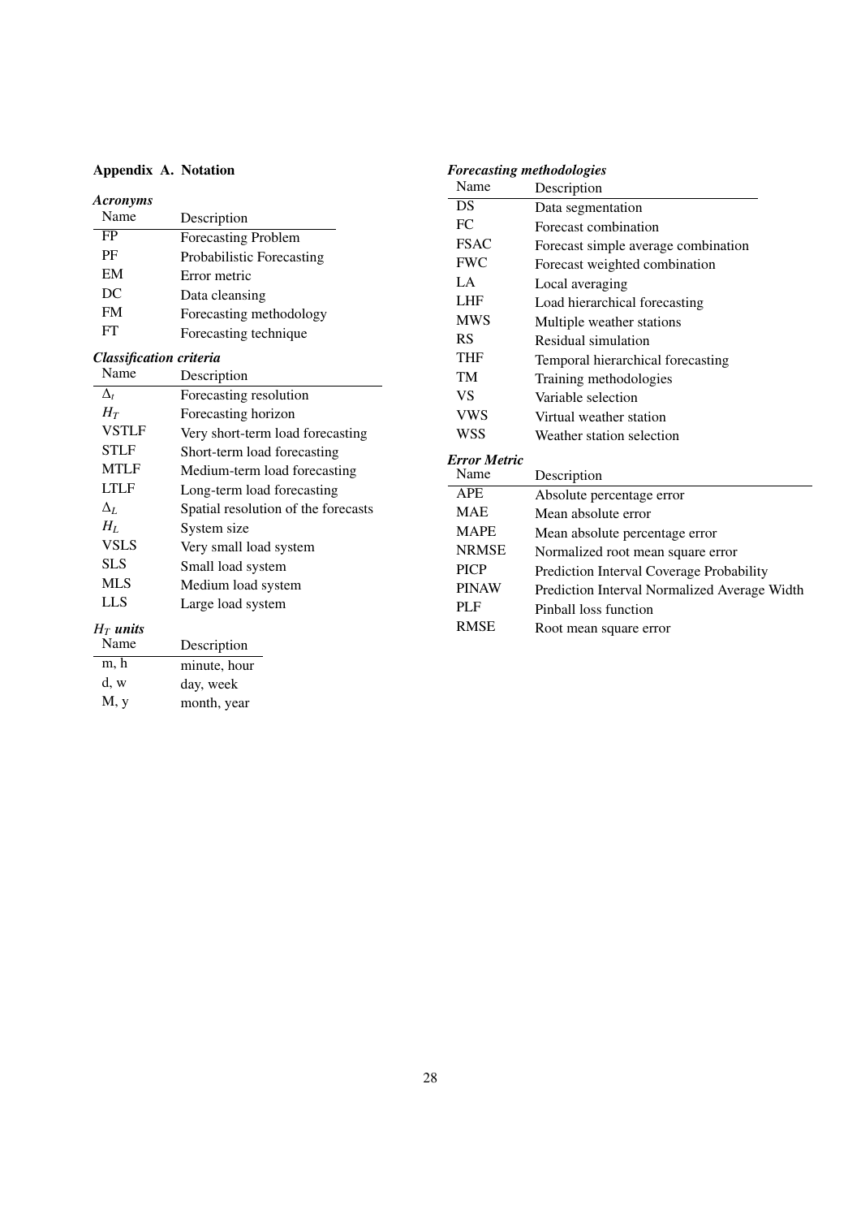## Appendix A. Notation

***Acronyms***

| Name | Description |
|---|---|
| FP | Forecasting Problem |
| PF | Probabilistic Forecasting |
| EM | Error metric |
| DC | Data cleansing |
| FM | Forecasting methodology |
| FT | Forecasting technique |

***Classification criteria***

| Name | Description |
|---|---|
| $\Delta_t$ | Forecasting resolution |
| $H_T$ | Forecasting horizon |
| VSTLF | Very short-term load forecasting |
| STLF | Short-term load forecasting |
| MTLF | Medium-term load forecasting |
| LTLF | Long-term load forecasting |
| $\Delta_L$ | Spatial resolution of the forecasts |
| $H_L$ | System size |
| VSLS | Very small load system |
| SLS | Small load system |
| MLS | Medium load system |
| LLS | Large load system |

***$H_T$ units***

| Name | Description |
|---|---|
| m, h | minute, hour |
| d, w | day, week |
| M, y | month, year |

***Forecasting methodologies***

| Name | Description |
|---|---|
| DS | Data segmentation |
| FC | Forecast combination |
| FSAC | Forecast simple average combination |
| FWC | Forecast weighted combination |
| LA | Local averaging |
| LHF | Load hierarchical forecasting |
| MWS | Multiple weather stations |
| RS | Residual simulation |
| THF | Temporal hierarchical forecasting |
| TM | Training methodologies |
| VS | Variable selection |
| VWS | Virtual weather station |
| WSS | Weather station selection |

***Error Metric***

| Name | Description |
|---|---|
| APE | Absolute percentage error |
| MAE | Mean absolute error |
| MAPE | Mean absolute percentage error |
| NRMSE | Normalized root mean square error |
| PICP | Prediction Interval Coverage Probability |
| PINAW | Prediction Interval Normalized Average Width |
| PLF | Pinball loss function |
| RMSE | Root mean square error |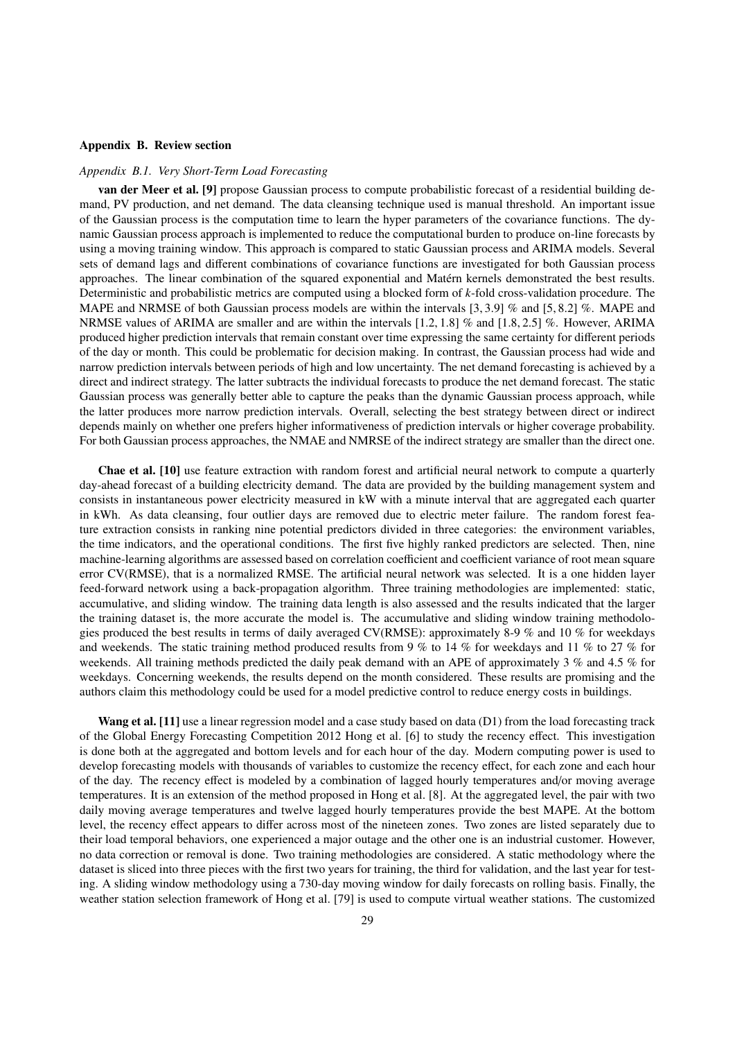## Appendix B. Review section

### *Appendix B.1. Very Short-Term Load Forecasting*

**van der Meer et al. [9]** propose Gaussian process to compute probabilistic forecast of a residential building demand, PV production, and net demand. The data cleansing technique used is manual threshold. An important issue of the Gaussian process is the computation time to learn the hyper parameters of the covariance functions. The dynamic Gaussian process approach is implemented to reduce the computational burden to produce on-line forecasts by using a moving training window. This approach is compared to static Gaussian process and ARIMA models. Several sets of demand lags and different combinations of covariance functions are investigated for both Gaussian process approaches. The linear combination of the squared exponential and Matérn kernels demonstrated the best results. Deterministic and probabilistic metrics are computed using a blocked form of $k$-fold cross-validation procedure. The MAPE and NRMSE of both Gaussian process models are within the intervals $[3, 3.9]$ % and $[5, 8.2]$ %. MAPE and NRMSE values of ARIMA are smaller and are within the intervals $[1.2, 1.8]$ % and $[1.8, 2.5]$ %. However, ARIMA produced higher prediction intervals that remain constant over time expressing the same certainty for different periods of the day or month. This could be problematic for decision making. In contrast, the Gaussian process had wide and narrow prediction intervals between periods of high and low uncertainty. The net demand forecasting is achieved by a direct and indirect strategy. The latter subtracts the individual forecasts to produce the net demand forecast. The static Gaussian process was generally better able to capture the peaks than the dynamic Gaussian process approach, while the latter produces more narrow prediction intervals. Overall, selecting the best strategy between direct or indirect depends mainly on whether one prefers higher informativeness of prediction intervals or higher coverage probability. For both Gaussian process approaches, the NMAE and NMRSE of the indirect strategy are smaller than the direct one.

**Chae et al. [10]** use feature extraction with random forest and artificial neural network to compute a quarterly day-ahead forecast of a building electricity demand. The data are provided by the building management system and consists in instantaneous power electricity measured in kW with a minute interval that are aggregated each quarter in kWh. As data cleansing, four outlier days are removed due to electric meter failure. The random forest feature extraction consists in ranking nine potential predictors divided in three categories: the environment variables, the time indicators, and the operational conditions. The first five highly ranked predictors are selected. Then, nine machine-learning algorithms are assessed based on correlation coefficient and coefficient variance of root mean square error CV(RMSE), that is a normalized RMSE. The artificial neural network was selected. It is a one hidden layer feed-forward network using a back-propagation algorithm. Three training methodologies are implemented: static, accumulative, and sliding window. The training data length is also assessed and the results indicated that the larger the training dataset is, the more accurate the model is. The accumulative and sliding window training methodologies produced the best results in terms of daily averaged CV(RMSE): approximately 8-9 % and 10 % for weekdays and weekends. The static training method produced results from 9 % to 14 % for weekdays and 11 % to 27 % for weekends. All training methods predicted the daily peak demand with an APE of approximately 3 % and 4.5 % for weekdays. Concerning weekends, the results depend on the month considered. These results are promising and the authors claim this methodology could be used for a model predictive control to reduce energy costs in buildings.

**Wang et al. [11]** use a linear regression model and a case study based on data (D1) from the load forecasting track of the Global Energy Forecasting Competition 2012 Hong et al. [6] to study the recency effect. This investigation is done both at the aggregated and bottom levels and for each hour of the day. Modern computing power is used to develop forecasting models with thousands of variables to customize the recency effect, for each zone and each hour of the day. The recency effect is modeled by a combination of lagged hourly temperatures and/or moving average temperatures. It is an extension of the method proposed in Hong et al. [8]. At the aggregated level, the pair with two daily moving average temperatures and twelve lagged hourly temperatures provide the best MAPE. At the bottom level, the recency effect appears to differ across most of the nineteen zones. Two zones are listed separately due to their load temporal behaviors, one experienced a major outage and the other one is an industrial customer. However, no data correction or removal is done. Two training methodologies are considered. A static methodology where the dataset is sliced into three pieces with the first two years for training, the third for validation, and the last year for testing. A sliding window methodology using a 730-day moving window for daily forecasts on rolling basis. Finally, the weather station selection framework of Hong et al. [79] is used to compute virtual weather stations. The customized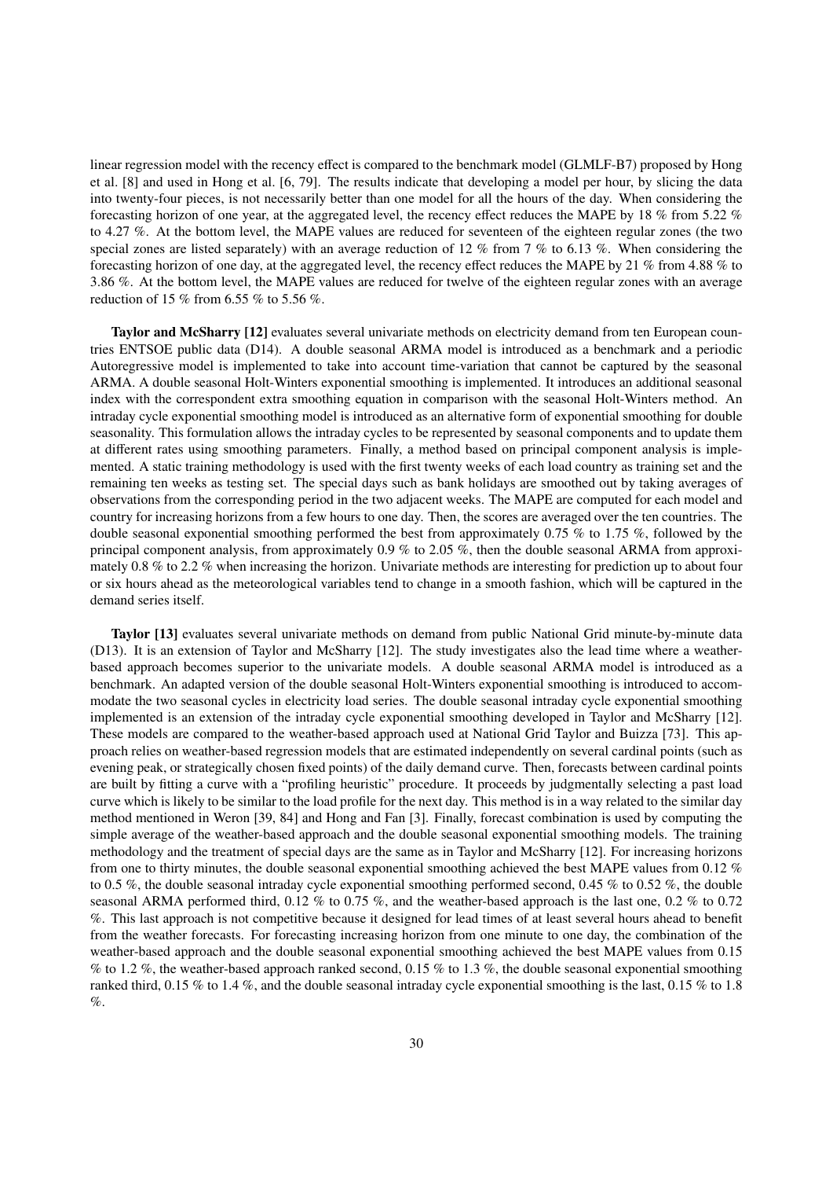linear regression model with the recency effect is compared to the benchmark model (GLMLF-B7) proposed by Hong et al. [8] and used in Hong et al. [6, 79]. The results indicate that developing a model per hour, by slicing the data into twenty-four pieces, is not necessarily better than one model for all the hours of the day. When considering the forecasting horizon of one year, at the aggregated level, the recency effect reduces the MAPE by 18 % from 5.22 % to 4.27 %. At the bottom level, the MAPE values are reduced for seventeen of the eighteen regular zones (the two special zones are listed separately) with an average reduction of 12 % from 7 % to 6.13 %. When considering the forecasting horizon of one day, at the aggregated level, the recency effect reduces the MAPE by 21 % from 4.88 % to 3.86 %. At the bottom level, the MAPE values are reduced for twelve of the eighteen regular zones with an average reduction of 15 % from 6.55 % to 5.56 %.

**Taylor and McSharry [12]** evaluates several univariate methods on electricity demand from ten European countries ENTSOE public data (D14). A double seasonal ARMA model is introduced as a benchmark and a periodic Autoregressive model is implemented to take into account time-variation that cannot be captured by the seasonal ARMA. A double seasonal Holt-Winters exponential smoothing is implemented. It introduces an additional seasonal index with the correspondent extra smoothing equation in comparison with the seasonal Holt-Winters method. An intraday cycle exponential smoothing model is introduced as an alternative form of exponential smoothing for double seasonality. This formulation allows the intraday cycles to be represented by seasonal components and to update them at different rates using smoothing parameters. Finally, a method based on principal component analysis is implemented. A static training methodology is used with the first twenty weeks of each load country as training set and the remaining ten weeks as testing set. The special days such as bank holidays are smoothed out by taking averages of observations from the corresponding period in the two adjacent weeks. The MAPE are computed for each model and country for increasing horizons from a few hours to one day. Then, the scores are averaged over the ten countries. The double seasonal exponential smoothing performed the best from approximately 0.75 % to 1.75 %, followed by the principal component analysis, from approximately 0.9 % to 2.05 %, then the double seasonal ARMA from approximately 0.8 % to 2.2 % when increasing the horizon. Univariate methods are interesting for prediction up to about four or six hours ahead as the meteorological variables tend to change in a smooth fashion, which will be captured in the demand series itself.

**Taylor [13]** evaluates several univariate methods on demand from public National Grid minute-by-minute data (D13). It is an extension of Taylor and McSharry [12]. The study investigates also the lead time where a weather-based approach becomes superior to the univariate models. A double seasonal ARMA model is introduced as a benchmark. An adapted version of the double seasonal Holt-Winters exponential smoothing is introduced to accommodate the two seasonal cycles in electricity load series. The double seasonal intraday cycle exponential smoothing implemented is an extension of the intraday cycle exponential smoothing developed in Taylor and McSharry [12]. These models are compared to the weather-based approach used at National Grid Taylor and Buizza [73]. This approach relies on weather-based regression models that are estimated independently on several cardinal points (such as evening peak, or strategically chosen fixed points) of the daily demand curve. Then, forecasts between cardinal points are built by fitting a curve with a "profiling heuristic" procedure. It proceeds by judgmentally selecting a past load curve which is likely to be similar to the load profile for the next day. This method is in a way related to the similar day method mentioned in Weron [39, 84] and Hong and Fan [3]. Finally, forecast combination is used by computing the simple average of the weather-based approach and the double seasonal exponential smoothing models. The training methodology and the treatment of special days are the same as in Taylor and McSharry [12]. For increasing horizons from one to thirty minutes, the double seasonal exponential smoothing achieved the best MAPE values from 0.12 % to 0.5 %, the double seasonal intraday cycle exponential smoothing performed second, 0.45 % to 0.52 %, the double seasonal ARMA performed third, 0.12 % to 0.75 %, and the weather-based approach is the last one, 0.2 % to 0.72 %. This last approach is not competitive because it designed for lead times of at least several hours ahead to benefit from the weather forecasts. For forecasting increasing horizon from one minute to one day, the combination of the weather-based approach and the double seasonal exponential smoothing achieved the best MAPE values from 0.15 % to 1.2 %, the weather-based approach ranked second, 0.15 % to 1.3 %, the double seasonal exponential smoothing ranked third, 0.15 % to 1.4 %, and the double seasonal intraday cycle exponential smoothing is the last, 0.15 % to 1.8 %.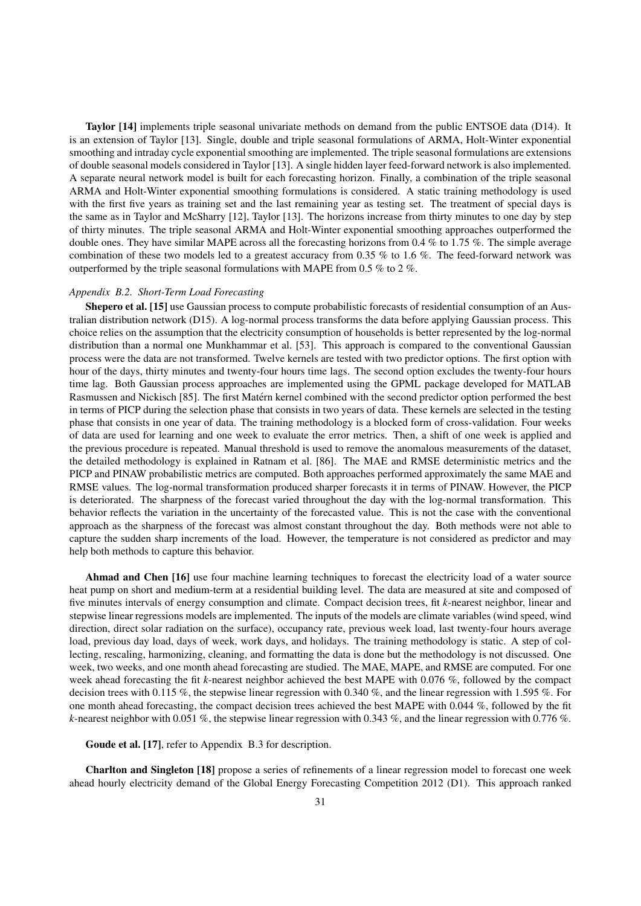**Taylor [14]** implements triple seasonal univariate methods on demand from the public ENTSOE data (D14). It is an extension of Taylor [13]. Single, double and triple seasonal formulations of ARMA, Holt-Winter exponential smoothing and intraday cycle exponential smoothing are implemented. The triple seasonal formulations are extensions of double seasonal models considered in Taylor [13]. A single hidden layer feed-forward network is also implemented. A separate neural network model is built for each forecasting horizon. Finally, a combination of the triple seasonal ARMA and Holt-Winter exponential smoothing formulations is considered. A static training methodology is used with the first five years as training set and the last remaining year as testing set. The treatment of special days is the same as in Taylor and McSharry [12], Taylor [13]. The horizons increase from thirty minutes to one day by step of thirty minutes. The triple seasonal ARMA and Holt-Winter exponential smoothing approaches outperformed the double ones. They have similar MAPE across all the forecasting horizons from 0.4 % to 1.75 %. The simple average combination of these two models led to a greatest accuracy from 0.35 % to 1.6 %. The feed-forward network was outperformed by the triple seasonal formulations with MAPE from 0.5 % to 2 %.

### *Appendix B.2. Short-Term Load Forecasting*

**Shepero et al. [15]** use Gaussian process to compute probabilistic forecasts of residential consumption of an Australian distribution network (D15). A log-normal process transforms the data before applying Gaussian process. This choice relies on the assumption that the electricity consumption of households is better represented by the log-normal distribution than a normal one Munkhammar et al. [53]. This approach is compared to the conventional Gaussian process were the data are not transformed. Twelve kernels are tested with two predictor options. The first option with hour of the days, thirty minutes and twenty-four hours time lags. The second option excludes the twenty-four hours time lag. Both Gaussian process approaches are implemented using the GPML package developed for MATLAB Rasmussen and Nickisch [85]. The first Matérn kernel combined with the second predictor option performed the best in terms of PICP during the selection phase that consists in two years of data. These kernels are selected in the testing phase that consists in one year of data. The training methodology is a blocked form of cross-validation. Four weeks of data are used for learning and one week to evaluate the error metrics. Then, a shift of one week is applied and the previous procedure is repeated. Manual threshold is used to remove the anomalous measurements of the dataset, the detailed methodology is explained in Ratnam et al. [86]. The MAE and RMSE deterministic metrics and the PICP and PINAW probabilistic metrics are computed. Both approaches performed approximately the same MAE and RMSE values. The log-normal transformation produced sharper forecasts it in terms of PINAW. However, the PICP is deteriorated. The sharpness of the forecast varied throughout the day with the log-normal transformation. This behavior reflects the variation in the uncertainty of the forecasted value. This is not the case with the conventional approach as the sharpness of the forecast was almost constant throughout the day. Both methods were not able to capture the sudden sharp increments of the load. However, the temperature is not considered as predictor and may help both methods to capture this behavior.

**Ahmad and Chen [16]** use four machine learning techniques to forecast the electricity load of a water source heat pump on short and medium-term at a residential building level. The data are measured at site and composed of five minutes intervals of energy consumption and climate. Compact decision trees, fit *k*-nearest neighbor, linear and stepwise linear regressions models are implemented. The inputs of the models are climate variables (wind speed, wind direction, direct solar radiation on the surface), occupancy rate, previous week load, last twenty-four hours average load, previous day load, days of week, work days, and holidays. The training methodology is static. A step of collecting, rescaling, harmonizing, cleaning, and formatting the data is done but the methodology is not discussed. One week, two weeks, and one month ahead forecasting are studied. The MAE, MAPE, and RMSE are computed. For one week ahead forecasting the fit *k*-nearest neighbor achieved the best MAPE with 0.076 %, followed by the compact decision trees with 0.115 %, the stepwise linear regression with 0.340 %, and the linear regression with 1.595 %. For one month ahead forecasting, the compact decision trees achieved the best MAPE with 0.044 %, followed by the fit *k*-nearest neighbor with 0.051 %, the stepwise linear regression with 0.343 %, and the linear regression with 0.776 %.

**Goude et al. [17]**, refer to Appendix B.3 for description.

**Charlton and Singleton [18]** propose a series of refinements of a linear regression model to forecast one week ahead hourly electricity demand of the Global Energy Forecasting Competition 2012 (D1). This approach ranked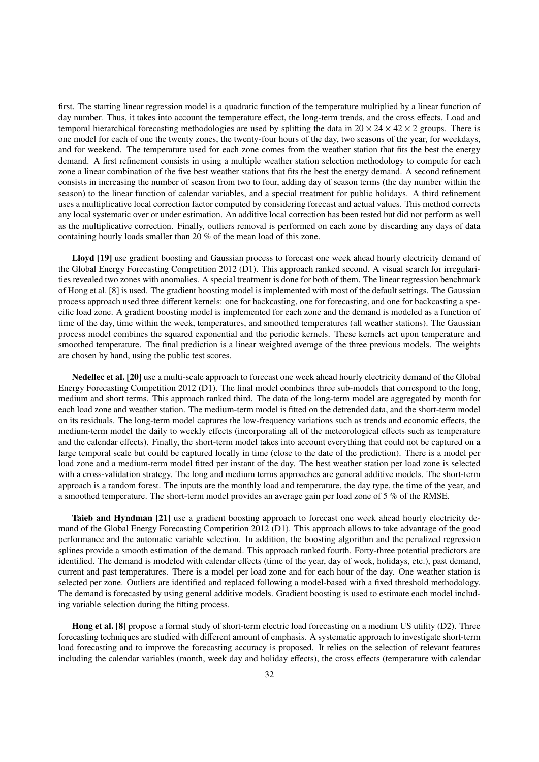first. The starting linear regression model is a quadratic function of the temperature multiplied by a linear function of day number. Thus, it takes into account the temperature effect, the long-term trends, and the cross effects. Load and temporal hierarchical forecasting methodologies are used by splitting the data in $20 \times 24 \times 42 \times 2$ groups. There is one model for each of one the twenty zones, the twenty-four hours of the day, two seasons of the year, for weekdays, and for weekend. The temperature used for each zone comes from the weather station that fits the best the energy demand. A first refinement consists in using a multiple weather station selection methodology to compute for each zone a linear combination of the five best weather stations that fits the best the energy demand. A second refinement consists in increasing the number of season from two to four, adding day of season terms (the day number within the season) to the linear function of calendar variables, and a special treatment for public holidays. A third refinement uses a multiplicative local correction factor computed by considering forecast and actual values. This method corrects any local systematic over or under estimation. An additive local correction has been tested but did not perform as well as the multiplicative correction. Finally, outliers removal is performed on each zone by discarding any days of data containing hourly loads smaller than 20 % of the mean load of this zone.

**Lloyd [19]** use gradient boosting and Gaussian process to forecast one week ahead hourly electricity demand of the Global Energy Forecasting Competition 2012 (D1). This approach ranked second. A visual search for irregularities revealed two zones with anomalies. A special treatment is done for both of them. The linear regression benchmark of Hong et al. [8] is used. The gradient boosting model is implemented with most of the default settings. The Gaussian process approach used three different kernels: one for backcasting, one for forecasting, and one for backcasting a specific load zone. A gradient boosting model is implemented for each zone and the demand is modeled as a function of time of the day, time within the week, temperatures, and smoothed temperatures (all weather stations). The Gaussian process model combines the squared exponential and the periodic kernels. These kernels act upon temperature and smoothed temperature. The final prediction is a linear weighted average of the three previous models. The weights are chosen by hand, using the public test scores.

**Nedellec et al. [20]** use a multi-scale approach to forecast one week ahead hourly electricity demand of the Global Energy Forecasting Competition 2012 (D1). The final model combines three sub-models that correspond to the long, medium and short terms. This approach ranked third. The data of the long-term model are aggregated by month for each load zone and weather station. The medium-term model is fitted on the detrended data, and the short-term model on its residuals. The long-term model captures the low-frequency variations such as trends and economic effects, the medium-term model the daily to weekly effects (incorporating all of the meteorological effects such as temperature and the calendar effects). Finally, the short-term model takes into account everything that could not be captured on a large temporal scale but could be captured locally in time (close to the date of the prediction). There is a model per load zone and a medium-term model fitted per instant of the day. The best weather station per load zone is selected with a cross-validation strategy. The long and medium terms approaches are general additive models. The short-term approach is a random forest. The inputs are the monthly load and temperature, the day type, the time of the year, and a smoothed temperature. The short-term model provides an average gain per load zone of 5 % of the RMSE.

**Taieb and Hyndman [21]** use a gradient boosting approach to forecast one week ahead hourly electricity demand of the Global Energy Forecasting Competition 2012 (D1). This approach allows to take advantage of the good performance and the automatic variable selection. In addition, the boosting algorithm and the penalized regression splines provide a smooth estimation of the demand. This approach ranked fourth. Forty-three potential predictors are identified. The demand is modeled with calendar effects (time of the year, day of week, holidays, etc.), past demand, current and past temperatures. There is a model per load zone and for each hour of the day. One weather station is selected per zone. Outliers are identified and replaced following a model-based with a fixed threshold methodology. The demand is forecasted by using general additive models. Gradient boosting is used to estimate each model including variable selection during the fitting process.

**Hong et al. [8]** propose a formal study of short-term electric load forecasting on a medium US utility (D2). Three forecasting techniques are studied with different amount of emphasis. A systematic approach to investigate short-term load forecasting and to improve the forecasting accuracy is proposed. It relies on the selection of relevant features including the calendar variables (month, week day and holiday effects), the cross effects (temperature with calendar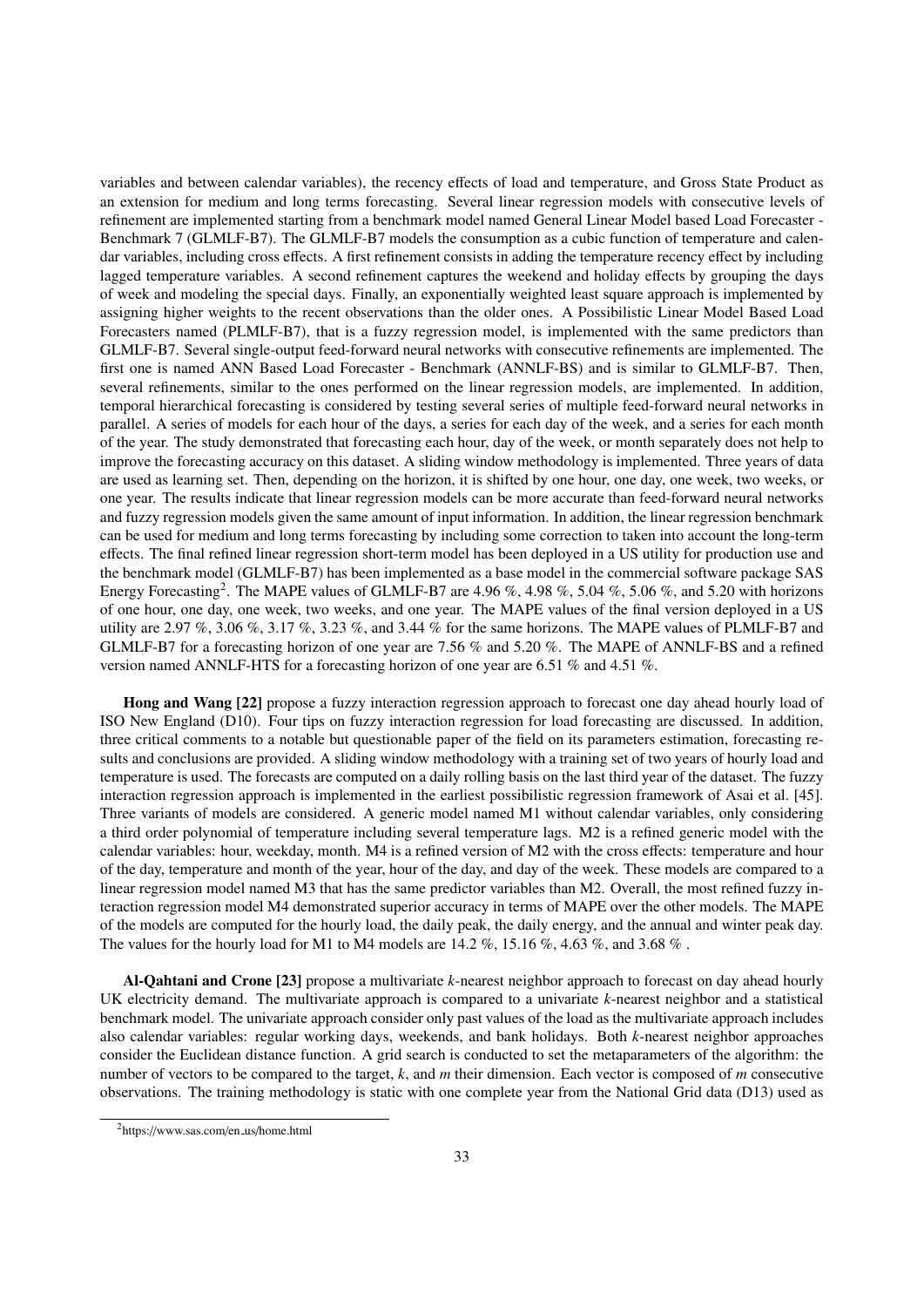variables and between calendar variables), the recency effects of load and temperature, and Gross State Product as an extension for medium and long terms forecasting. Several linear regression models with consecutive levels of refinement are implemented starting from a benchmark model named General Linear Model based Load Forecaster - Benchmark 7 (GLMLF-B7). The GLMLF-B7 models the consumption as a cubic function of temperature and calendar variables, including cross effects. A first refinement consists in adding the temperature recency effect by including lagged temperature variables. A second refinement captures the weekend and holiday effects by grouping the days of week and modeling the special days. Finally, an exponentially weighted least square approach is implemented by assigning higher weights to the recent observations than the older ones. A Possibilistic Linear Model Based Load Forecasters named (PLMLF-B7), that is a fuzzy regression model, is implemented with the same predictors than GLMLF-B7. Several single-output feed-forward neural networks with consecutive refinements are implemented. The first one is named ANN Based Load Forecaster - Benchmark (ANNLF-BS) and is similar to GLMLF-B7. Then, several refinements, similar to the ones performed on the linear regression models, are implemented. In addition, temporal hierarchical forecasting is considered by testing several series of multiple feed-forward neural networks in parallel. A series of models for each hour of the days, a series for each day of the week, and a series for each month of the year. The study demonstrated that forecasting each hour, day of the week, or month separately does not help to improve the forecasting accuracy on this dataset. A sliding window methodology is implemented. Three years of data are used as learning set. Then, depending on the horizon, it is shifted by one hour, one day, one week, two weeks, or one year. The results indicate that linear regression models can be more accurate than feed-forward neural networks and fuzzy regression models given the same amount of input information. In addition, the linear regression benchmark can be used for medium and long terms forecasting by including some correction to taken into account the long-term effects. The final refined linear regression short-term model has been deployed in a US utility for production use and the benchmark model (GLMLF-B7) has been implemented as a base model in the commercial software package SAS Energy Forecasting[2]. The MAPE values of GLMLF-B7 are 4.96 %, 4.98 %, 5.04 %, 5.06 %, and 5.20 with horizons of one hour, one day, one week, two weeks, and one year. The MAPE values of the final version deployed in a US utility are 2.97 %, 3.06 %, 3.17 %, 3.23 %, and 3.44 % for the same horizons. The MAPE values of PLMLF-B7 and GLMLF-B7 for a forecasting horizon of one year are 7.56 % and 5.20 %. The MAPE of ANNLF-BS and a refined version named ANNLF-HTS for a forecasting horizon of one year are 6.51 % and 4.51 %.

**Hong and Wang [22]** propose a fuzzy interaction regression approach to forecast one day ahead hourly load of ISO New England (D10). Four tips on fuzzy interaction regression for load forecasting are discussed. In addition, three critical comments to a notable but questionable paper of the field on its parameters estimation, forecasting results and conclusions are provided. A sliding window methodology with a training set of two years of hourly load and temperature is used. The forecasts are computed on a daily rolling basis on the last third year of the dataset. The fuzzy interaction regression approach is implemented in the earliest possibilistic regression framework of Asai et al. [45]. Three variants of models are considered. A generic model named M1 without calendar variables, only considering a third order polynomial of temperature including several temperature lags. M2 is a refined generic model with the calendar variables: hour, weekday, month. M4 is a refined version of M2 with the cross effects: temperature and hour of the day, temperature and month of the year, hour of the day, and day of the week. These models are compared to a linear regression model named M3 that has the same predictor variables than M2. Overall, the most refined fuzzy interaction regression model M4 demonstrated superior accuracy in terms of MAPE over the other models. The MAPE of the models are computed for the hourly load, the daily peak, the daily energy, and the annual and winter peak day. The values for the hourly load for M1 to M4 models are 14.2 %, 15.16 %, 4.63 %, and 3.68 % .

**Al-Qahtani and Crone [23]** propose a multivariate *k*-nearest neighbor approach to forecast on day ahead hourly UK electricity demand. The multivariate approach is compared to a univariate *k*-nearest neighbor and a statistical benchmark model. The univariate approach consider only past values of the load as the multivariate approach includes also calendar variables: regular working days, weekends, and bank holidays. Both *k*-nearest neighbor approaches consider the Euclidean distance function. A grid search is conducted to set the metaparameters of the algorithm: the number of vectors to be compared to the target, *k*, and *m* their dimension. Each vector is composed of *m* consecutive observations. The training methodology is static with one complete year from the National Grid data (D13) used as

[2] https://www.sas.com/en_us/home.html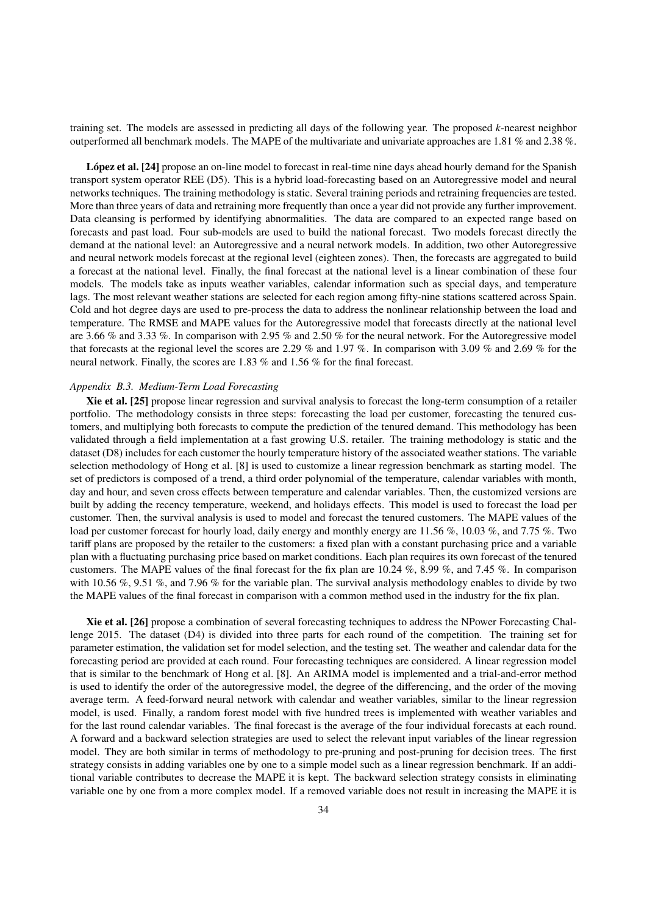training set. The models are assessed in predicting all days of the following year. The proposed $k$-nearest neighbor outperformed all benchmark models. The MAPE of the multivariate and univariate approaches are 1.81 % and 2.38 %.

**López et al. [24]** propose an on-line model to forecast in real-time nine days ahead hourly demand for the Spanish transport system operator REE (D5). This is a hybrid load-forecasting based on an Autoregressive model and neural networks techniques. The training methodology is static. Several training periods and retraining frequencies are tested. More than three years of data and retraining more frequently than once a year did not provide any further improvement. Data cleansing is performed by identifying abnormalities. The data are compared to an expected range based on forecasts and past load. Four sub-models are used to build the national forecast. Two models forecast directly the demand at the national level: an Autoregressive and a neural network models. In addition, two other Autoregressive and neural network models forecast at the regional level (eighteen zones). Then, the forecasts are aggregated to build a forecast at the national level. Finally, the final forecast at the national level is a linear combination of these four models. The models take as inputs weather variables, calendar information such as special days, and temperature lags. The most relevant weather stations are selected for each region among fifty-nine stations scattered across Spain. Cold and hot degree days are used to pre-process the data to address the nonlinear relationship between the load and temperature. The RMSE and MAPE values for the Autoregressive model that forecasts directly at the national level are 3.66 % and 3.33 %. In comparison with 2.95 % and 2.50 % for the neural network. For the Autoregressive model that forecasts at the regional level the scores are 2.29 % and 1.97 %. In comparison with 3.09 % and 2.69 % for the neural network. Finally, the scores are 1.83 % and 1.56 % for the final forecast.

### *Appendix B.3. Medium-Term Load Forecasting*

**Xie et al. [25]** propose linear regression and survival analysis to forecast the long-term consumption of a retailer portfolio. The methodology consists in three steps: forecasting the load per customer, forecasting the tenured customers, and multiplying both forecasts to compute the prediction of the tenured demand. This methodology has been validated through a field implementation at a fast growing U.S. retailer. The training methodology is static and the dataset (D8) includes for each customer the hourly temperature history of the associated weather stations. The variable selection methodology of Hong et al. [8] is used to customize a linear regression benchmark as starting model. The set of predictors is composed of a trend, a third order polynomial of the temperature, calendar variables with month, day and hour, and seven cross effects between temperature and calendar variables. Then, the customized versions are built by adding the recency temperature, weekend, and holidays effects. This model is used to forecast the load per customer. Then, the survival analysis is used to model and forecast the tenured customers. The MAPE values of the load per customer forecast for hourly load, daily energy and monthly energy are 11.56 %, 10.03 %, and 7.75 %. Two tariff plans are proposed by the retailer to the customers: a fixed plan with a constant purchasing price and a variable plan with a fluctuating purchasing price based on market conditions. Each plan requires its own forecast of the tenured customers. The MAPE values of the final forecast for the fix plan are 10.24 %, 8.99 %, and 7.45 %. In comparison with 10.56 %, 9.51 %, and 7.96 % for the variable plan. The survival analysis methodology enables to divide by two the MAPE values of the final forecast in comparison with a common method used in the industry for the fix plan.

**Xie et al. [26]** propose a combination of several forecasting techniques to address the NPower Forecasting Challenge 2015. The dataset (D4) is divided into three parts for each round of the competition. The training set for parameter estimation, the validation set for model selection, and the testing set. The weather and calendar data for the forecasting period are provided at each round. Four forecasting techniques are considered. A linear regression model that is similar to the benchmark of Hong et al. [8]. An ARIMA model is implemented and a trial-and-error method is used to identify the order of the autoregressive model, the degree of the differencing, and the order of the moving average term. A feed-forward neural network with calendar and weather variables, similar to the linear regression model, is used. Finally, a random forest model with five hundred trees is implemented with weather variables and for the last round calendar variables. The final forecast is the average of the four individual forecasts at each round. A forward and a backward selection strategies are used to select the relevant input variables of the linear regression model. They are both similar in terms of methodology to pre-pruning and post-pruning for decision trees. The first strategy consists in adding variables one by one to a simple model such as a linear regression benchmark. If an additional variable contributes to decrease the MAPE it is kept. The backward selection strategy consists in eliminating variable one by one from a more complex model. If a removed variable does not result in increasing the MAPE it is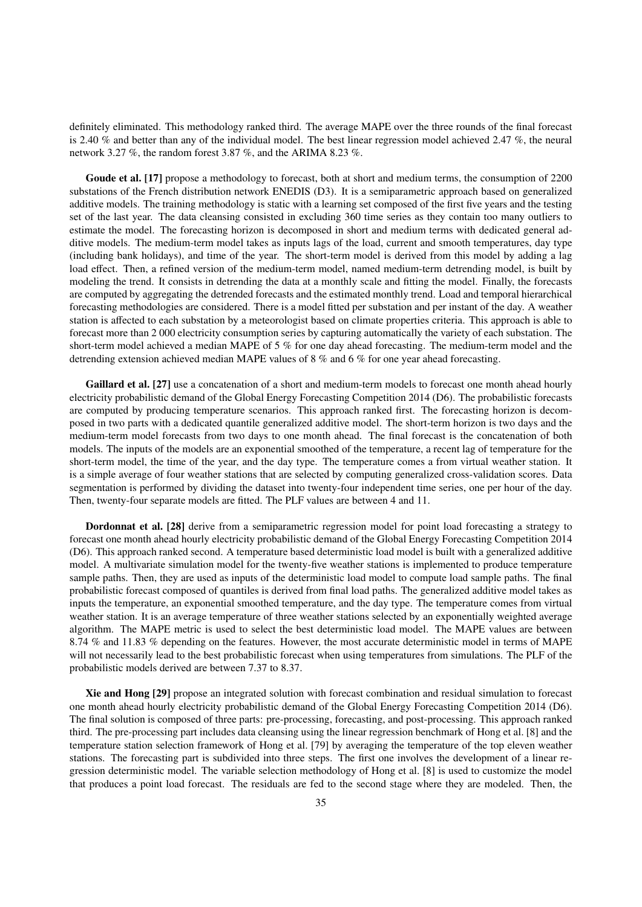definitely eliminated. This methodology ranked third. The average MAPE over the three rounds of the final forecast is 2.40 % and better than any of the individual model. The best linear regression model achieved 2.47 %, the neural network 3.27 %, the random forest 3.87 %, and the ARIMA 8.23 %.

**Goude et al. [17]** propose a methodology to forecast, both at short and medium terms, the consumption of 2200 substations of the French distribution network ENEDIS (D3). It is a semiparametric approach based on generalized additive models. The training methodology is static with a learning set composed of the first five years and the testing set of the last year. The data cleansing consisted in excluding 360 time series as they contain too many outliers to estimate the model. The forecasting horizon is decomposed in short and medium terms with dedicated general additive models. The medium-term model takes as inputs lags of the load, current and smooth temperatures, day type (including bank holidays), and time of the year. The short-term model is derived from this model by adding a lag load effect. Then, a refined version of the medium-term model, named medium-term detrending model, is built by modeling the trend. It consists in detrending the data at a monthly scale and fitting the model. Finally, the forecasts are computed by aggregating the detrended forecasts and the estimated monthly trend. Load and temporal hierarchical forecasting methodologies are considered. There is a model fitted per substation and per instant of the day. A weather station is affected to each substation by a meteorologist based on climate properties criteria. This approach is able to forecast more than 2 000 electricity consumption series by capturing automatically the variety of each substation. The short-term model achieved a median MAPE of 5 % for one day ahead forecasting. The medium-term model and the detrending extension achieved median MAPE values of 8 % and 6 % for one year ahead forecasting.

**Gaillard et al. [27]** use a concatenation of a short and medium-term models to forecast one month ahead hourly electricity probabilistic demand of the Global Energy Forecasting Competition 2014 (D6). The probabilistic forecasts are computed by producing temperature scenarios. This approach ranked first. The forecasting horizon is decomposed in two parts with a dedicated quantile generalized additive model. The short-term horizon is two days and the medium-term model forecasts from two days to one month ahead. The final forecast is the concatenation of both models. The inputs of the models are an exponential smoothed of the temperature, a recent lag of temperature for the short-term model, the time of the year, and the day type. The temperature comes a from virtual weather station. It is a simple average of four weather stations that are selected by computing generalized cross-validation scores. Data segmentation is performed by dividing the dataset into twenty-four independent time series, one per hour of the day. Then, twenty-four separate models are fitted. The PLF values are between 4 and 11.

**Dordonnat et al. [28]** derive from a semiparametric regression model for point load forecasting a strategy to forecast one month ahead hourly electricity probabilistic demand of the Global Energy Forecasting Competition 2014 (D6). This approach ranked second. A temperature based deterministic load model is built with a generalized additive model. A multivariate simulation model for the twenty-five weather stations is implemented to produce temperature sample paths. Then, they are used as inputs of the deterministic load model to compute load sample paths. The final probabilistic forecast composed of quantiles is derived from final load paths. The generalized additive model takes as inputs the temperature, an exponential smoothed temperature, and the day type. The temperature comes from virtual weather station. It is an average temperature of three weather stations selected by an exponentially weighted average algorithm. The MAPE metric is used to select the best deterministic load model. The MAPE values are between 8.74 % and 11.83 % depending on the features. However, the most accurate deterministic model in terms of MAPE will not necessarily lead to the best probabilistic forecast when using temperatures from simulations. The PLF of the probabilistic models derived are between 7.37 to 8.37.

**Xie and Hong [29]** propose an integrated solution with forecast combination and residual simulation to forecast one month ahead hourly electricity probabilistic demand of the Global Energy Forecasting Competition 2014 (D6). The final solution is composed of three parts: pre-processing, forecasting, and post-processing. This approach ranked third. The pre-processing part includes data cleansing using the linear regression benchmark of Hong et al. [8] and the temperature station selection framework of Hong et al. [79] by averaging the temperature of the top eleven weather stations. The forecasting part is subdivided into three steps. The first one involves the development of a linear regression deterministic model. The variable selection methodology of Hong et al. [8] is used to customize the model that produces a point load forecast. The residuals are fed to the second stage where they are modeled. Then, the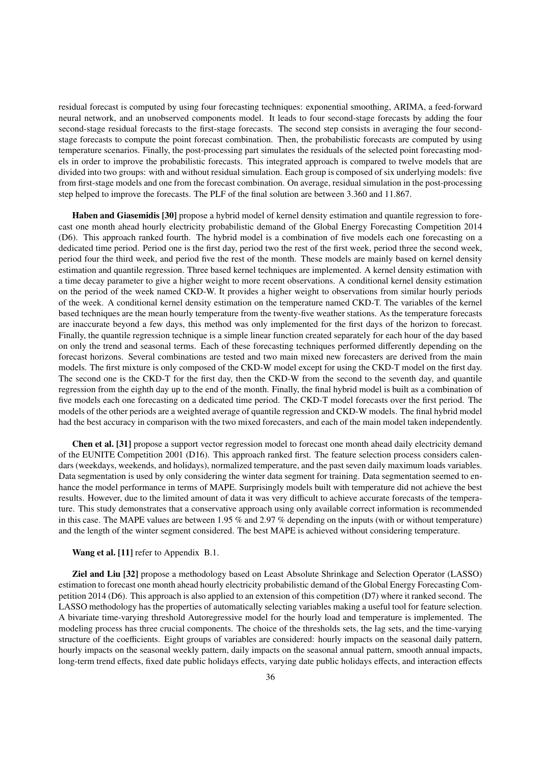residual forecast is computed by using four forecasting techniques: exponential smoothing, ARIMA, a feed-forward neural network, and an unobserved components model. It leads to four second-stage forecasts by adding the four second-stage residual forecasts to the first-stage forecasts. The second step consists in averaging the four second-stage forecasts to compute the point forecast combination. Then, the probabilistic forecasts are computed by using temperature scenarios. Finally, the post-processing part simulates the residuals of the selected point forecasting models in order to improve the probabilistic forecasts. This integrated approach is compared to twelve models that are divided into two groups: with and without residual simulation. Each group is composed of six underlying models: five from first-stage models and one from the forecast combination. On average, residual simulation in the post-processing step helped to improve the forecasts. The PLF of the final solution are between 3.360 and 11.867.

**Haben and Giasemidis [30]** propose a hybrid model of kernel density estimation and quantile regression to forecast one month ahead hourly electricity probabilistic demand of the Global Energy Forecasting Competition 2014 (D6). This approach ranked fourth. The hybrid model is a combination of five models each one forecasting on a dedicated time period. Period one is the first day, period two the rest of the first week, period three the second week, period four the third week, and period five the rest of the month. These models are mainly based on kernel density estimation and quantile regression. Three based kernel techniques are implemented. A kernel density estimation with a time decay parameter to give a higher weight to more recent observations. A conditional kernel density estimation on the period of the week named CKD-W. It provides a higher weight to observations from similar hourly periods of the week. A conditional kernel density estimation on the temperature named CKD-T. The variables of the kernel based techniques are the mean hourly temperature from the twenty-five weather stations. As the temperature forecasts are inaccurate beyond a few days, this method was only implemented for the first days of the horizon to forecast. Finally, the quantile regression technique is a simple linear function created separately for each hour of the day based on only the trend and seasonal terms. Each of these forecasting techniques performed differently depending on the forecast horizons. Several combinations are tested and two main mixed new forecasters are derived from the main models. The first mixture is only composed of the CKD-W model except for using the CKD-T model on the first day. The second one is the CKD-T for the first day, then the CKD-W from the second to the seventh day, and quantile regression from the eighth day up to the end of the month. Finally, the final hybrid model is built as a combination of five models each one forecasting on a dedicated time period. The CKD-T model forecasts over the first period. The models of the other periods are a weighted average of quantile regression and CKD-W models. The final hybrid model had the best accuracy in comparison with the two mixed forecasters, and each of the main model taken independently.

**Chen et al. [31]** propose a support vector regression model to forecast one month ahead daily electricity demand of the EUNITE Competition 2001 (D16). This approach ranked first. The feature selection process considers calendars (weekdays, weekends, and holidays), normalized temperature, and the past seven daily maximum loads variables. Data segmentation is used by only considering the winter data segment for training. Data segmentation seemed to enhance the model performance in terms of MAPE. Surprisingly models built with temperature did not achieve the best results. However, due to the limited amount of data it was very difficult to achieve accurate forecasts of the temperature. This study demonstrates that a conservative approach using only available correct information is recommended in this case. The MAPE values are between 1.95 % and 2.97 % depending on the inputs (with or without temperature) and the length of the winter segment considered. The best MAPE is achieved without considering temperature.

**Wang et al. [11]** refer to Appendix B.1.

**Ziel and Liu [32]** propose a methodology based on Least Absolute Shrinkage and Selection Operator (LASSO) estimation to forecast one month ahead hourly electricity probabilistic demand of the Global Energy Forecasting Competition 2014 (D6). This approach is also applied to an extension of this competition (D7) where it ranked second. The LASSO methodology has the properties of automatically selecting variables making a useful tool for feature selection. A bivariate time-varying threshold Autoregressive model for the hourly load and temperature is implemented. The modeling process has three crucial components. The choice of the thresholds sets, the lag sets, and the time-varying structure of the coefficients. Eight groups of variables are considered: hourly impacts on the seasonal daily pattern, hourly impacts on the seasonal weekly pattern, daily impacts on the seasonal annual pattern, smooth annual impacts, long-term trend effects, fixed date public holidays effects, varying date public holidays effects, and interaction effects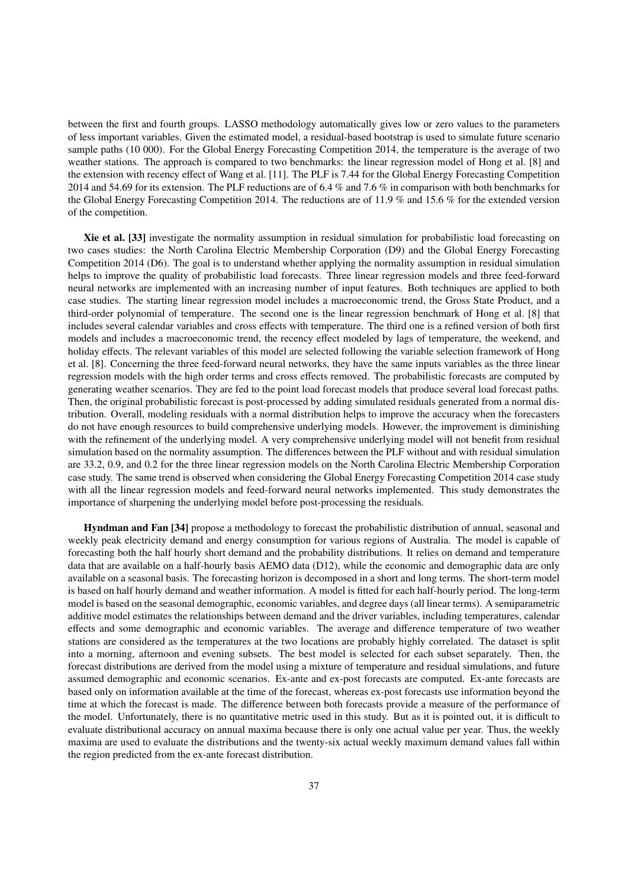between the first and fourth groups. LASSO methodology automatically gives low or zero values to the parameters of less important variables. Given the estimated model, a residual-based bootstrap is used to simulate future scenario sample paths (10 000). For the Global Energy Forecasting Competition 2014, the temperature is the average of two weather stations. The approach is compared to two benchmarks: the linear regression model of Hong et al. [8] and the extension with recency effect of Wang et al. [11]. The PLF is 7.44 for the Global Energy Forecasting Competition 2014 and 54.69 for its extension. The PLF reductions are of 6.4 % and 7.6 % in comparison with both benchmarks for the Global Energy Forecasting Competition 2014. The reductions are of 11.9 % and 15.6 % for the extended version of the competition.

**Xie et al. [33]** investigate the normality assumption in residual simulation for probabilistic load forecasting on two cases studies: the North Carolina Electric Membership Corporation (D9) and the Global Energy Forecasting Competition 2014 (D6). The goal is to understand whether applying the normality assumption in residual simulation helps to improve the quality of probabilistic load forecasts. Three linear regression models and three feed-forward neural networks are implemented with an increasing number of input features. Both techniques are applied to both case studies. The starting linear regression model includes a macroeconomic trend, the Gross State Product, and a third-order polynomial of temperature. The second one is the linear regression benchmark of Hong et al. [8] that includes several calendar variables and cross effects with temperature. The third one is a refined version of both first models and includes a macroeconomic trend, the recency effect modeled by lags of temperature, the weekend, and holiday effects. The relevant variables of this model are selected following the variable selection framework of Hong et al. [8]. Concerning the three feed-forward neural networks, they have the same inputs variables as the three linear regression models with the high order terms and cross effects removed. The probabilistic forecasts are computed by generating weather scenarios. They are fed to the point load forecast models that produce several load forecast paths. Then, the original probabilistic forecast is post-processed by adding simulated residuals generated from a normal distribution. Overall, modeling residuals with a normal distribution helps to improve the accuracy when the forecasters do not have enough resources to build comprehensive underlying models. However, the improvement is diminishing with the refinement of the underlying model. A very comprehensive underlying model will not benefit from residual simulation based on the normality assumption. The differences between the PLF without and with residual simulation are 33.2, 0.9, and 0.2 for the three linear regression models on the North Carolina Electric Membership Corporation case study. The same trend is observed when considering the Global Energy Forecasting Competition 2014 case study with all the linear regression models and feed-forward neural networks implemented. This study demonstrates the importance of sharpening the underlying model before post-processing the residuals.

**Hyndman and Fan [34]** propose a methodology to forecast the probabilistic distribution of annual, seasonal and weekly peak electricity demand and energy consumption for various regions of Australia. The model is capable of forecasting both the half hourly short demand and the probability distributions. It relies on demand and temperature data that are available on a half-hourly basis AEMO data (D12), while the economic and demographic data are only available on a seasonal basis. The forecasting horizon is decomposed in a short and long terms. The short-term model is based on half hourly demand and weather information. A model is fitted for each half-hourly period. The long-term model is based on the seasonal demographic, economic variables, and degree days (all linear terms). A semiparametric additive model estimates the relationships between demand and the driver variables, including temperatures, calendar effects and some demographic and economic variables. The average and difference temperature of two weather stations are considered as the temperatures at the two locations are probably highly correlated. The dataset is split into a morning, afternoon and evening subsets. The best model is selected for each subset separately. Then, the forecast distributions are derived from the model using a mixture of temperature and residual simulations, and future assumed demographic and economic scenarios. Ex-ante and ex-post forecasts are computed. Ex-ante forecasts are based only on information available at the time of the forecast, whereas ex-post forecasts use information beyond the time at which the forecast is made. The difference between both forecasts provide a measure of the performance of the model. Unfortunately, there is no quantitative metric used in this study. But as it is pointed out, it is difficult to evaluate distributional accuracy on annual maxima because there is only one actual value per year. Thus, the weekly maxima are used to evaluate the distributions and the twenty-six actual weekly maximum demand values fall within the region predicted from the ex-ante forecast distribution.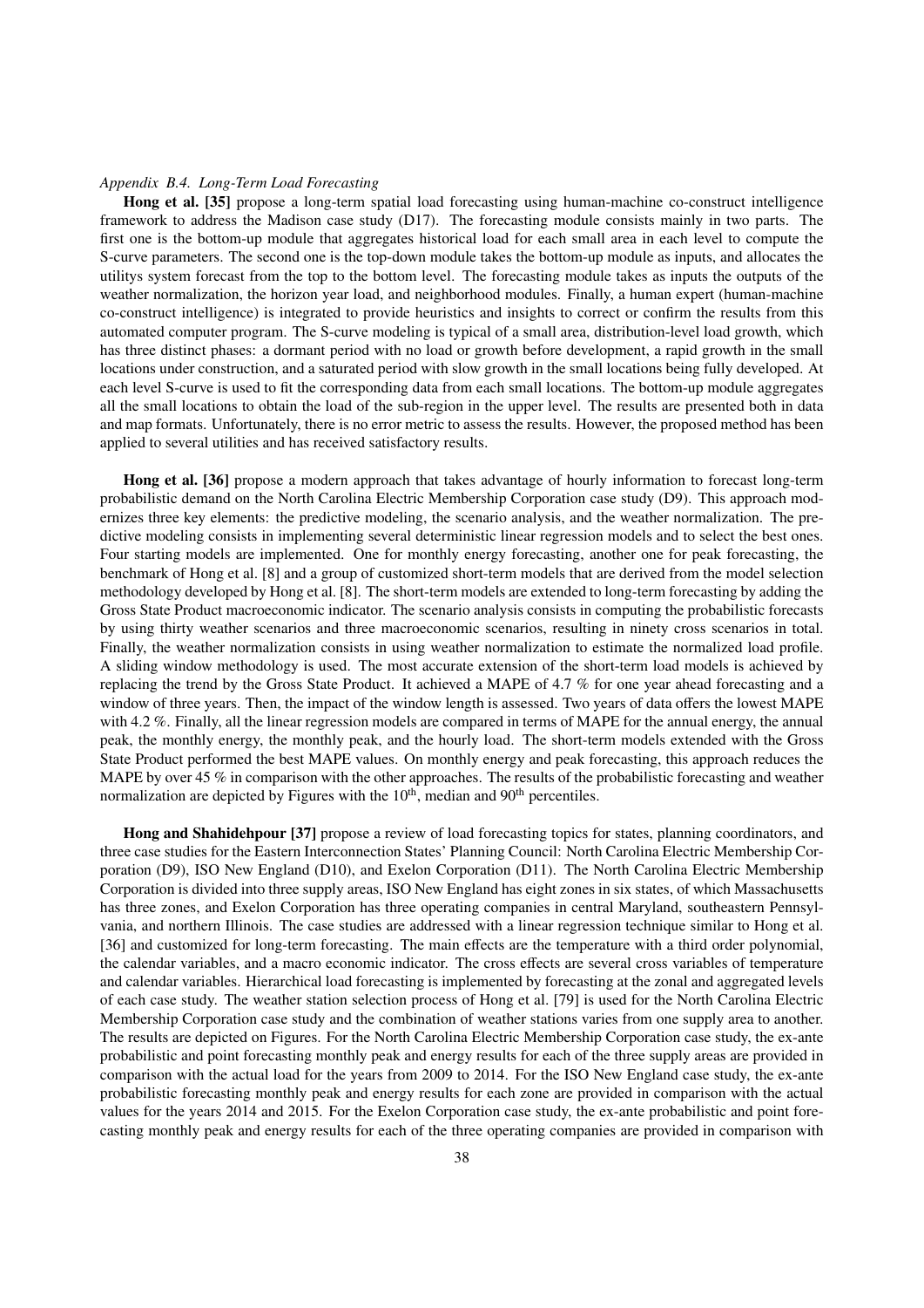*Appendix B.4. Long-Term Load Forecasting*

**Hong et al. [35]** propose a long-term spatial load forecasting using human-machine co-construct intelligence framework to address the Madison case study (D17). The forecasting module consists mainly in two parts. The first one is the bottom-up module that aggregates historical load for each small area in each level to compute the S-curve parameters. The second one is the top-down module takes the bottom-up module as inputs, and allocates the utilitys system forecast from the top to the bottom level. The forecasting module takes as inputs the outputs of the weather normalization, the horizon year load, and neighborhood modules. Finally, a human expert (human-machine co-construct intelligence) is integrated to provide heuristics and insights to correct or confirm the results from this automated computer program. The S-curve modeling is typical of a small area, distribution-level load growth, which has three distinct phases: a dormant period with no load or growth before development, a rapid growth in the small locations under construction, and a saturated period with slow growth in the small locations being fully developed. At each level S-curve is used to fit the corresponding data from each small locations. The bottom-up module aggregates all the small locations to obtain the load of the sub-region in the upper level. The results are presented both in data and map formats. Unfortunately, there is no error metric to assess the results. However, the proposed method has been applied to several utilities and has received satisfactory results.

**Hong et al. [36]** propose a modern approach that takes advantage of hourly information to forecast long-term probabilistic demand on the North Carolina Electric Membership Corporation case study (D9). This approach modernizes three key elements: the predictive modeling, the scenario analysis, and the weather normalization. The predictive modeling consists in implementing several deterministic linear regression models and to select the best ones. Four starting models are implemented. One for monthly energy forecasting, another one for peak forecasting, the benchmark of Hong et al. [8] and a group of customized short-term models that are derived from the model selection methodology developed by Hong et al. [8]. The short-term models are extended to long-term forecasting by adding the Gross State Product macroeconomic indicator. The scenario analysis consists in computing the probabilistic forecasts by using thirty weather scenarios and three macroeconomic scenarios, resulting in ninety cross scenarios in total. Finally, the weather normalization consists in using weather normalization to estimate the normalized load profile. A sliding window methodology is used. The most accurate extension of the short-term load models is achieved by replacing the trend by the Gross State Product. It achieved a MAPE of 4.7 % for one year ahead forecasting and a window of three years. Then, the impact of the window length is assessed. Two years of data offers the lowest MAPE with 4.2 %. Finally, all the linear regression models are compared in terms of MAPE for the annual energy, the annual peak, the monthly energy, the monthly peak, and the hourly load. The short-term models extended with the Gross State Product performed the best MAPE values. On monthly energy and peak forecasting, this approach reduces the MAPE by over 45 % in comparison with the other approaches. The results of the probabilistic forecasting and weather normalization are depicted by Figures with the $10^{\text{th}}$, median and $90^{\text{th}}$ percentiles.

**Hong and Shahidehpour [37]** propose a review of load forecasting topics for states, planning coordinators, and three case studies for the Eastern Interconnection States' Planning Council: North Carolina Electric Membership Corporation (D9), ISO New England (D10), and Exelon Corporation (D11). The North Carolina Electric Membership Corporation is divided into three supply areas, ISO New England has eight zones in six states, of which Massachusetts has three zones, and Exelon Corporation has three operating companies in central Maryland, southeastern Pennsylvania, and northern Illinois. The case studies are addressed with a linear regression technique similar to Hong et al. [36] and customized for long-term forecasting. The main effects are the temperature with a third order polynomial, the calendar variables, and a macro economic indicator. The cross effects are several cross variables of temperature and calendar variables. Hierarchical load forecasting is implemented by forecasting at the zonal and aggregated levels of each case study. The weather station selection process of Hong et al. [79] is used for the North Carolina Electric Membership Corporation case study and the combination of weather stations varies from one supply area to another. The results are depicted on Figures. For the North Carolina Electric Membership Corporation case study, the ex-ante probabilistic and point forecasting monthly peak and energy results for each of the three supply areas are provided in comparison with the actual load for the years from 2009 to 2014. For the ISO New England case study, the ex-ante probabilistic forecasting monthly peak and energy results for each zone are provided in comparison with the actual values for the years 2014 and 2015. For the Exelon Corporation case study, the ex-ante probabilistic and point forecasting monthly peak and energy results for each of the three operating companies are provided in comparison with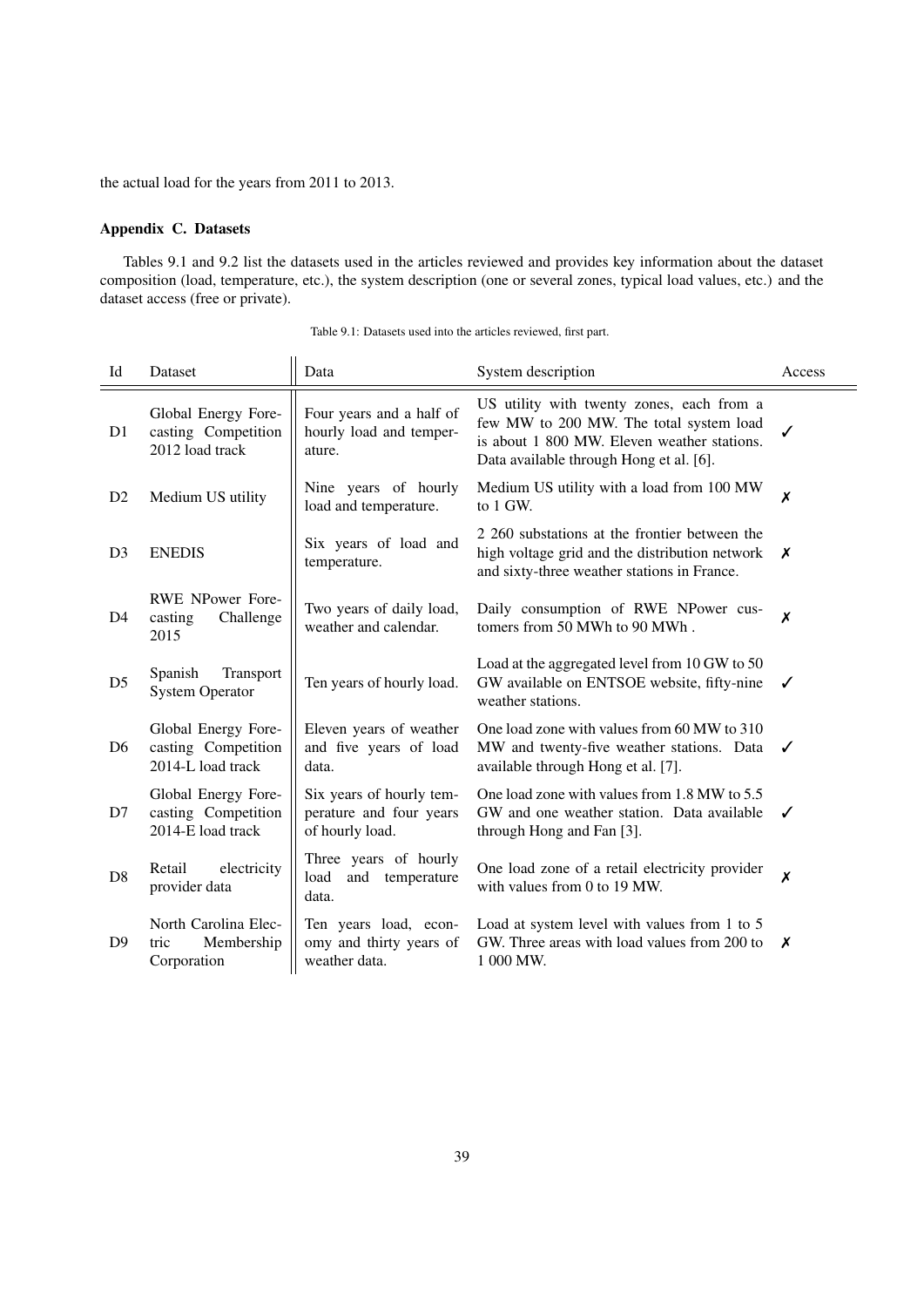the actual load for the years from 2011 to 2013.

### Appendix C. Datasets

Tables 9.1 and 9.2 list the datasets used in the articles reviewed and provides key information about the dataset composition (load, temperature, etc.), the system description (one or several zones, typical load values, etc.) and the dataset access (free or private).

Table 9.1: Datasets used into the articles reviewed, first part.

| Id | Dataset | Data | System description | Access |
|---|---|---|---|---|
| D1 | Global Energy Forecasting Competition 2012 load track | Four years and a half of hourly load and temperature. | US utility with twenty zones, each from a few MW to 200 MW. The total system load is about 1 800 MW. Eleven weather stations. Data available through Hong et al. [6]. | ✓ |
| D2 | Medium US utility | Nine years of hourly load and temperature. | Medium US utility with a load from 100 MW to 1 GW. | ✗ |
| D3 | ENEDIS | Six years of load and temperature. | 2 260 substations at the frontier between the high voltage grid and the distribution network and sixty-three weather stations in France. | ✗ |
| D4 | RWE NPower Forecasting Challenge 2015 | Two years of daily load, weather and calendar. | Daily consumption of RWE NPower customers from 50 MWh to 90 MWh . | ✗ |
| D5 | Spanish Transport System Operator | Ten years of hourly load. | Load at the aggregated level from 10 GW to 50 GW available on ENTSOE website, fifty-nine weather stations. | ✓ |
| D6 | Global Energy Forecasting Competition 2014-L load track | Eleven years of weather and five years of load data. | One load zone with values from 60 MW to 310 MW and twenty-five weather stations. Data available through Hong et al. [7]. | ✓ |
| D7 | Global Energy Forecasting Competition 2014-E load track | Six years of hourly temperature and four years of hourly load. | One load zone with values from 1.8 MW to 5.5 GW and one weather station. Data available through Hong and Fan [3]. | ✓ |
| D8 | Retail electricity provider data | Three years of hourly load and temperature data. | One load zone of a retail electricity provider with values from 0 to 19 MW. | ✗ |
| D9 | North Carolina Electric Membership Corporation | Ten years load, economy and thirty years of weather data. | Load at system level with values from 1 to 5 GW. Three areas with load values from 200 to 1 000 MW. | ✗ |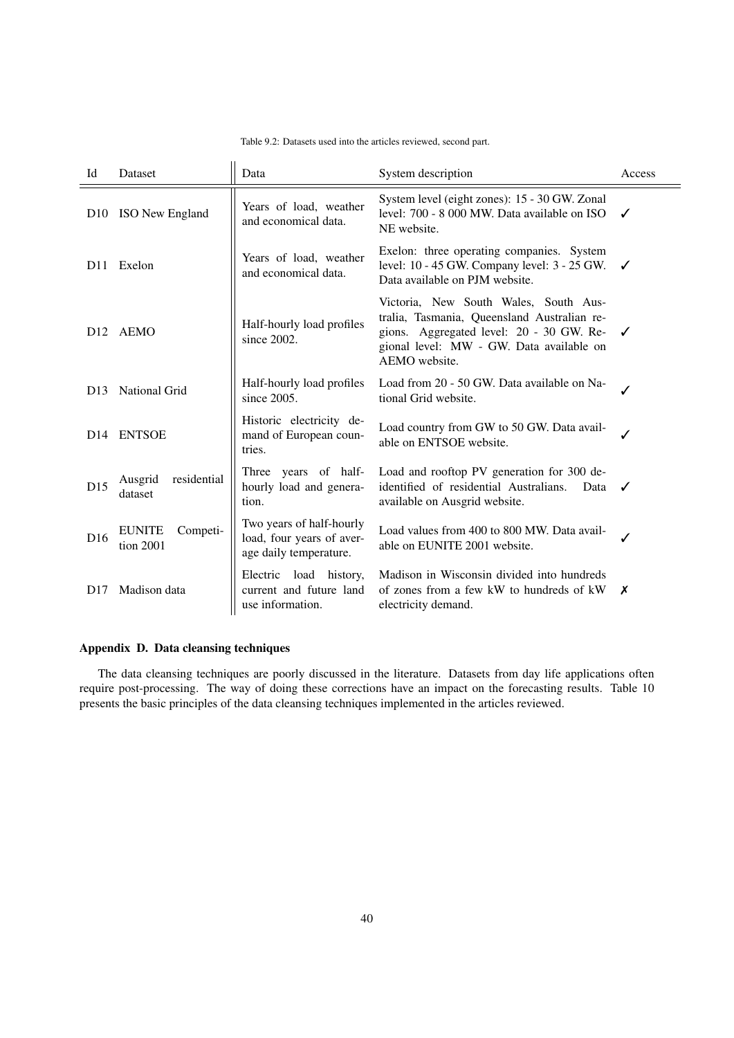Table 9.2: Datasets used into the articles reviewed, second part.

| Id | Dataset | Data | System description | Access |
|---|---|---|---|---|
| D10 | ISO New England | Years of load, weather and economical data. | System level (eight zones): 15 - 30 GW. Zonal level: 700 - 8 000 MW. Data available on ISO NE website. | ✓ |
| D11 | Exelon | Years of load, weather and economical data. | Exelon: three operating companies. System level: 10 - 45 GW. Company level: 3 - 25 GW. Data available on PJM website. | ✓ |
| D12 | AEMO | Half-hourly load profiles since 2002. | Victoria, New South Wales, South Australia, Tasmania, Queensland Australian regions. Aggregated level: 20 - 30 GW. Regional level: MW - GW. Data available on AEMO website. | ✓ |
| D13 | National Grid | Half-hourly load profiles since 2005. | Load from 20 - 50 GW. Data available on National Grid website. | ✓ |
| D14 | ENTSOE | Historic electricity demand of European countries. | Load country from GW to 50 GW. Data available on ENTSOE website. | ✓ |
| D15 | Ausgrid residential dataset | Three years of half-hourly load and generation. | Load and rooftop PV generation for 300 de-identified of residential Australians. Data available on Ausgrid website. | ✓ |
| D16 | EUNITE Competition 2001 | Two years of half-hourly load, four years of average daily temperature. | Load values from 400 to 800 MW. Data available on EUNITE 2001 website. | ✓ |
| D17 | Madison data | Electric load history, current and future land use information. | Madison in Wisconsin divided into hundreds of zones from a few kW to hundreds of kW electricity demand. | ✗ |

### Appendix D. Data cleansing techniques

The data cleansing techniques are poorly discussed in the literature. Datasets from day life applications often require post-processing. The way of doing these corrections have an impact on the forecasting results. Table 10 presents the basic principles of the data cleansing techniques implemented in the articles reviewed.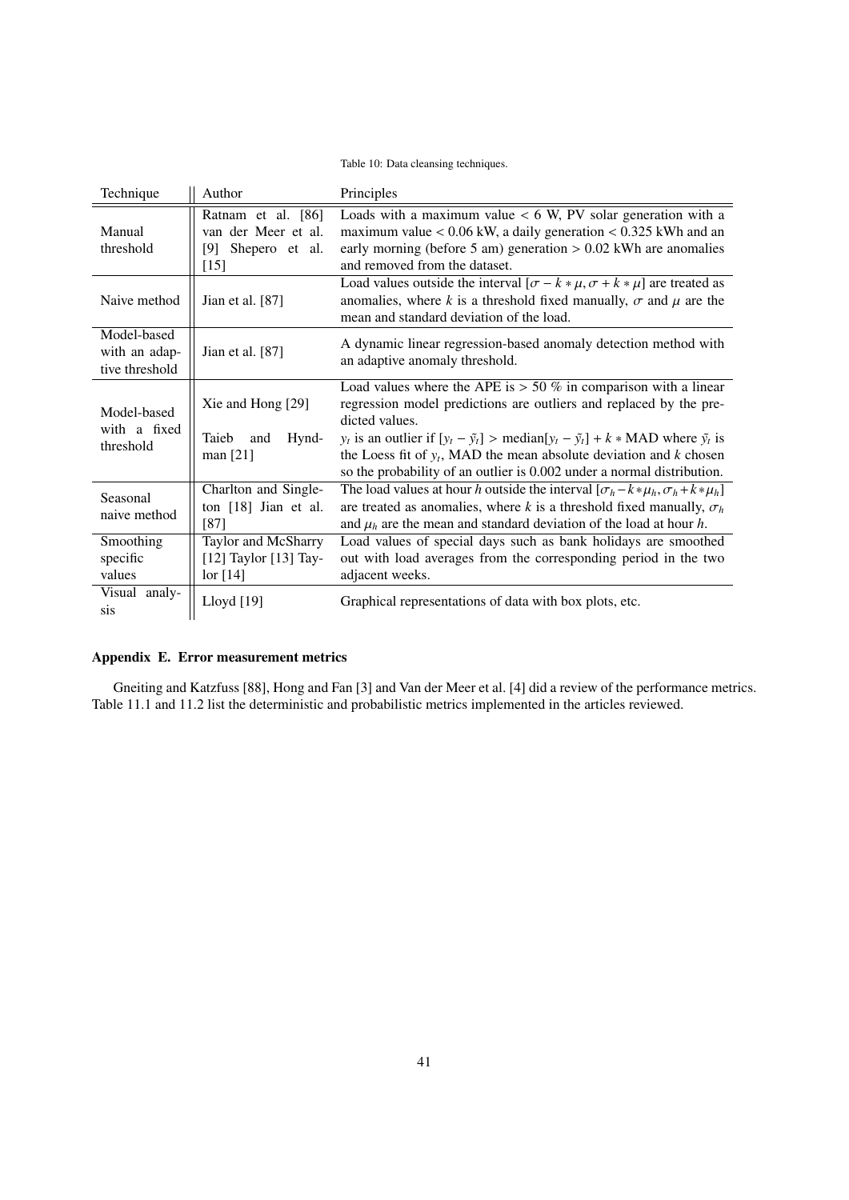Table 10: Data cleansing techniques.

| Technique | Author | Principles |
|---|---|---|
| Manual threshold | Ratnam et al. [86] van der Meer et al. [9] Shepero et al. [15] | Loads with a maximum value < 6 W, PV solar generation with a maximum value < 0.06 kW, a daily generation < 0.325 kWh and an early morning (before 5 am) generation > 0.02 kWh are anomalies and removed from the dataset. |
| Naive method | Jian et al. [87] | Load values outside the interval $[\sigma - k * \mu, \sigma + k * \mu]$ are treated as anomalies, where $k$ is a threshold fixed manually, $\sigma$ and $\mu$ are the mean and standard deviation of the load. |
| Model-based with an adaptive threshold | Jian et al. [87] | A dynamic linear regression-based anomaly detection method with an adaptive anomaly threshold. |
| Model-based with a fixed threshold | Xie and Hong [29] | Load values where the APE is > 50 % in comparison with a linear regression model predictions are outliers and replaced by the predicted values. |
| | Taieb and Hyndman [21] | $y_t$ is an outlier if $[y_t - \tilde{y}_t] >$ median$[y_t - \tilde{y}_t] + k *$ MAD where $\tilde{y}_t$ is the Loess fit of $y_t$, MAD the mean absolute deviation and $k$ chosen so the probability of an outlier is 0.002 under a normal distribution. |
| Seasonal naive method | Charlton and Singleton [18] Jian et al. [87] | The load values at hour $h$ outside the interval $[\sigma_h - k * \mu_h, \sigma_h + k * \mu_h]$ are treated as anomalies, where $k$ is a threshold fixed manually, $\sigma_h$ and $\mu_h$ are the mean and standard deviation of the load at hour $h$. |
| Smoothing specific values | Taylor and McSharry [12] Taylor [13] Taylor [14] | Load values of special days such as bank holidays are smoothed out with load averages from the corresponding period in the two adjacent weeks. |
| Visual analysis | Lloyd [19] | Graphical representations of data with box plots, etc. |

## Appendix E. Error measurement metrics

Gneiting and Katzfuss [88], Hong and Fan [3] and Van der Meer et al. [4] did a review of the performance metrics. Table 11.1 and 11.2 list the deterministic and probabilistic metrics implemented in the articles reviewed.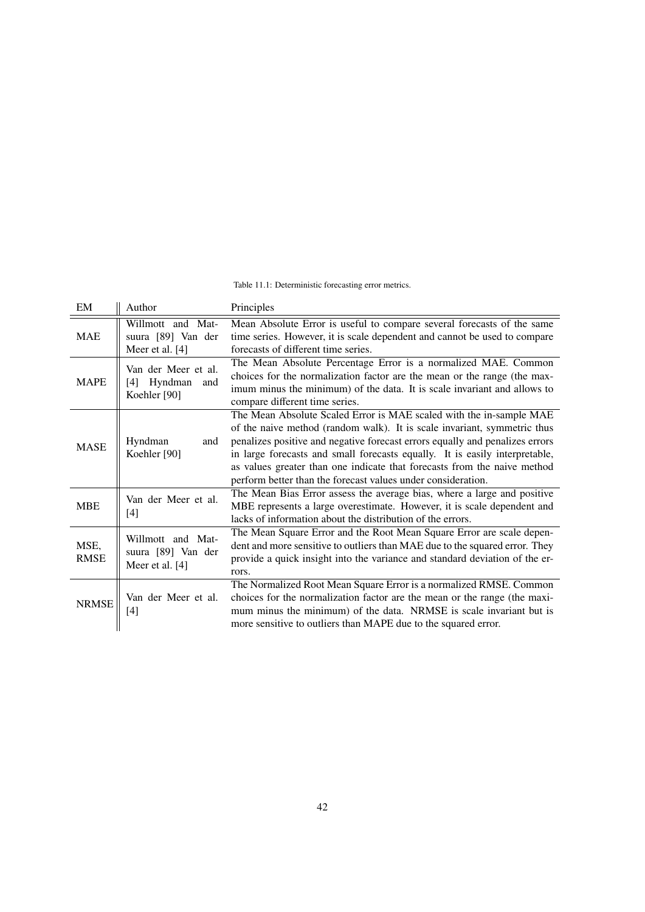Table 11.1: Deterministic forecasting error metrics.

| EM | Author | Principles |
| --- | --- | --- |
| MAE | Willmott and Matsuura [89] Van der Meer et al. [4] | Mean Absolute Error is useful to compare several forecasts of the same time series. However, it is scale dependent and cannot be used to compare forecasts of different time series. |
| MAPE | Van der Meer et al. [4] Hyndman and Koehler [90] | The Mean Absolute Percentage Error is a normalized MAE. Common choices for the normalization factor are the mean or the range (the maximum minus the minimum) of the data. It is scale invariant and allows to compare different time series. |
| MASE | Hyndman and Koehler [90] | The Mean Absolute Scaled Error is MAE scaled with the in-sample MAE of the naive method (random walk). It is scale invariant, symmetric thus penalizes positive and negative forecast errors equally and penalizes errors in large forecasts and small forecasts equally. It is easily interpretable, as values greater than one indicate that forecasts from the naive method perform better than the forecast values under consideration. |
| MBE | Van der Meer et al. [4] | The Mean Bias Error assess the average bias, where a large and positive MBE represents a large overestimate. However, it is scale dependent and lacks of information about the distribution of the errors. |
| MSE, RMSE | Willmott and Matsuura [89] Van der Meer et al. [4] | The Mean Square Error and the Root Mean Square Error are scale dependent and more sensitive to outliers than MAE due to the squared error. They provide a quick insight into the variance and standard deviation of the errors. |
| NRMSE | Van der Meer et al. [4] | The Normalized Root Mean Square Error is a normalized RMSE. Common choices for the normalization factor are the mean or the range (the maximum minus the minimum) of the data. NRMSE is scale invariant but is more sensitive to outliers than MAPE due to the squared error. |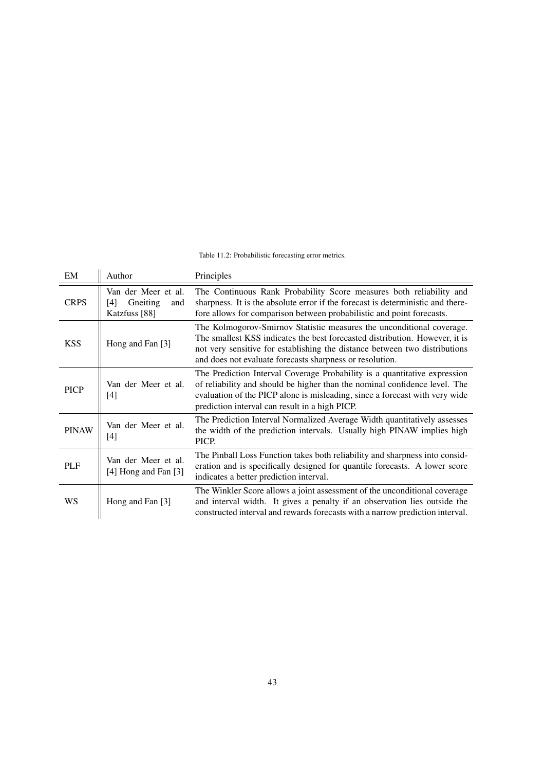Table 11.2: Probabilistic forecasting error metrics.

| EM | Author | Principles |
| --- | --- | --- |
| CRPS | Van der Meer et al. [4] Gneiting and Katzfuss [88] | The Continuous Rank Probability Score measures both reliability and sharpness. It is the absolute error if the forecast is deterministic and therefore allows for comparison between probabilistic and point forecasts. |
| KSS | Hong and Fan [3] | The Kolmogorov-Smirnov Statistic measures the unconditional coverage. The smallest KSS indicates the best forecasted distribution. However, it is not very sensitive for establishing the distance between two distributions and does not evaluate forecasts sharpness or resolution. |
| PICP | Van der Meer et al. [4] | The Prediction Interval Coverage Probability is a quantitative expression of reliability and should be higher than the nominal confidence level. The evaluation of the PICP alone is misleading, since a forecast with very wide prediction interval can result in a high PICP. |
| PINAW | Van der Meer et al. [4] | The Prediction Interval Normalized Average Width quantitatively assesses the width of the prediction intervals. Usually high PINAW implies high PICP. |
| PLF | Van der Meer et al. [4] Hong and Fan [3] | The Pinball Loss Function takes both reliability and sharpness into consideration and is specifically designed for quantile forecasts. A lower score indicates a better prediction interval. |
| WS | Hong and Fan [3] | The Winkler Score allows a joint assessment of the unconditional coverage and interval width. It gives a penalty if an observation lies outside the constructed interval and rewards forecasts with a narrow prediction interval. |